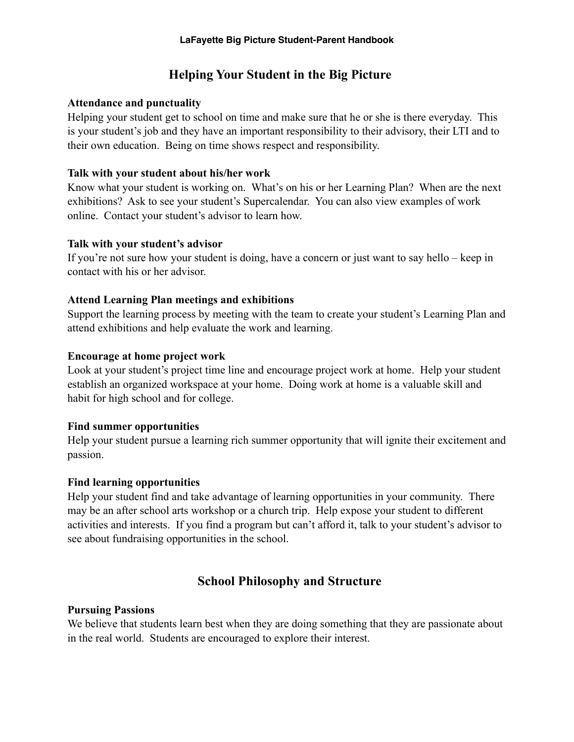# Helping Your Student in the Big Picture

**Attendance and punctuality**
Helping your student get to school on time and make sure that he or she is there everyday. This is your student's job and they have an important responsibility to their advisory, their LTI and to their own education. Being on time shows respect and responsibility.

**Talk with your student about his/her work**
Know what your student is working on. What's on his or her Learning Plan? When are the next exhibitions? Ask to see your student's Supercalendar. You can also view examples of work online. Contact your student's advisor to learn how.

**Talk with your student's advisor**
If you're not sure how your student is doing, have a concern or just want to say hello – keep in contact with his or her advisor.

**Attend Learning Plan meetings and exhibitions**
Support the learning process by meeting with the team to create your student's Learning Plan and attend exhibitions and help evaluate the work and learning.

**Encourage at home project work**
Look at your student's project time line and encourage project work at home. Help your student establish an organized workspace at your home. Doing work at home is a valuable skill and habit for high school and for college.

**Find summer opportunities**
Help your student pursue a learning rich summer opportunity that will ignite their excitement and passion.

**Find learning opportunities**
Help your student find and take advantage of learning opportunities in your community. There may be an after school arts workshop or a church trip. Help expose your student to different activities and interests. If you find a program but can't afford it, talk to your student's advisor to see about fundraising opportunities in the school.

# School Philosophy and Structure

**Pursuing Passions**
We believe that students learn best when they are doing something that they are passionate about in the real world. Students are encouraged to explore their interest.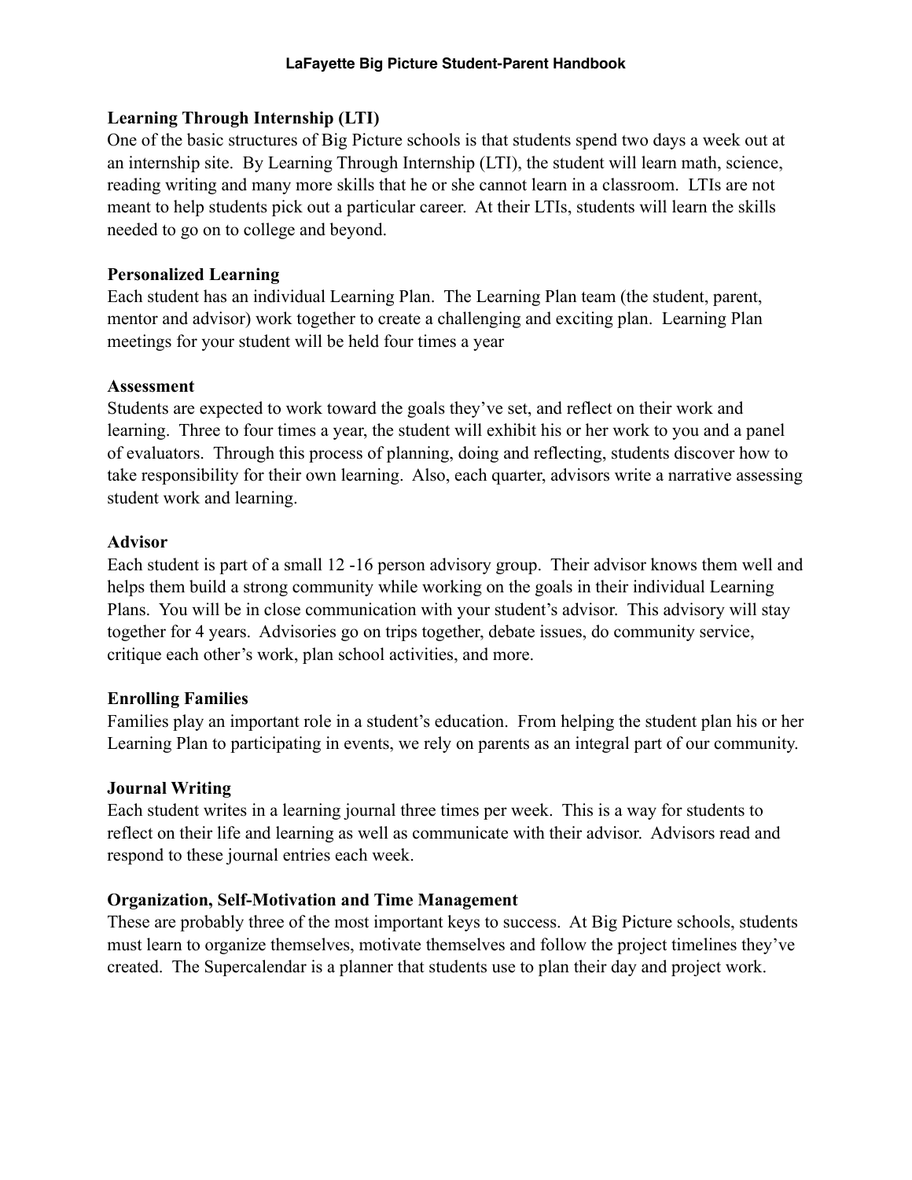### Learning Through Internship (LTI)

One of the basic structures of Big Picture schools is that students spend two days a week out at an internship site. By Learning Through Internship (LTI), the student will learn math, science, reading writing and many more skills that he or she cannot learn in a classroom. LTIs are not meant to help students pick out a particular career. At their LTIs, students will learn the skills needed to go on to college and beyond.

### Personalized Learning

Each student has an individual Learning Plan. The Learning Plan team (the student, parent, mentor and advisor) work together to create a challenging and exciting plan. Learning Plan meetings for your student will be held four times a year

### Assessment

Students are expected to work toward the goals they've set, and reflect on their work and learning. Three to four times a year, the student will exhibit his or her work to you and a panel of evaluators. Through this process of planning, doing and reflecting, students discover how to take responsibility for their own learning. Also, each quarter, advisors write a narrative assessing student work and learning.

### Advisor

Each student is part of a small 12 -16 person advisory group. Their advisor knows them well and helps them build a strong community while working on the goals in their individual Learning Plans. You will be in close communication with your student's advisor. This advisory will stay together for 4 years. Advisories go on trips together, debate issues, do community service, critique each other's work, plan school activities, and more.

### Enrolling Families

Families play an important role in a student's education. From helping the student plan his or her Learning Plan to participating in events, we rely on parents as an integral part of our community.

### Journal Writing

Each student writes in a learning journal three times per week. This is a way for students to reflect on their life and learning as well as communicate with their advisor. Advisors read and respond to these journal entries each week.

### Organization, Self-Motivation and Time Management

These are probably three of the most important keys to success. At Big Picture schools, students must learn to organize themselves, motivate themselves and follow the project timelines they've created. The Supercalendar is a planner that students use to plan their day and project work.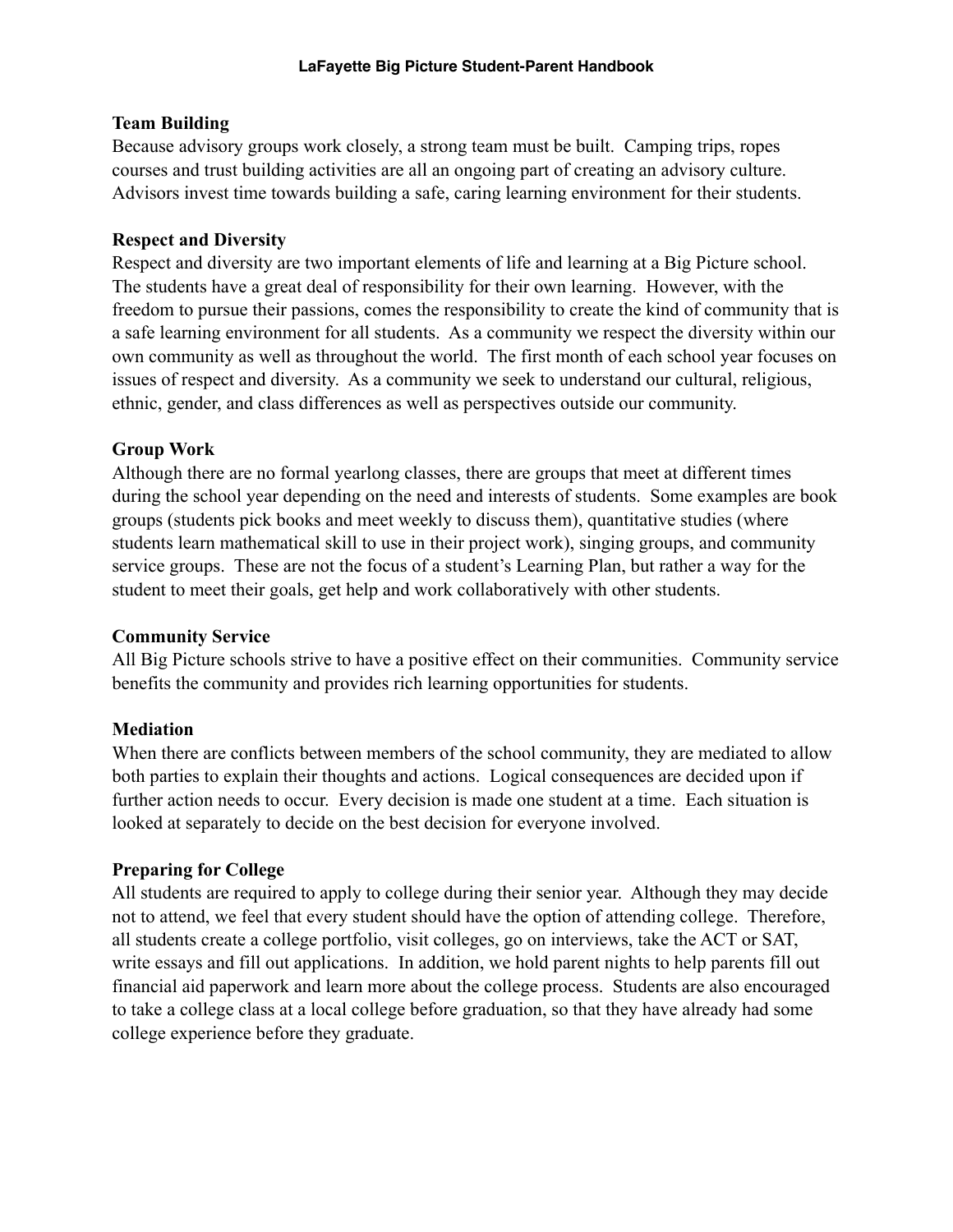**Team Building**
Because advisory groups work closely, a strong team must be built. Camping trips, ropes courses and trust building activities are all an ongoing part of creating an advisory culture. Advisors invest time towards building a safe, caring learning environment for their students.

**Respect and Diversity**
Respect and diversity are two important elements of life and learning at a Big Picture school. The students have a great deal of responsibility for their own learning. However, with the freedom to pursue their passions, comes the responsibility to create the kind of community that is a safe learning environment for all students. As a community we respect the diversity within our own community as well as throughout the world. The first month of each school year focuses on issues of respect and diversity. As a community we seek to understand our cultural, religious, ethnic, gender, and class differences as well as perspectives outside our community.

**Group Work**
Although there are no formal yearlong classes, there are groups that meet at different times during the school year depending on the need and interests of students. Some examples are book groups (students pick books and meet weekly to discuss them), quantitative studies (where students learn mathematical skill to use in their project work), singing groups, and community service groups. These are not the focus of a student's Learning Plan, but rather a way for the student to meet their goals, get help and work collaboratively with other students.

**Community Service**
All Big Picture schools strive to have a positive effect on their communities. Community service benefits the community and provides rich learning opportunities for students.

**Mediation**
When there are conflicts between members of the school community, they are mediated to allow both parties to explain their thoughts and actions. Logical consequences are decided upon if further action needs to occur. Every decision is made one student at a time. Each situation is looked at separately to decide on the best decision for everyone involved.

**Preparing for College**
All students are required to apply to college during their senior year. Although they may decide not to attend, we feel that every student should have the option of attending college. Therefore, all students create a college portfolio, visit colleges, go on interviews, take the ACT or SAT, write essays and fill out applications. In addition, we hold parent nights to help parents fill out financial aid paperwork and learn more about the college process. Students are also encouraged to take a college class at a local college before graduation, so that they have already had some college experience before they graduate.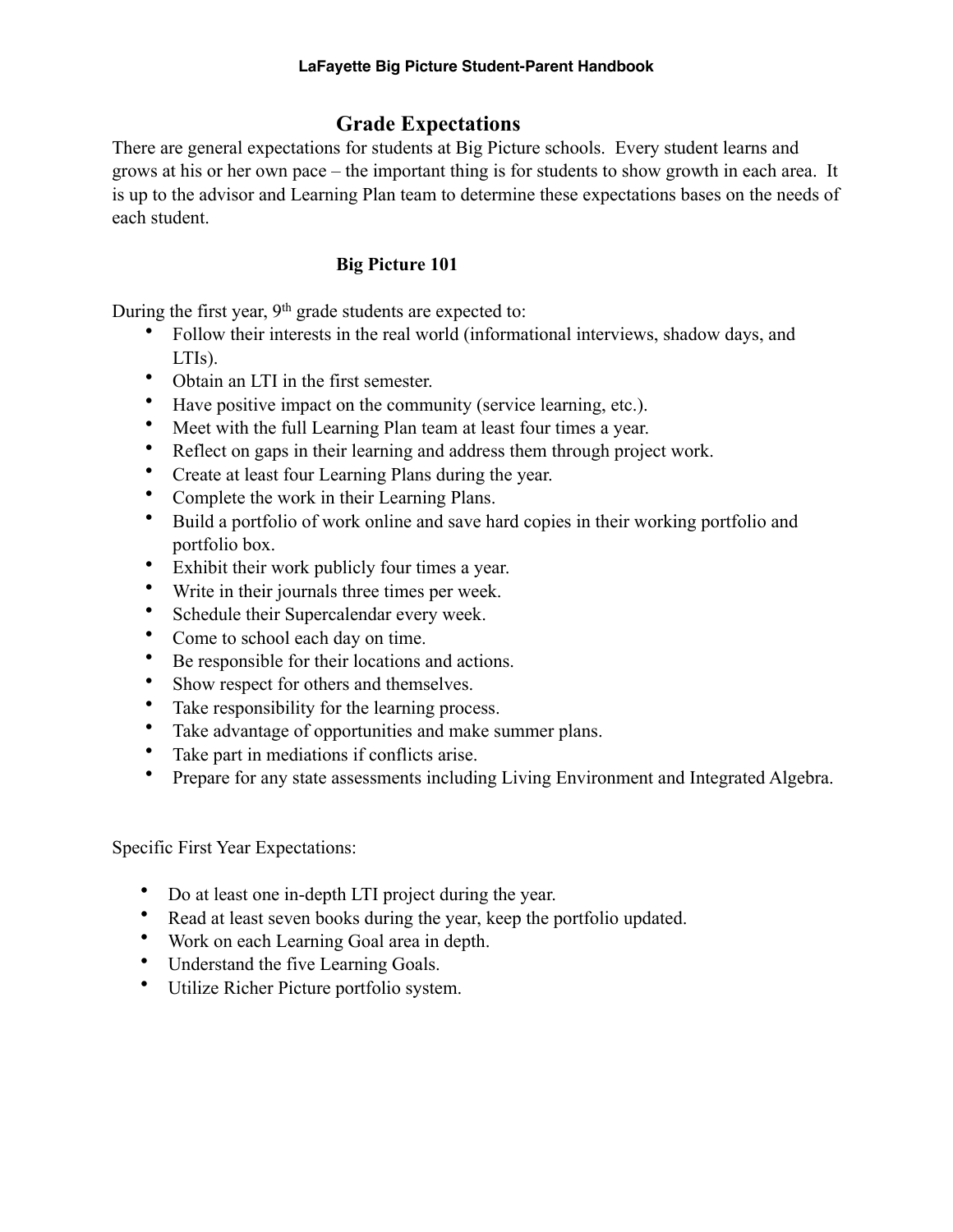## Grade Expectations

There are general expectations for students at Big Picture schools. Every student learns and grows at his or her own pace – the important thing is for students to show growth in each area. It is up to the advisor and Learning Plan team to determine these expectations bases on the needs of each student.

### Big Picture 101

During the first year, 9th grade students are expected to:

- Follow their interests in the real world (informational interviews, shadow days, and LTIs).
- Obtain an LTI in the first semester.
- Have positive impact on the community (service learning, etc.).
- Meet with the full Learning Plan team at least four times a year.
- Reflect on gaps in their learning and address them through project work.
- Create at least four Learning Plans during the year.
- Complete the work in their Learning Plans.
- Build a portfolio of work online and save hard copies in their working portfolio and portfolio box.
- Exhibit their work publicly four times a year.
- Write in their journals three times per week.
- Schedule their Supercalendar every week.
- Come to school each day on time.
- Be responsible for their locations and actions.
- Show respect for others and themselves.
- Take responsibility for the learning process.
- Take advantage of opportunities and make summer plans.
- Take part in mediations if conflicts arise.
- Prepare for any state assessments including Living Environment and Integrated Algebra.

Specific First Year Expectations:

- Do at least one in-depth LTI project during the year.
- Read at least seven books during the year, keep the portfolio updated.
- Work on each Learning Goal area in depth.
- Understand the five Learning Goals.
- Utilize Richer Picture portfolio system.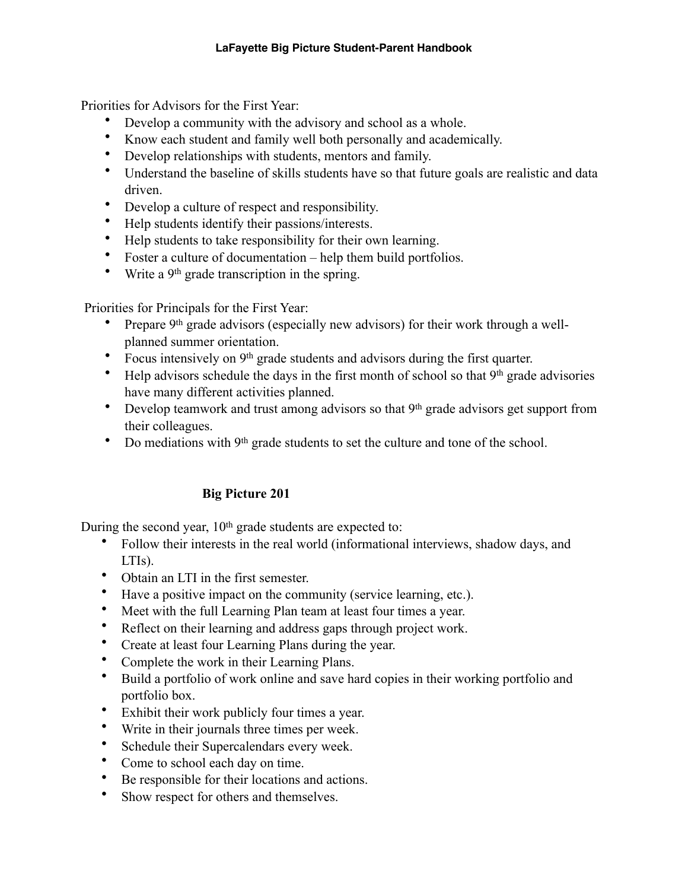Priorities for Advisors for the First Year:

- Develop a community with the advisory and school as a whole.
- Know each student and family well both personally and academically.
- Develop relationships with students, mentors and family.
- Understand the baseline of skills students have so that future goals are realistic and data driven.
- Develop a culture of respect and responsibility.
- Help students identify their passions/interests.
- Help students to take responsibility for their own learning.
- Foster a culture of documentation – help them build portfolios.
- Write a 9th grade transcription in the spring.

Priorities for Principals for the First Year:

- Prepare 9th grade advisors (especially new advisors) for their work through a well-planned summer orientation.
- Focus intensively on 9th grade students and advisors during the first quarter.
- Help advisors schedule the days in the first month of school so that 9th grade advisories have many different activities planned.
- Develop teamwork and trust among advisors so that 9th grade advisors get support from their colleagues.
- Do mediations with 9th grade students to set the culture and tone of the school.

## Big Picture 201

During the second year, 10th grade students are expected to:

- Follow their interests in the real world (informational interviews, shadow days, and LTIs).
- Obtain an LTI in the first semester.
- Have a positive impact on the community (service learning, etc.).
- Meet with the full Learning Plan team at least four times a year.
- Reflect on their learning and address gaps through project work.
- Create at least four Learning Plans during the year.
- Complete the work in their Learning Plans.
- Build a portfolio of work online and save hard copies in their working portfolio and portfolio box.
- Exhibit their work publicly four times a year.
- Write in their journals three times per week.
- Schedule their Supercalendars every week.
- Come to school each day on time.
- Be responsible for their locations and actions.
- Show respect for others and themselves.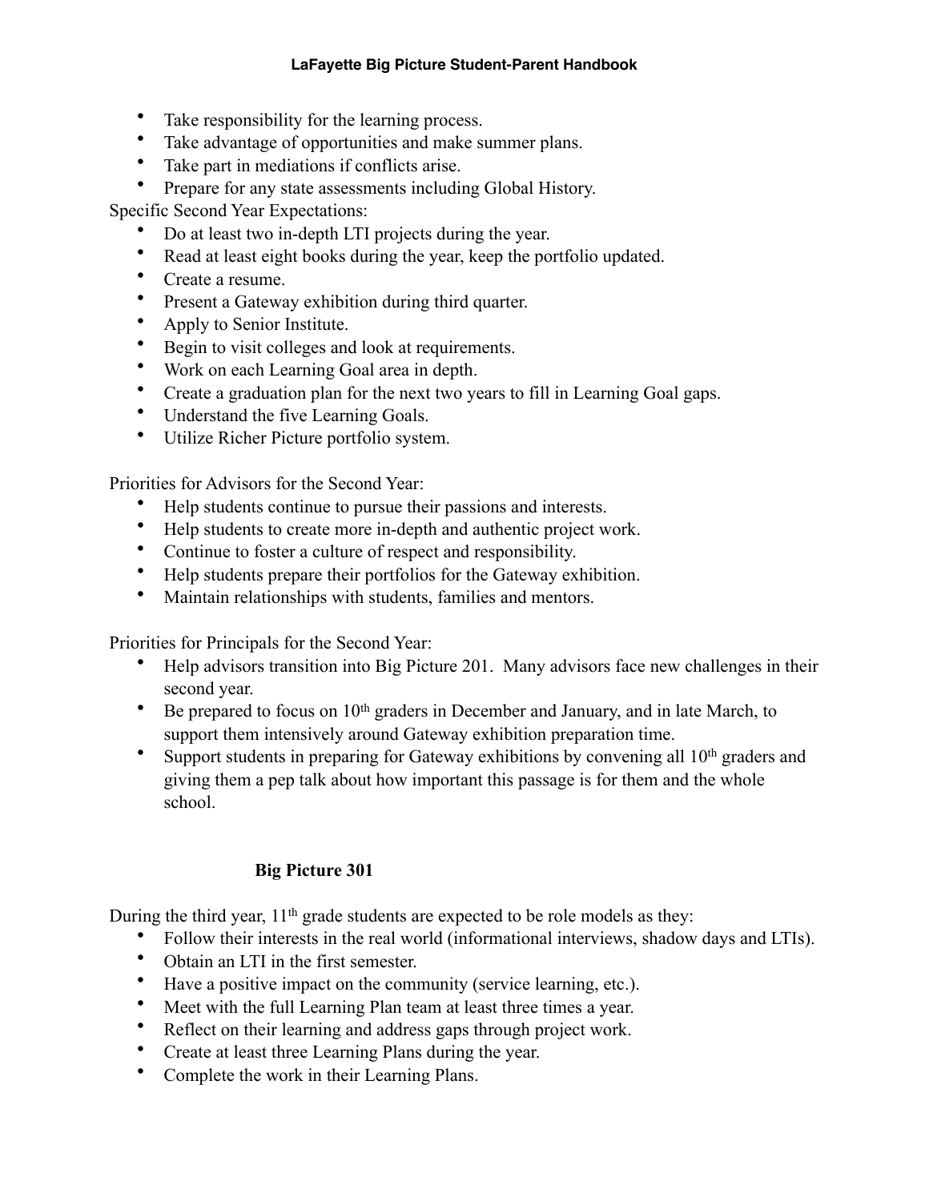- Take responsibility for the learning process.
- Take advantage of opportunities and make summer plans.
- Take part in mediations if conflicts arise.
- Prepare for any state assessments including Global History.

Specific Second Year Expectations:

- Do at least two in-depth LTI projects during the year.
- Read at least eight books during the year, keep the portfolio updated.
- Create a resume.
- Present a Gateway exhibition during third quarter.
- Apply to Senior Institute.
- Begin to visit colleges and look at requirements.
- Work on each Learning Goal area in depth.
- Create a graduation plan for the next two years to fill in Learning Goal gaps.
- Understand the five Learning Goals.
- Utilize Richer Picture portfolio system.

Priorities for Advisors for the Second Year:

- Help students continue to pursue their passions and interests.
- Help students to create more in-depth and authentic project work.
- Continue to foster a culture of respect and responsibility.
- Help students prepare their portfolios for the Gateway exhibition.
- Maintain relationships with students, families and mentors.

Priorities for Principals for the Second Year:

- Help advisors transition into Big Picture 201. Many advisors face new challenges in their second year.
- Be prepared to focus on 10th graders in December and January, and in late March, to support them intensively around Gateway exhibition preparation time.
- Support students in preparing for Gateway exhibitions by convening all 10th graders and giving them a pep talk about how important this passage is for them and the whole school.

## Big Picture 301

During the third year, 11th grade students are expected to be role models as they:

- Follow their interests in the real world (informational interviews, shadow days and LTIs).
- Obtain an LTI in the first semester.
- Have a positive impact on the community (service learning, etc.).
- Meet with the full Learning Plan team at least three times a year.
- Reflect on their learning and address gaps through project work.
- Create at least three Learning Plans during the year.
- Complete the work in their Learning Plans.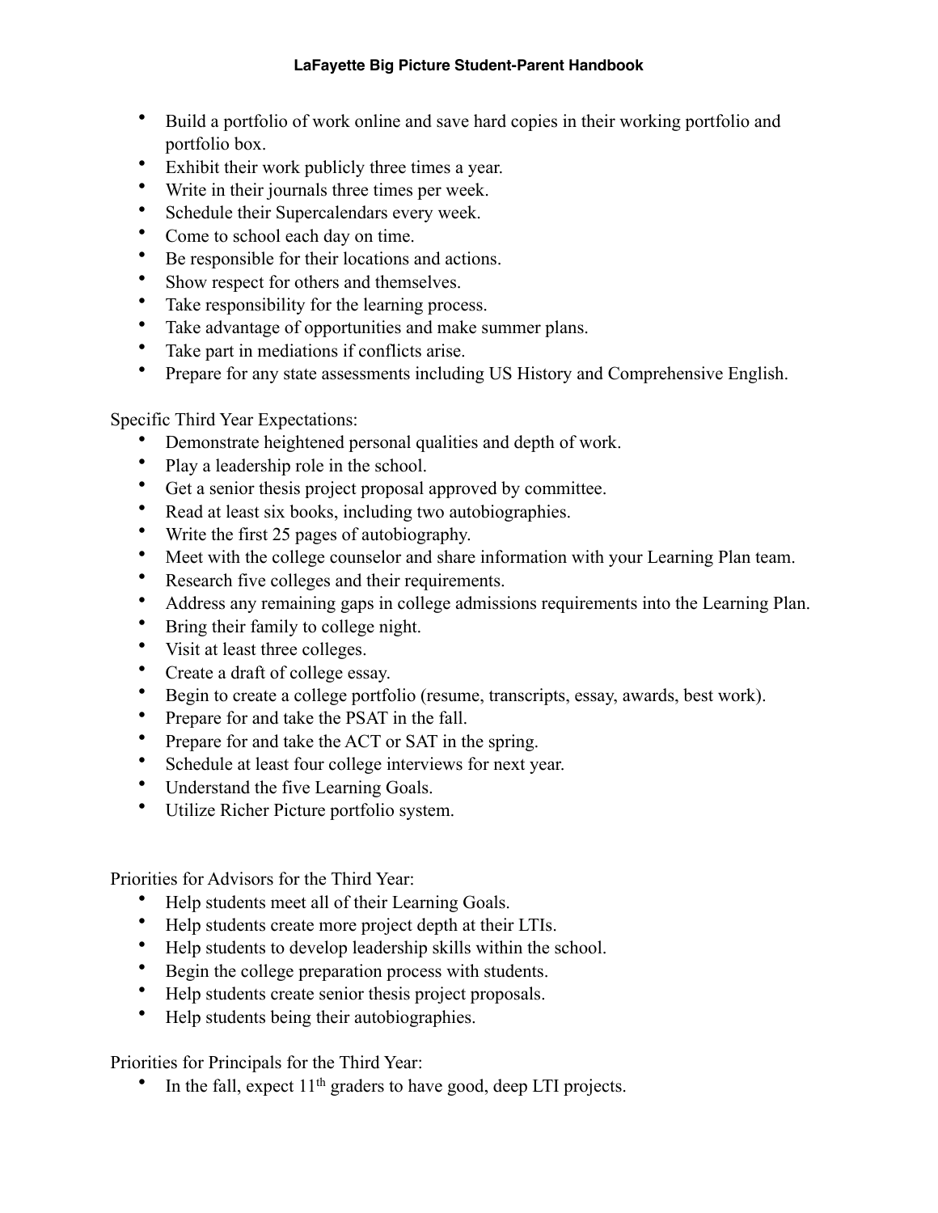- Build a portfolio of work online and save hard copies in their working portfolio and portfolio box.
- Exhibit their work publicly three times a year.
- Write in their journals three times per week.
- Schedule their Supercalendars every week.
- Come to school each day on time.
- Be responsible for their locations and actions.
- Show respect for others and themselves.
- Take responsibility for the learning process.
- Take advantage of opportunities and make summer plans.
- Take part in mediations if conflicts arise.
- Prepare for any state assessments including US History and Comprehensive English.

Specific Third Year Expectations:

- Demonstrate heightened personal qualities and depth of work.
- Play a leadership role in the school.
- Get a senior thesis project proposal approved by committee.
- Read at least six books, including two autobiographies.
- Write the first 25 pages of autobiography.
- Meet with the college counselor and share information with your Learning Plan team.
- Research five colleges and their requirements.
- Address any remaining gaps in college admissions requirements into the Learning Plan.
- Bring their family to college night.
- Visit at least three colleges.
- Create a draft of college essay.
- Begin to create a college portfolio (resume, transcripts, essay, awards, best work).
- Prepare for and take the PSAT in the fall.
- Prepare for and take the ACT or SAT in the spring.
- Schedule at least four college interviews for next year.
- Understand the five Learning Goals.
- Utilize Richer Picture portfolio system.

Priorities for Advisors for the Third Year:

- Help students meet all of their Learning Goals.
- Help students create more project depth at their LTIs.
- Help students to develop leadership skills within the school.
- Begin the college preparation process with students.
- Help students create senior thesis project proposals.
- Help students being their autobiographies.

Priorities for Principals for the Third Year:

- In the fall, expect 11th graders to have good, deep LTI projects.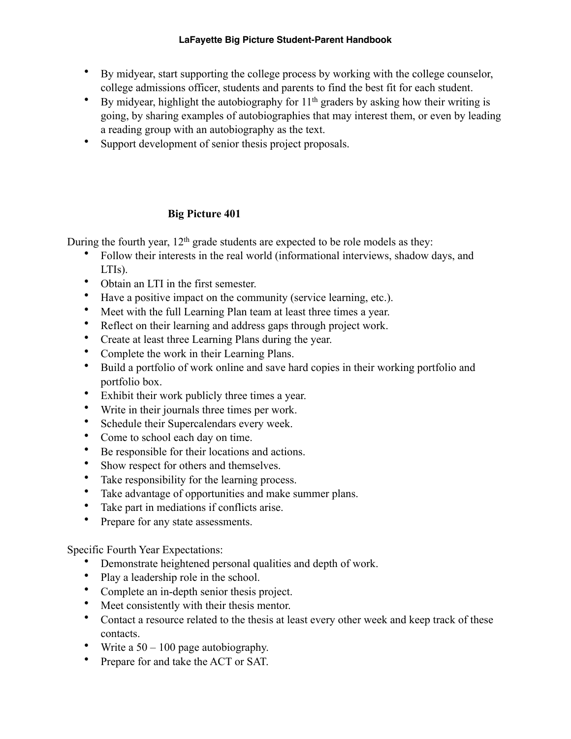- By midyear, start supporting the college process by working with the college counselor, college admissions officer, students and parents to find the best fit for each student.
- By midyear, highlight the autobiography for 11th graders by asking how their writing is going, by sharing examples of autobiographies that may interest them, or even by leading a reading group with an autobiography as the text.
- Support development of senior thesis project proposals.

## Big Picture 401

During the fourth year, 12th grade students are expected to be role models as they:

- Follow their interests in the real world (informational interviews, shadow days, and LTIs).
- Obtain an LTI in the first semester.
- Have a positive impact on the community (service learning, etc.).
- Meet with the full Learning Plan team at least three times a year.
- Reflect on their learning and address gaps through project work.
- Create at least three Learning Plans during the year.
- Complete the work in their Learning Plans.
- Build a portfolio of work online and save hard copies in their working portfolio and portfolio box.
- Exhibit their work publicly three times a year.
- Write in their journals three times per work.
- Schedule their Supercalendars every week.
- Come to school each day on time.
- Be responsible for their locations and actions.
- Show respect for others and themselves.
- Take responsibility for the learning process.
- Take advantage of opportunities and make summer plans.
- Take part in mediations if conflicts arise.
- Prepare for any state assessments.

Specific Fourth Year Expectations:

- Demonstrate heightened personal qualities and depth of work.
- Play a leadership role in the school.
- Complete an in-depth senior thesis project.
- Meet consistently with their thesis mentor.
- Contact a resource related to the thesis at least every other week and keep track of these contacts.
- Write a 50 – 100 page autobiography.
- Prepare for and take the ACT or SAT.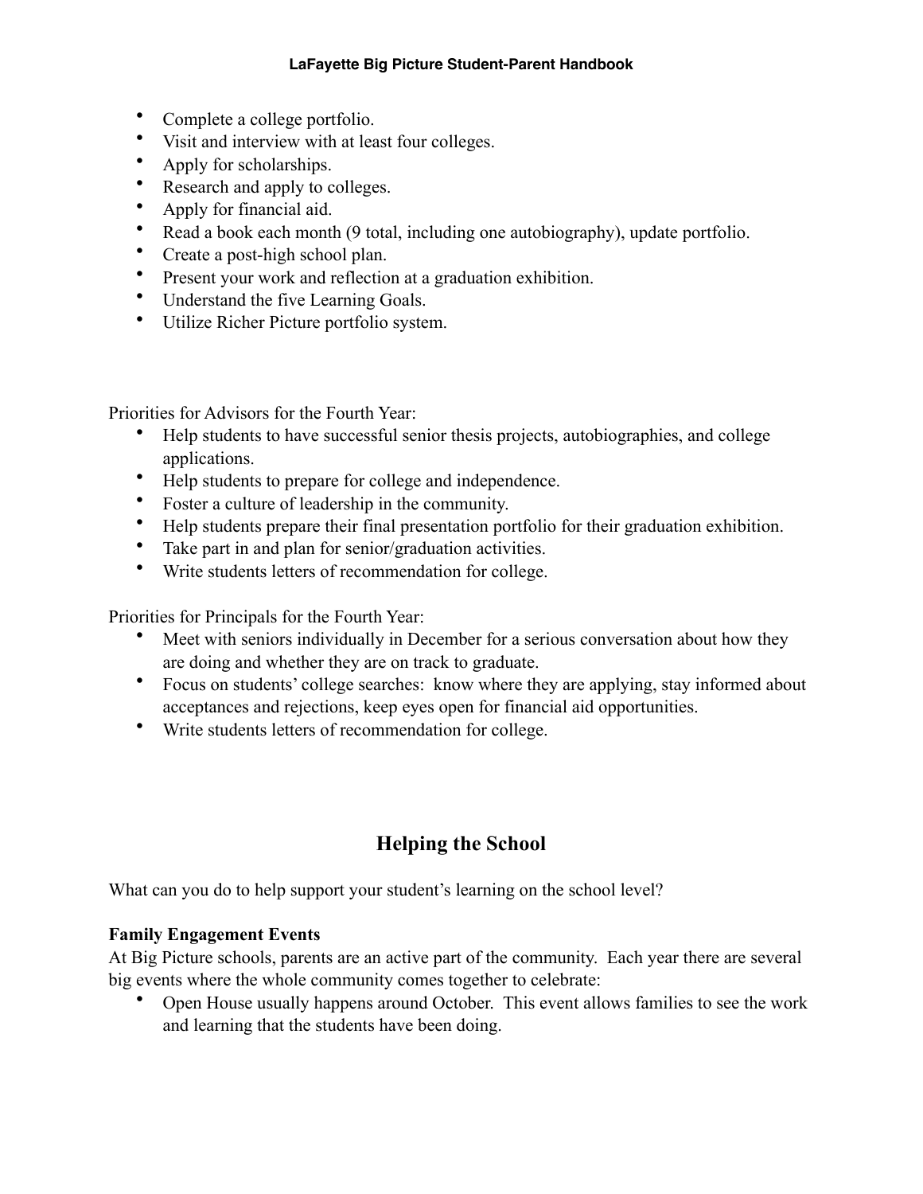- Complete a college portfolio.
- Visit and interview with at least four colleges.
- Apply for scholarships.
- Research and apply to colleges.
- Apply for financial aid.
- Read a book each month (9 total, including one autobiography), update portfolio.
- Create a post-high school plan.
- Present your work and reflection at a graduation exhibition.
- Understand the five Learning Goals.
- Utilize Richer Picture portfolio system.

Priorities for Advisors for the Fourth Year:

- Help students to have successful senior thesis projects, autobiographies, and college applications.
- Help students to prepare for college and independence.
- Foster a culture of leadership in the community.
- Help students prepare their final presentation portfolio for their graduation exhibition.
- Take part in and plan for senior/graduation activities.
- Write students letters of recommendation for college.

Priorities for Principals for the Fourth Year:

- Meet with seniors individually in December for a serious conversation about how they are doing and whether they are on track to graduate.
- Focus on students' college searches: know where they are applying, stay informed about acceptances and rejections, keep eyes open for financial aid opportunities.
- Write students letters of recommendation for college.

## Helping the School

What can you do to help support your student's learning on the school level?

**Family Engagement Events**

At Big Picture schools, parents are an active part of the community. Each year there are several big events where the whole community comes together to celebrate:

- Open House usually happens around October. This event allows families to see the work and learning that the students have been doing.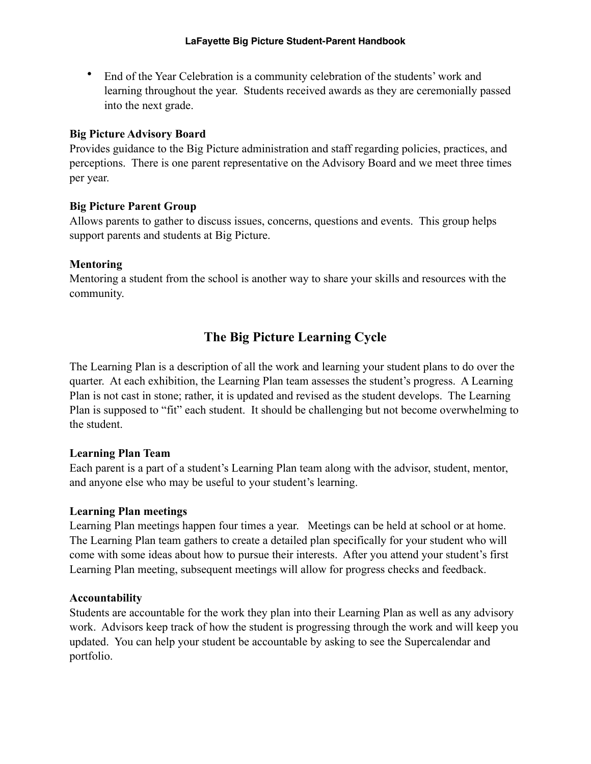- End of the Year Celebration is a community celebration of the students' work and learning throughout the year. Students received awards as they are ceremonially passed into the next grade.

**Big Picture Advisory Board**
Provides guidance to the Big Picture administration and staff regarding policies, practices, and perceptions. There is one parent representative on the Advisory Board and we meet three times per year.

**Big Picture Parent Group**
Allows parents to gather to discuss issues, concerns, questions and events. This group helps support parents and students at Big Picture.

**Mentoring**
Mentoring a student from the school is another way to share your skills and resources with the community.

## The Big Picture Learning Cycle

The Learning Plan is a description of all the work and learning your student plans to do over the quarter. At each exhibition, the Learning Plan team assesses the student's progress. A Learning Plan is not cast in stone; rather, it is updated and revised as the student develops. The Learning Plan is supposed to "fit" each student. It should be challenging but not become overwhelming to the student.

**Learning Plan Team**
Each parent is a part of a student's Learning Plan team along with the advisor, student, mentor, and anyone else who may be useful to your student's learning.

**Learning Plan meetings**
Learning Plan meetings happen four times a year. Meetings can be held at school or at home. The Learning Plan team gathers to create a detailed plan specifically for your student who will come with some ideas about how to pursue their interests. After you attend your student's first Learning Plan meeting, subsequent meetings will allow for progress checks and feedback.

**Accountability**
Students are accountable for the work they plan into their Learning Plan as well as any advisory work. Advisors keep track of how the student is progressing through the work and will keep you updated. You can help your student be accountable by asking to see the Supercalendar and portfolio.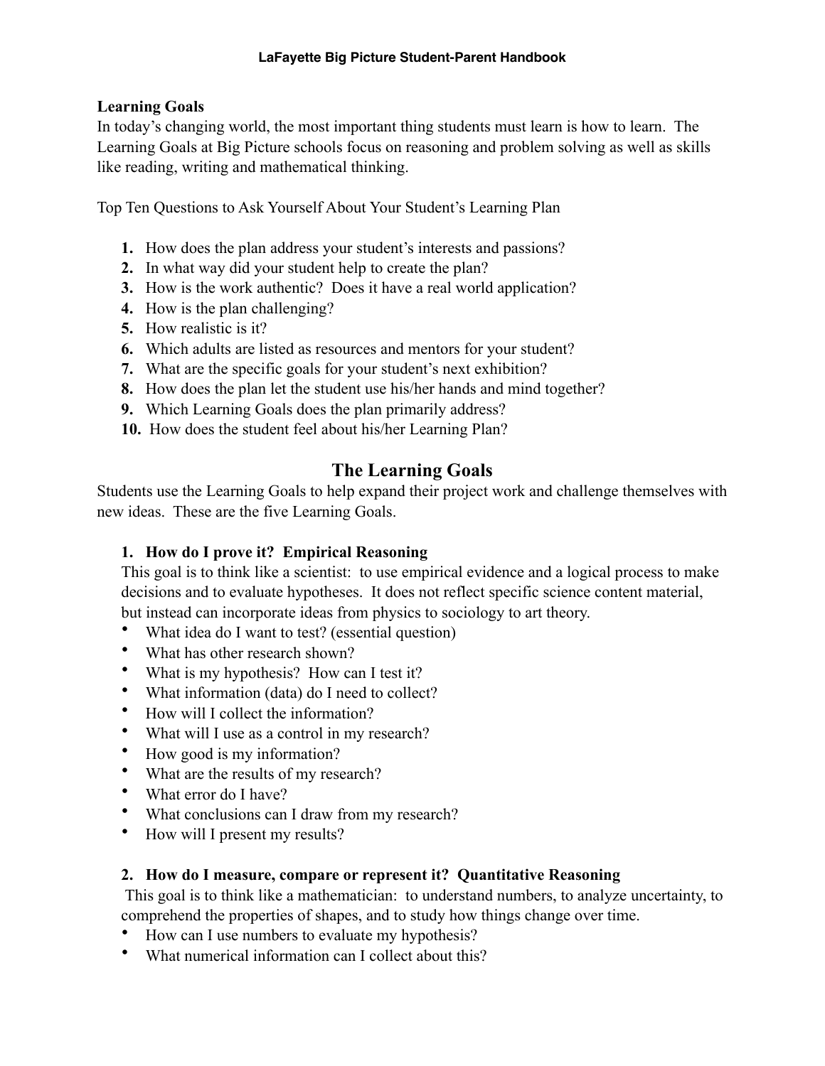**Learning Goals**
In today's changing world, the most important thing students must learn is how to learn. The Learning Goals at Big Picture schools focus on reasoning and problem solving as well as skills like reading, writing and mathematical thinking.

Top Ten Questions to Ask Yourself About Your Student's Learning Plan

1. How does the plan address your student's interests and passions?
2. In what way did your student help to create the plan?
3. How is the work authentic? Does it have a real world application?
4. How is the plan challenging?
5. How realistic is it?
6. Which adults are listed as resources and mentors for your student?
7. What are the specific goals for your student's next exhibition?
8. How does the plan let the student use his/her hands and mind together?
9. Which Learning Goals does the plan primarily address?
10. How does the student feel about his/her Learning Plan?

## The Learning Goals

Students use the Learning Goals to help expand their project work and challenge themselves with new ideas. These are the five Learning Goals.

**1. How do I prove it? Empirical Reasoning**

This goal is to think like a scientist: to use empirical evidence and a logical process to make decisions and to evaluate hypotheses. It does not reflect specific science content material, but instead can incorporate ideas from physics to sociology to art theory.

- What idea do I want to test? (essential question)
- What has other research shown?
- What is my hypothesis? How can I test it?
- What information (data) do I need to collect?
- How will I collect the information?
- What will I use as a control in my research?
- How good is my information?
- What are the results of my research?
- What error do I have?
- What conclusions can I draw from my research?
- How will I present my results?

**2. How do I measure, compare or represent it? Quantitative Reasoning**

This goal is to think like a mathematician: to understand numbers, to analyze uncertainty, to comprehend the properties of shapes, and to study how things change over time.

- How can I use numbers to evaluate my hypothesis?
- What numerical information can I collect about this?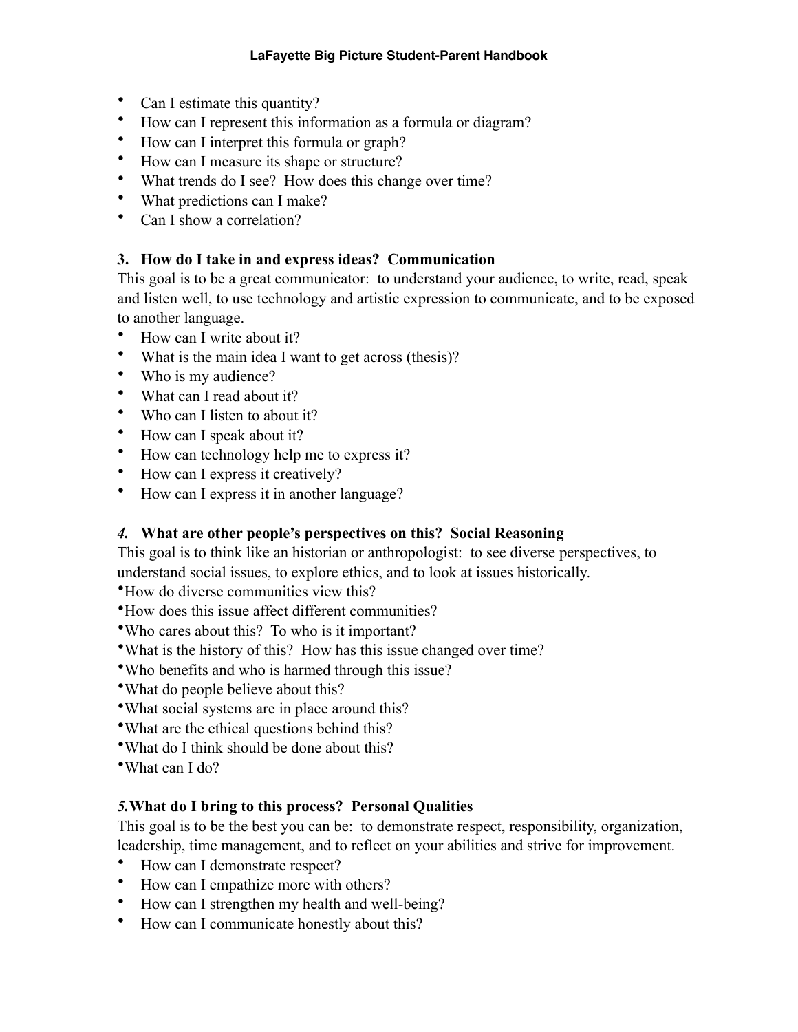- Can I estimate this quantity?
- How can I represent this information as a formula or diagram?
- How can I interpret this formula or graph?
- How can I measure its shape or structure?
- What trends do I see? How does this change over time?
- What predictions can I make?
- Can I show a correlation?

**3. How do I take in and express ideas? Communication**

This goal is to be a great communicator: to understand your audience, to write, read, speak and listen well, to use technology and artistic expression to communicate, and to be exposed to another language.

- How can I write about it?
- What is the main idea I want to get across (thesis)?
- Who is my audience?
- What can I read about it?
- Who can I listen to about it?
- How can I speak about it?
- How can technology help me to express it?
- How can I express it creatively?
- How can I express it in another language?

***4.* What are other people's perspectives on this? Social Reasoning**

This goal is to think like an historian or anthropologist: to see diverse perspectives, to understand social issues, to explore ethics, and to look at issues historically.

- How do diverse communities view this?
- How does this issue affect different communities?
- Who cares about this? To who is it important?
- What is the history of this? How has this issue changed over time?
- Who benefits and who is harmed through this issue?
- What do people believe about this?
- What social systems are in place around this?
- What are the ethical questions behind this?
- What do I think should be done about this?
- What can I do?

***5.*What do I bring to this process? Personal Qualities**

This goal is to be the best you can be: to demonstrate respect, responsibility, organization, leadership, time management, and to reflect on your abilities and strive for improvement.

- How can I demonstrate respect?
- How can I empathize more with others?
- How can I strengthen my health and well-being?
- How can I communicate honestly about this?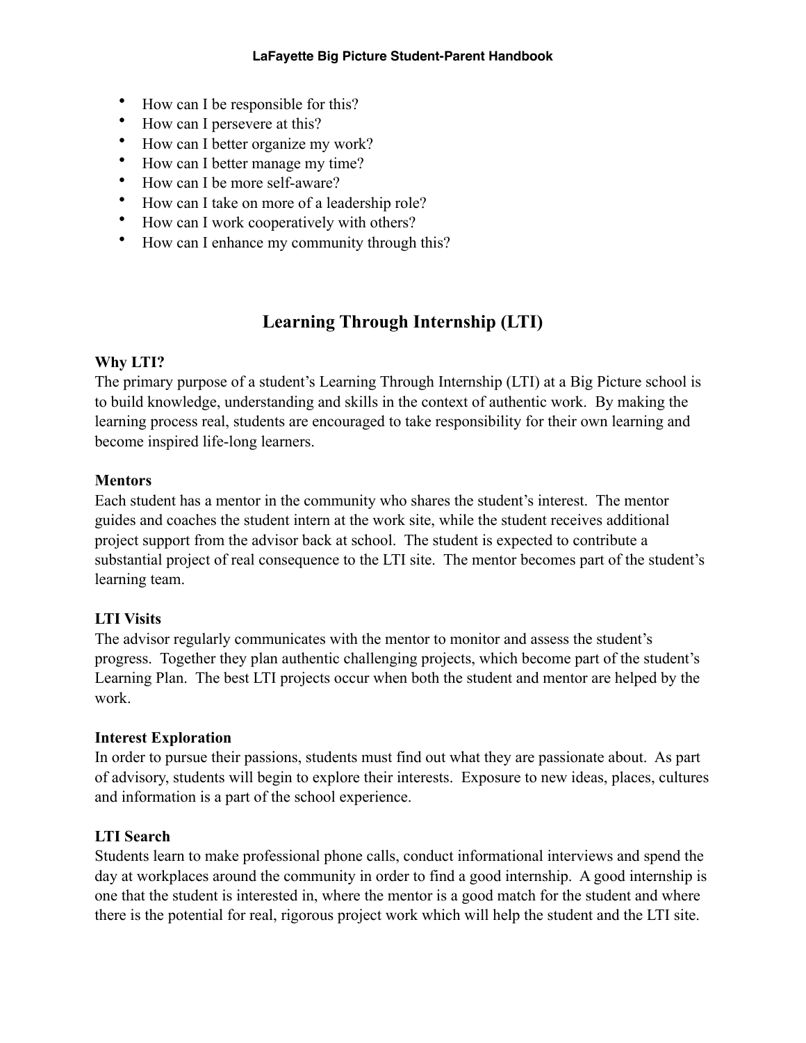- How can I be responsible for this?
- How can I persevere at this?
- How can I better organize my work?
- How can I better manage my time?
- How can I be more self-aware?
- How can I take on more of a leadership role?
- How can I work cooperatively with others?
- How can I enhance my community through this?

## Learning Through Internship (LTI)

**Why LTI?**
The primary purpose of a student's Learning Through Internship (LTI) at a Big Picture school is to build knowledge, understanding and skills in the context of authentic work. By making the learning process real, students are encouraged to take responsibility for their own learning and become inspired life-long learners.

**Mentors**
Each student has a mentor in the community who shares the student's interest. The mentor guides and coaches the student intern at the work site, while the student receives additional project support from the advisor back at school. The student is expected to contribute a substantial project of real consequence to the LTI site. The mentor becomes part of the student's learning team.

**LTI Visits**
The advisor regularly communicates with the mentor to monitor and assess the student's progress. Together they plan authentic challenging projects, which become part of the student's Learning Plan. The best LTI projects occur when both the student and mentor are helped by the work.

**Interest Exploration**
In order to pursue their passions, students must find out what they are passionate about. As part of advisory, students will begin to explore their interests. Exposure to new ideas, places, cultures and information is a part of the school experience.

**LTI Search**
Students learn to make professional phone calls, conduct informational interviews and spend the day at workplaces around the community in order to find a good internship. A good internship is one that the student is interested in, where the mentor is a good match for the student and where there is the potential for real, rigorous project work which will help the student and the LTI site.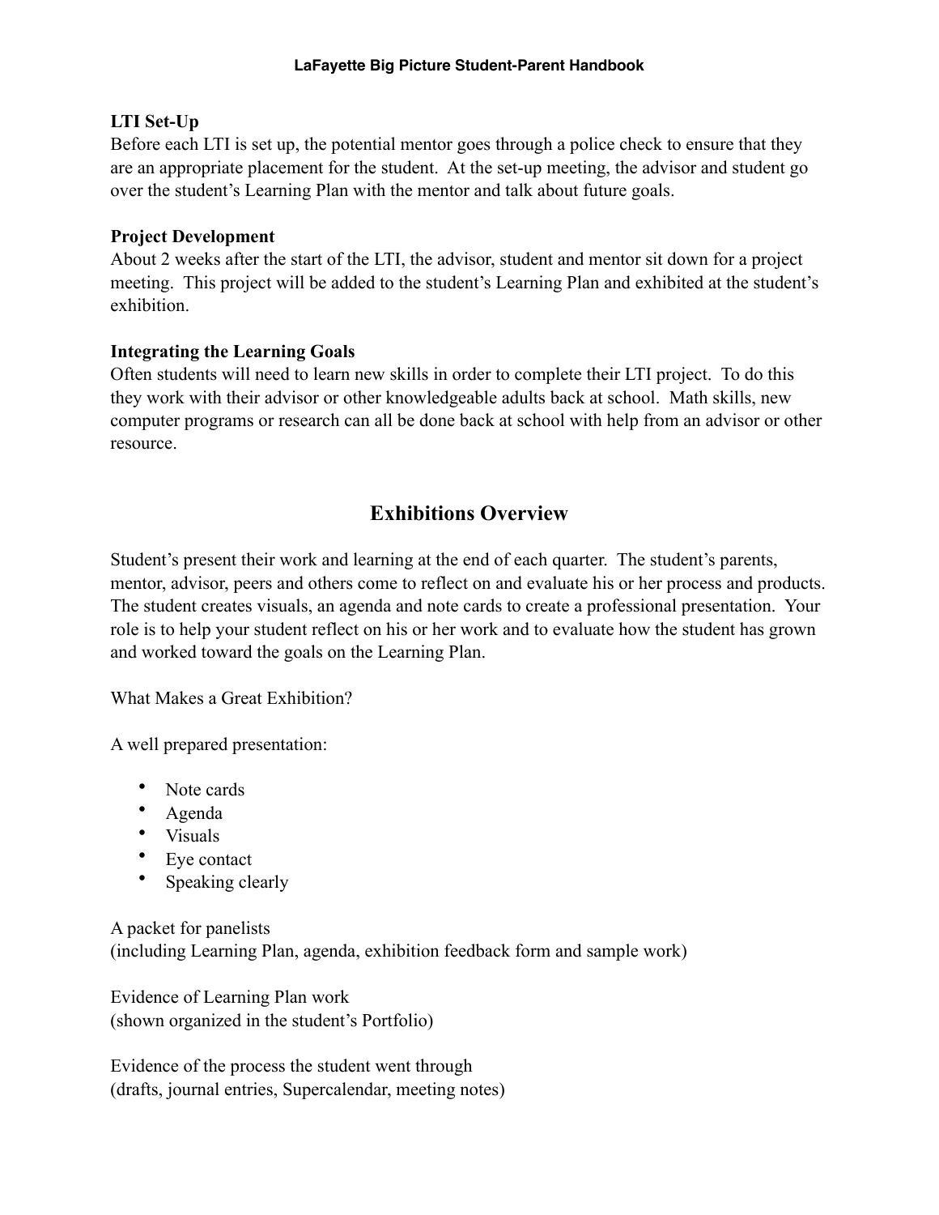**LTI Set-Up**

Before each LTI is set up, the potential mentor goes through a police check to ensure that they are an appropriate placement for the student. At the set-up meeting, the advisor and student go over the student's Learning Plan with the mentor and talk about future goals.

**Project Development**

About 2 weeks after the start of the LTI, the advisor, student and mentor sit down for a project meeting. This project will be added to the student's Learning Plan and exhibited at the student's exhibition.

**Integrating the Learning Goals**

Often students will need to learn new skills in order to complete their LTI project. To do this they work with their advisor or other knowledgeable adults back at school. Math skills, new computer programs or research can all be done back at school with help from an advisor or other resource.

## Exhibitions Overview

Student's present their work and learning at the end of each quarter. The student's parents, mentor, advisor, peers and others come to reflect on and evaluate his or her process and products. The student creates visuals, an agenda and note cards to create a professional presentation. Your role is to help your student reflect on his or her work and to evaluate how the student has grown and worked toward the goals on the Learning Plan.

What Makes a Great Exhibition?

A well prepared presentation:

- Note cards
- Agenda
- Visuals
- Eye contact
- Speaking clearly

A packet for panelists
(including Learning Plan, agenda, exhibition feedback form and sample work)

Evidence of Learning Plan work
(shown organized in the student's Portfolio)

Evidence of the process the student went through
(drafts, journal entries, Supercalendar, meeting notes)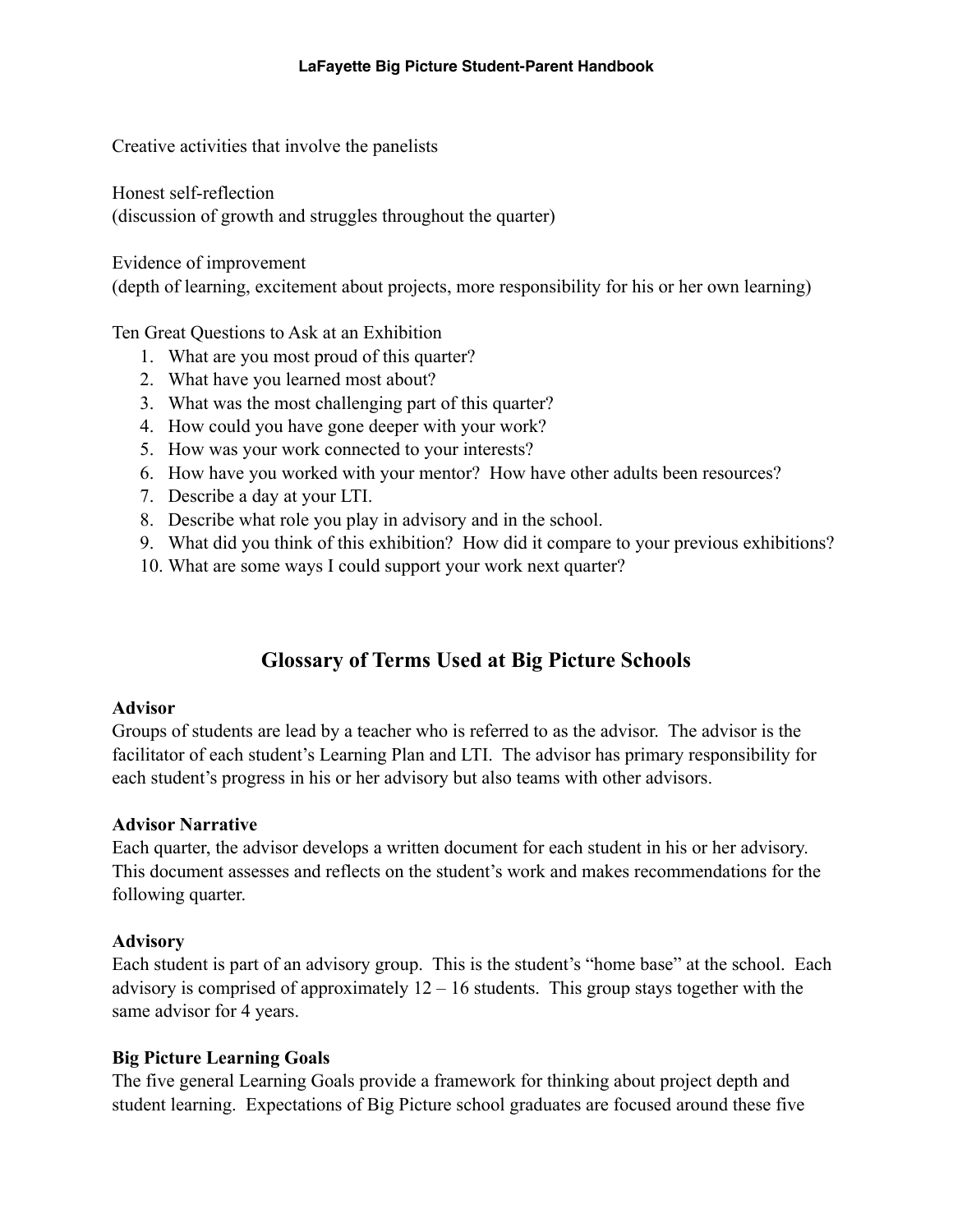Creative activities that involve the panelists

Honest self-reflection
(discussion of growth and struggles throughout the quarter)

Evidence of improvement
(depth of learning, excitement about projects, more responsibility for his or her own learning)

Ten Great Questions to Ask at an Exhibition

1. What are you most proud of this quarter?
2. What have you learned most about?
3. What was the most challenging part of this quarter?
4. How could you have gone deeper with your work?
5. How was your work connected to your interests?
6. How have you worked with your mentor? How have other adults been resources?
7. Describe a day at your LTI.
8. Describe what role you play in advisory and in the school.
9. What did you think of this exhibition? How did it compare to your previous exhibitions?
10. What are some ways I could support your work next quarter?

## Glossary of Terms Used at Big Picture Schools

**Advisor**
Groups of students are lead by a teacher who is referred to as the advisor. The advisor is the facilitator of each student's Learning Plan and LTI. The advisor has primary responsibility for each student's progress in his or her advisory but also teams with other advisors.

**Advisor Narrative**
Each quarter, the advisor develops a written document for each student in his or her advisory. This document assesses and reflects on the student's work and makes recommendations for the following quarter.

**Advisory**
Each student is part of an advisory group. This is the student's "home base" at the school. Each advisory is comprised of approximately 12 – 16 students. This group stays together with the same advisor for 4 years.

**Big Picture Learning Goals**
The five general Learning Goals provide a framework for thinking about project depth and student learning. Expectations of Big Picture school graduates are focused around these five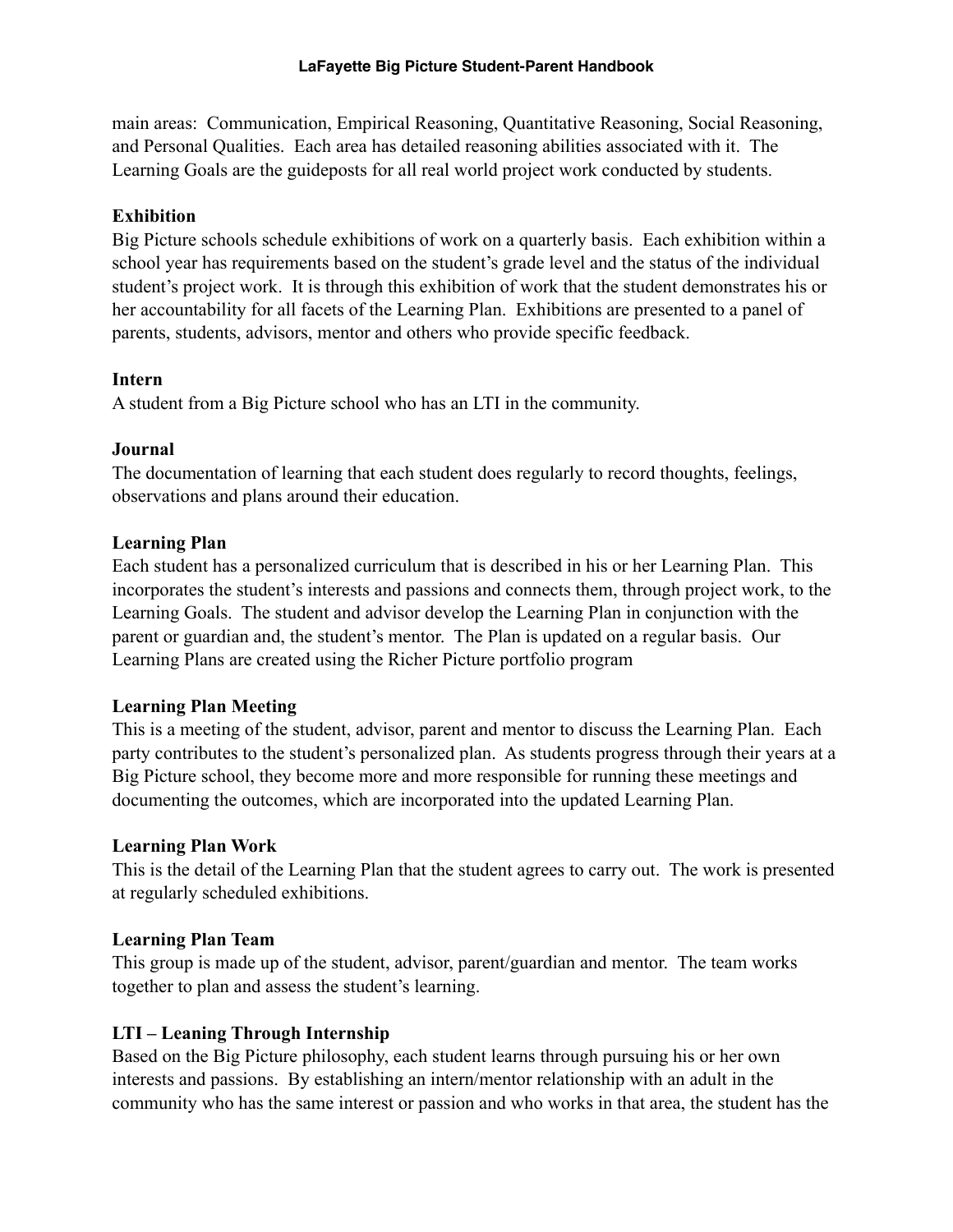main areas: Communication, Empirical Reasoning, Quantitative Reasoning, Social Reasoning, and Personal Qualities. Each area has detailed reasoning abilities associated with it. The Learning Goals are the guideposts for all real world project work conducted by students.

**Exhibition**
Big Picture schools schedule exhibitions of work on a quarterly basis. Each exhibition within a school year has requirements based on the student's grade level and the status of the individual student's project work. It is through this exhibition of work that the student demonstrates his or her accountability for all facets of the Learning Plan. Exhibitions are presented to a panel of parents, students, advisors, mentor and others who provide specific feedback.

**Intern**
A student from a Big Picture school who has an LTI in the community.

**Journal**
The documentation of learning that each student does regularly to record thoughts, feelings, observations and plans around their education.

**Learning Plan**
Each student has a personalized curriculum that is described in his or her Learning Plan. This incorporates the student's interests and passions and connects them, through project work, to the Learning Goals. The student and advisor develop the Learning Plan in conjunction with the parent or guardian and, the student's mentor. The Plan is updated on a regular basis. Our Learning Plans are created using the Richer Picture portfolio program

**Learning Plan Meeting**
This is a meeting of the student, advisor, parent and mentor to discuss the Learning Plan. Each party contributes to the student's personalized plan. As students progress through their years at a Big Picture school, they become more and more responsible for running these meetings and documenting the outcomes, which are incorporated into the updated Learning Plan.

**Learning Plan Work**
This is the detail of the Learning Plan that the student agrees to carry out. The work is presented at regularly scheduled exhibitions.

**Learning Plan Team**
This group is made up of the student, advisor, parent/guardian and mentor. The team works together to plan and assess the student's learning.

**LTI – Leaning Through Internship**
Based on the Big Picture philosophy, each student learns through pursuing his or her own interests and passions. By establishing an intern/mentor relationship with an adult in the community who has the same interest or passion and who works in that area, the student has the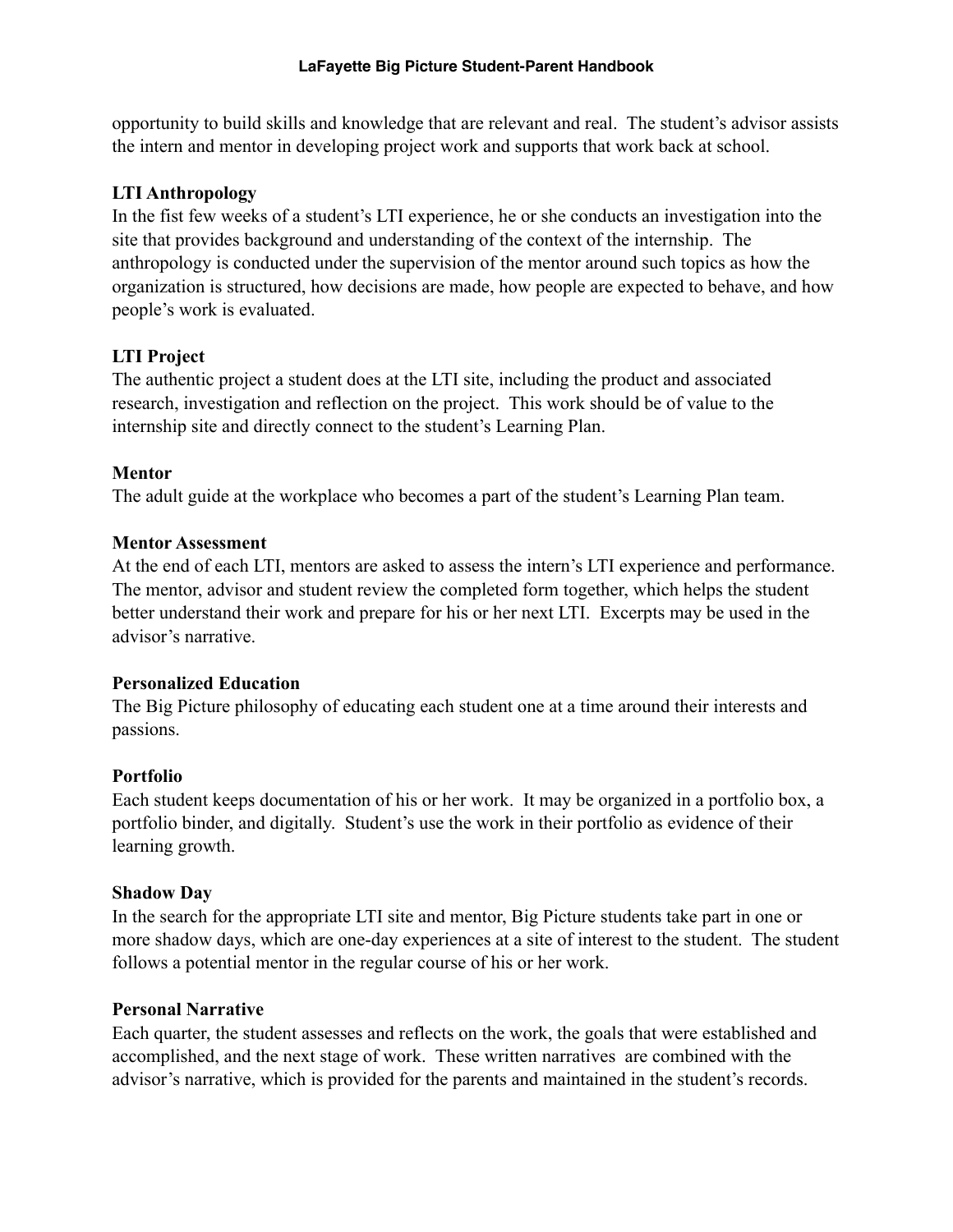opportunity to build skills and knowledge that are relevant and real. The student's advisor assists the intern and mentor in developing project work and supports that work back at school.

**LTI Anthropology**

In the fist few weeks of a student's LTI experience, he or she conducts an investigation into the site that provides background and understanding of the context of the internship. The anthropology is conducted under the supervision of the mentor around such topics as how the organization is structured, how decisions are made, how people are expected to behave, and how people's work is evaluated.

**LTI Project**

The authentic project a student does at the LTI site, including the product and associated research, investigation and reflection on the project. This work should be of value to the internship site and directly connect to the student's Learning Plan.

**Mentor**

The adult guide at the workplace who becomes a part of the student's Learning Plan team.

**Mentor Assessment**

At the end of each LTI, mentors are asked to assess the intern's LTI experience and performance. The mentor, advisor and student review the completed form together, which helps the student better understand their work and prepare for his or her next LTI. Excerpts may be used in the advisor's narrative.

**Personalized Education**

The Big Picture philosophy of educating each student one at a time around their interests and passions.

**Portfolio**

Each student keeps documentation of his or her work. It may be organized in a portfolio box, a portfolio binder, and digitally. Student's use the work in their portfolio as evidence of their learning growth.

**Shadow Day**

In the search for the appropriate LTI site and mentor, Big Picture students take part in one or more shadow days, which are one-day experiences at a site of interest to the student. The student follows a potential mentor in the regular course of his or her work.

**Personal Narrative**

Each quarter, the student assesses and reflects on the work, the goals that were established and accomplished, and the next stage of work. These written narratives are combined with the advisor's narrative, which is provided for the parents and maintained in the student's records.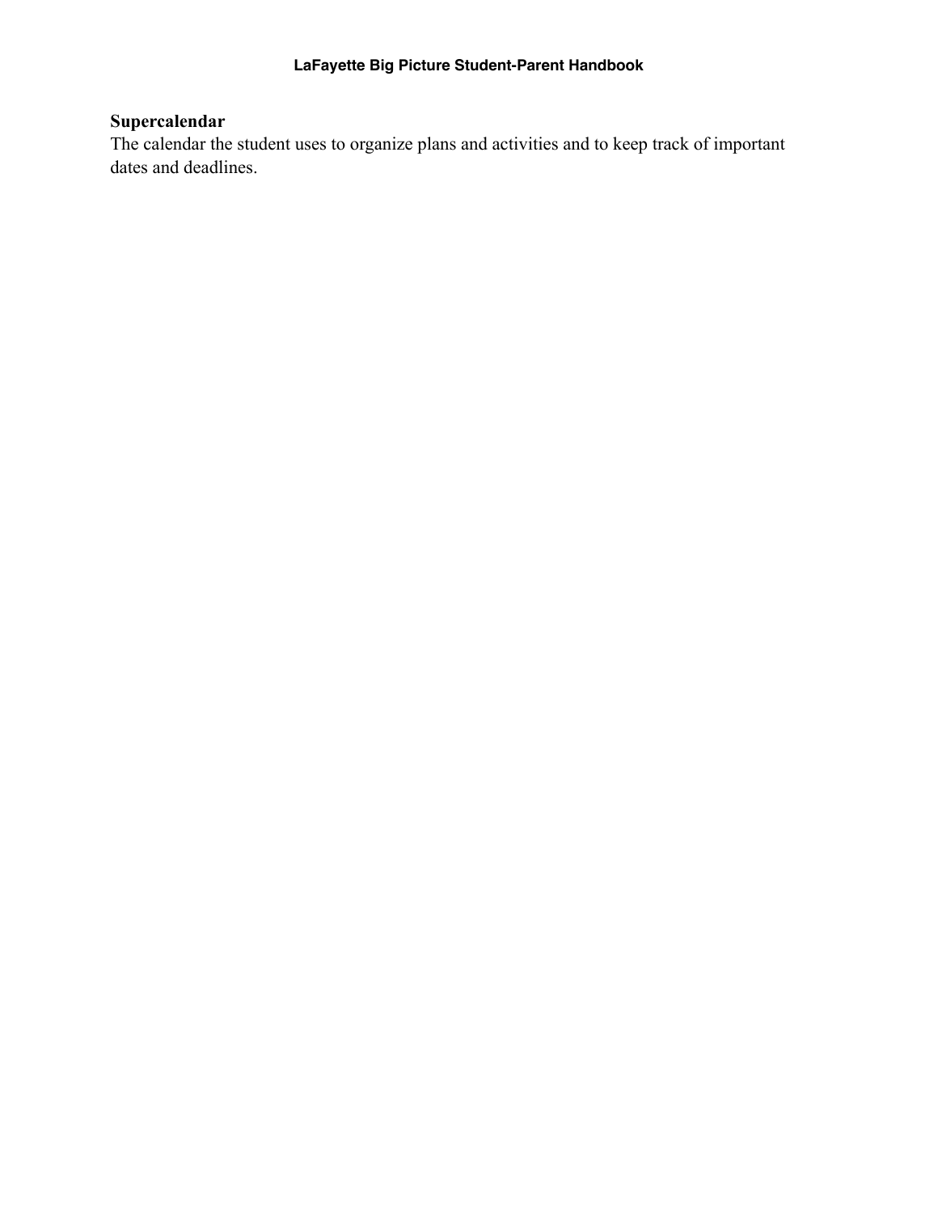**Supercalendar**
The calendar the student uses to organize plans and activities and to keep track of important dates and deadlines.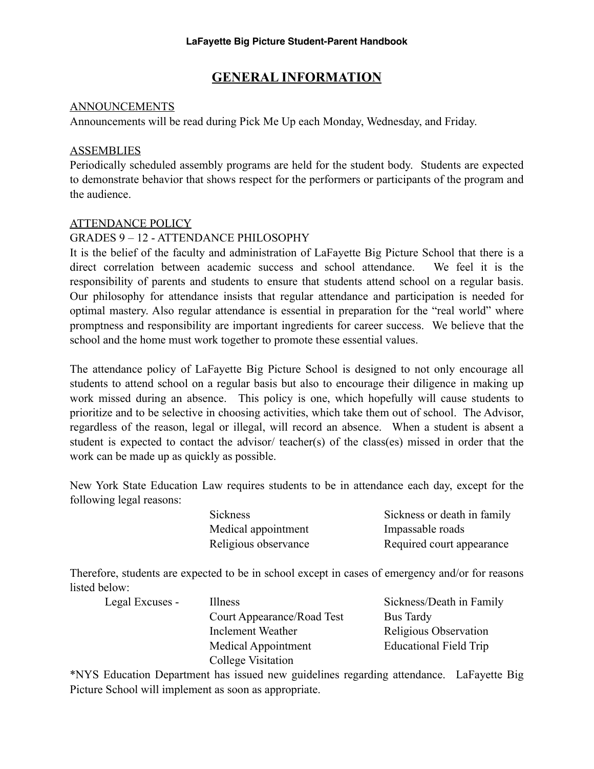# GENERAL INFORMATION

ANNOUNCEMENTS

Announcements will be read during Pick Me Up each Monday, Wednesday, and Friday.

ASSEMBLIES

Periodically scheduled assembly programs are held for the student body. Students are expected to demonstrate behavior that shows respect for the performers or participants of the program and the audience.

ATTENDANCE POLICY

GRADES 9 – 12 - ATTENDANCE PHILOSOPHY

It is the belief of the faculty and administration of LaFayette Big Picture School that there is a direct correlation between academic success and school attendance. We feel it is the responsibility of parents and students to ensure that students attend school on a regular basis. Our philosophy for attendance insists that regular attendance and participation is needed for optimal mastery. Also regular attendance is essential in preparation for the "real world" where promptness and responsibility are important ingredients for career success. We believe that the school and the home must work together to promote these essential values.

The attendance policy of LaFayette Big Picture School is designed to not only encourage all students to attend school on a regular basis but also to encourage their diligence in making up work missed during an absence. This policy is one, which hopefully will cause students to prioritize and to be selective in choosing activities, which take them out of school. The Advisor, regardless of the reason, legal or illegal, will record an absence. When a student is absent a student is expected to contact the advisor/ teacher(s) of the class(es) missed in order that the work can be made up as quickly as possible.

New York State Education Law requires students to be in attendance each day, except for the following legal reasons:

| | |
|---|---|
| Sickness | Sickness or death in family |
| Medical appointment | Impassable roads |
| Religious observance | Required court appearance |

Therefore, students are expected to be in school except in cases of emergency and/or for reasons listed below:

| | | |
|---|---|---|
| Legal Excuses - | Illness | Sickness/Death in Family |
| | Court Appearance/Road Test | Bus Tardy |
| | Inclement Weather | Religious Observation |
| | Medical Appointment | Educational Field Trip |
| | College Visitation | |

*NYS Education Department has issued new guidelines regarding attendance. LaFayette Big Picture School will implement as soon as appropriate.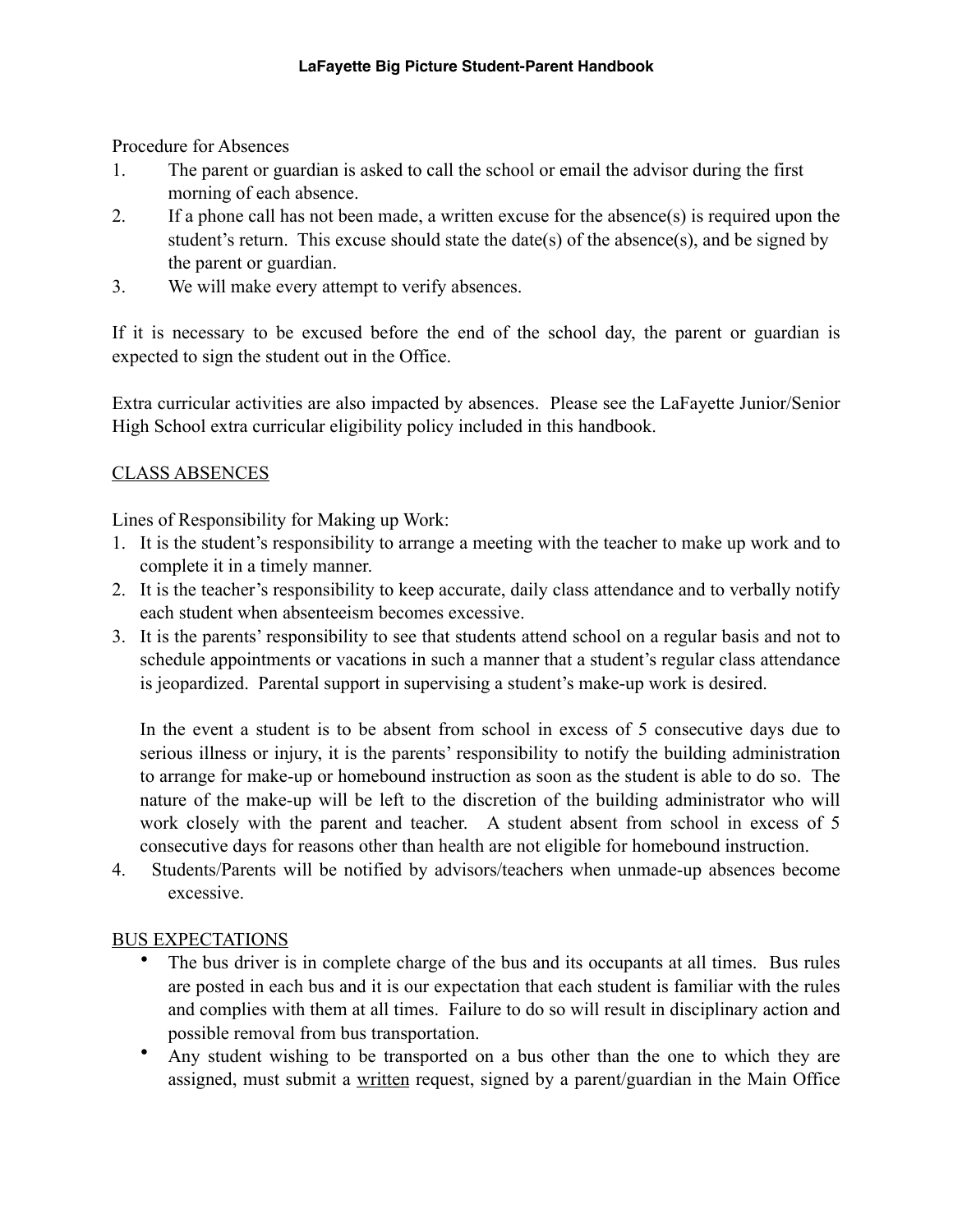Procedure for Absences

1. The parent or guardian is asked to call the school or email the advisor during the first morning of each absence.
2. If a phone call has not been made, a written excuse for the absence(s) is required upon the student's return. This excuse should state the date(s) of the absence(s), and be signed by the parent or guardian.
3. We will make every attempt to verify absences.

If it is necessary to be excused before the end of the school day, the parent or guardian is expected to sign the student out in the Office.

Extra curricular activities are also impacted by absences. Please see the LaFayette Junior/Senior High School extra curricular eligibility policy included in this handbook.

## CLASS ABSENCES

Lines of Responsibility for Making up Work:

1. It is the student's responsibility to arrange a meeting with the teacher to make up work and to complete it in a timely manner.
2. It is the teacher's responsibility to keep accurate, daily class attendance and to verbally notify each student when absenteeism becomes excessive.
3. It is the parents' responsibility to see that students attend school on a regular basis and not to schedule appointments or vacations in such a manner that a student's regular class attendance is jeopardized. Parental support in supervising a student's make-up work is desired.

   In the event a student is to be absent from school in excess of 5 consecutive days due to serious illness or injury, it is the parents' responsibility to notify the building administration to arrange for make-up or homebound instruction as soon as the student is able to do so. The nature of the make-up will be left to the discretion of the building administrator who will work closely with the parent and teacher. A student absent from school in excess of 5 consecutive days for reasons other than health are not eligible for homebound instruction.
4. Students/Parents will be notified by advisors/teachers when unmade-up absences become excessive.

## BUS EXPECTATIONS

- The bus driver is in complete charge of the bus and its occupants at all times. Bus rules are posted in each bus and it is our expectation that each student is familiar with the rules and complies with them at all times. Failure to do so will result in disciplinary action and possible removal from bus transportation.
- Any student wishing to be transported on a bus other than the one to which they are assigned, must submit a written request, signed by a parent/guardian in the Main Office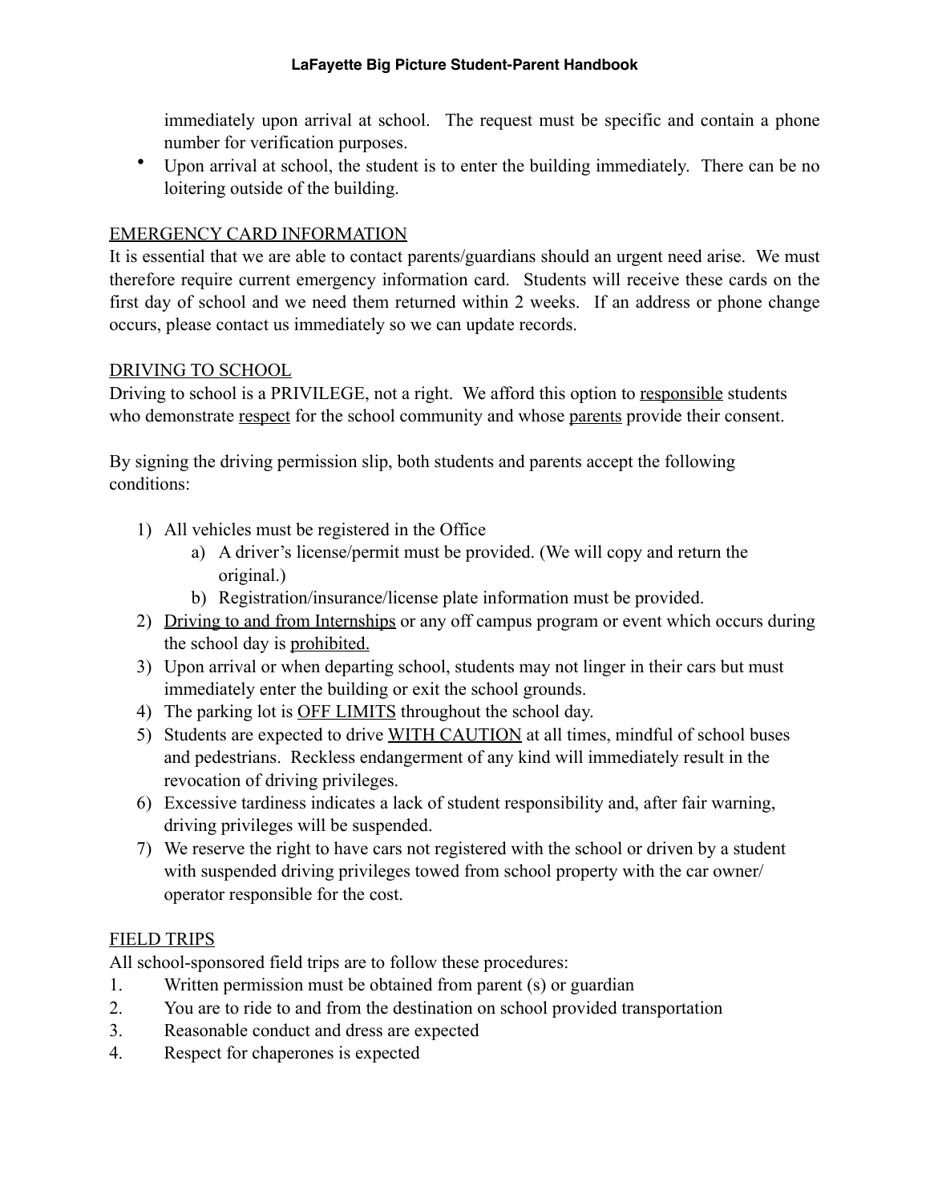immediately upon arrival at school. The request must be specific and contain a phone number for verification purposes.

- Upon arrival at school, the student is to enter the building immediately. There can be no loitering outside of the building.

## EMERGENCY CARD INFORMATION

It is essential that we are able to contact parents/guardians should an urgent need arise. We must therefore require current emergency information card. Students will receive these cards on the first day of school and we need them returned within 2 weeks. If an address or phone change occurs, please contact us immediately so we can update records.

## DRIVING TO SCHOOL

Driving to school is a PRIVILEGE, not a right. We afford this option to <u>responsible</u> students who demonstrate <u>respect</u> for the school community and whose <u>parents</u> provide their consent.

By signing the driving permission slip, both students and parents accept the following conditions:

1) All vehicles must be registered in the Office
    a) A driver's license/permit must be provided. (We will copy and return the original.)
    b) Registration/insurance/license plate information must be provided.
2) <u>Driving to and from Internships</u> or any off campus program or event which occurs during the school day is <u>prohibited.</u>
3) Upon arrival or when departing school, students may not linger in their cars but must immediately enter the building or exit the school grounds.
4) The parking lot is <u>OFF LIMITS</u> throughout the school day.
5) Students are expected to drive <u>WITH CAUTION</u> at all times, mindful of school buses and pedestrians. Reckless endangerment of any kind will immediately result in the revocation of driving privileges.
6) Excessive tardiness indicates a lack of student responsibility and, after fair warning, driving privileges will be suspended.
7) We reserve the right to have cars not registered with the school or driven by a student with suspended driving privileges towed from school property with the car owner/ operator responsible for the cost.

## FIELD TRIPS

All school-sponsored field trips are to follow these procedures:

1. Written permission must be obtained from parent (s) or guardian
2. You are to ride to and from the destination on school provided transportation
3. Reasonable conduct and dress are expected
4. Respect for chaperones is expected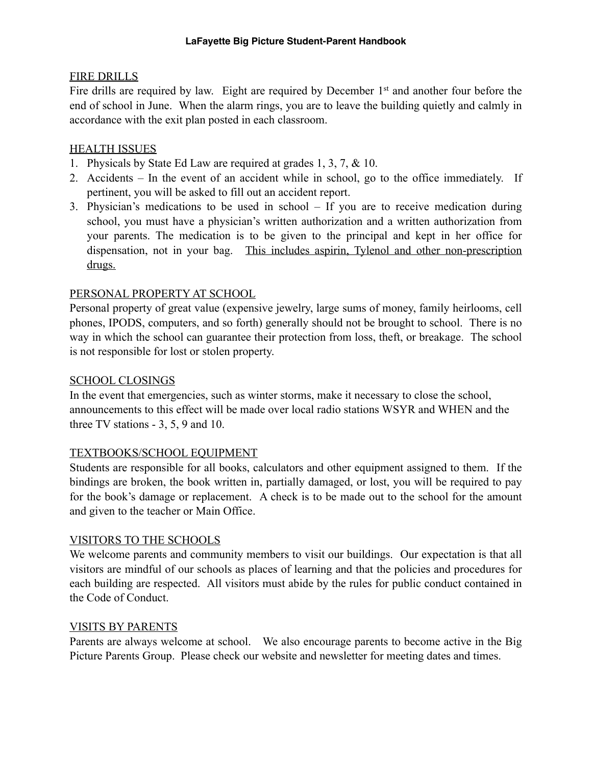## FIRE DRILLS

Fire drills are required by law. Eight are required by December 1st and another four before the end of school in June. When the alarm rings, you are to leave the building quietly and calmly in accordance with the exit plan posted in each classroom.

## HEALTH ISSUES

1. Physicals by State Ed Law are required at grades 1, 3, 7, & 10.
2. Accidents – In the event of an accident while in school, go to the office immediately. If pertinent, you will be asked to fill out an accident report.
3. Physician's medications to be used in school – If you are to receive medication during school, you must have a physician's written authorization and a written authorization from your parents. The medication is to be given to the principal and kept in her office for dispensation, not in your bag. <u>This includes aspirin, Tylenol and other non-prescription drugs.</u>

## PERSONAL PROPERTY AT SCHOOL

Personal property of great value (expensive jewelry, large sums of money, family heirlooms, cell phones, IPODS, computers, and so forth) generally should not be brought to school. There is no way in which the school can guarantee their protection from loss, theft, or breakage. The school is not responsible for lost or stolen property.

## SCHOOL CLOSINGS

In the event that emergencies, such as winter storms, make it necessary to close the school, announcements to this effect will be made over local radio stations WSYR and WHEN and the three TV stations - 3, 5, 9 and 10.

## TEXTBOOKS/SCHOOL EQUIPMENT

Students are responsible for all books, calculators and other equipment assigned to them. If the bindings are broken, the book written in, partially damaged, or lost, you will be required to pay for the book's damage or replacement. A check is to be made out to the school for the amount and given to the teacher or Main Office.

## VISITORS TO THE SCHOOLS

We welcome parents and community members to visit our buildings. Our expectation is that all visitors are mindful of our schools as places of learning and that the policies and procedures for each building are respected. All visitors must abide by the rules for public conduct contained in the Code of Conduct.

## VISITS BY PARENTS

Parents are always welcome at school. We also encourage parents to become active in the Big Picture Parents Group. Please check our website and newsletter for meeting dates and times.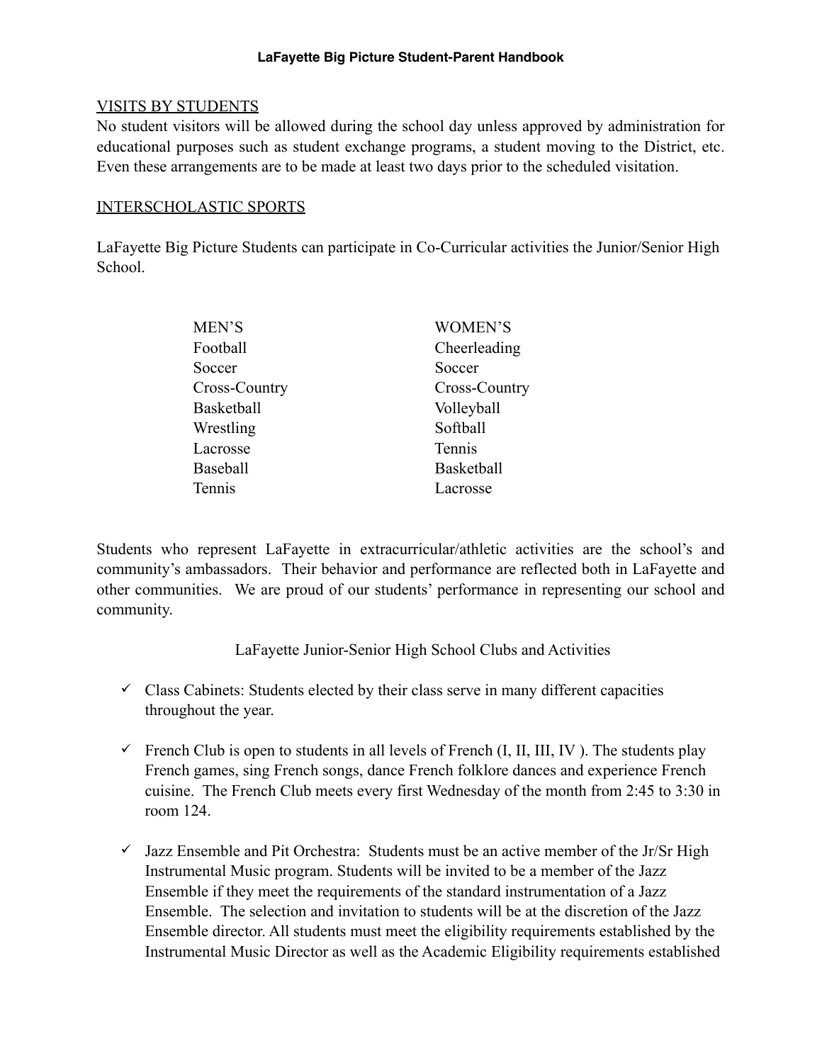## VISITS BY STUDENTS

No student visitors will be allowed during the school day unless approved by administration for educational purposes such as student exchange programs, a student moving to the District, etc. Even these arrangements are to be made at least two days prior to the scheduled visitation.

## INTERSCHOLASTIC SPORTS

LaFayette Big Picture Students can participate in Co-Curricular activities the Junior/Senior High School.

| MEN'S | WOMEN'S |
|---|---|
| Football | Cheerleading |
| Soccer | Soccer |
| Cross-Country | Cross-Country |
| Basketball | Volleyball |
| Wrestling | Softball |
| Lacrosse | Tennis |
| Baseball | Basketball |
| Tennis | Lacrosse |

Students who represent LaFayette in extracurricular/athletic activities are the school's and community's ambassadors. Their behavior and performance are reflected both in LaFayette and other communities. We are proud of our students' performance in representing our school and community.

LaFayette Junior-Senior High School Clubs and Activities

- ✓ Class Cabinets: Students elected by their class serve in many different capacities throughout the year.
- ✓ French Club is open to students in all levels of French (I, II, III, IV ). The students play French games, sing French songs, dance French folklore dances and experience French cuisine. The French Club meets every first Wednesday of the month from 2:45 to 3:30 in room 124.
- ✓ Jazz Ensemble and Pit Orchestra: Students must be an active member of the Jr/Sr High Instrumental Music program. Students will be invited to be a member of the Jazz Ensemble if they meet the requirements of the standard instrumentation of a Jazz Ensemble. The selection and invitation to students will be at the discretion of the Jazz Ensemble director. All students must meet the eligibility requirements established by the Instrumental Music Director as well as the Academic Eligibility requirements established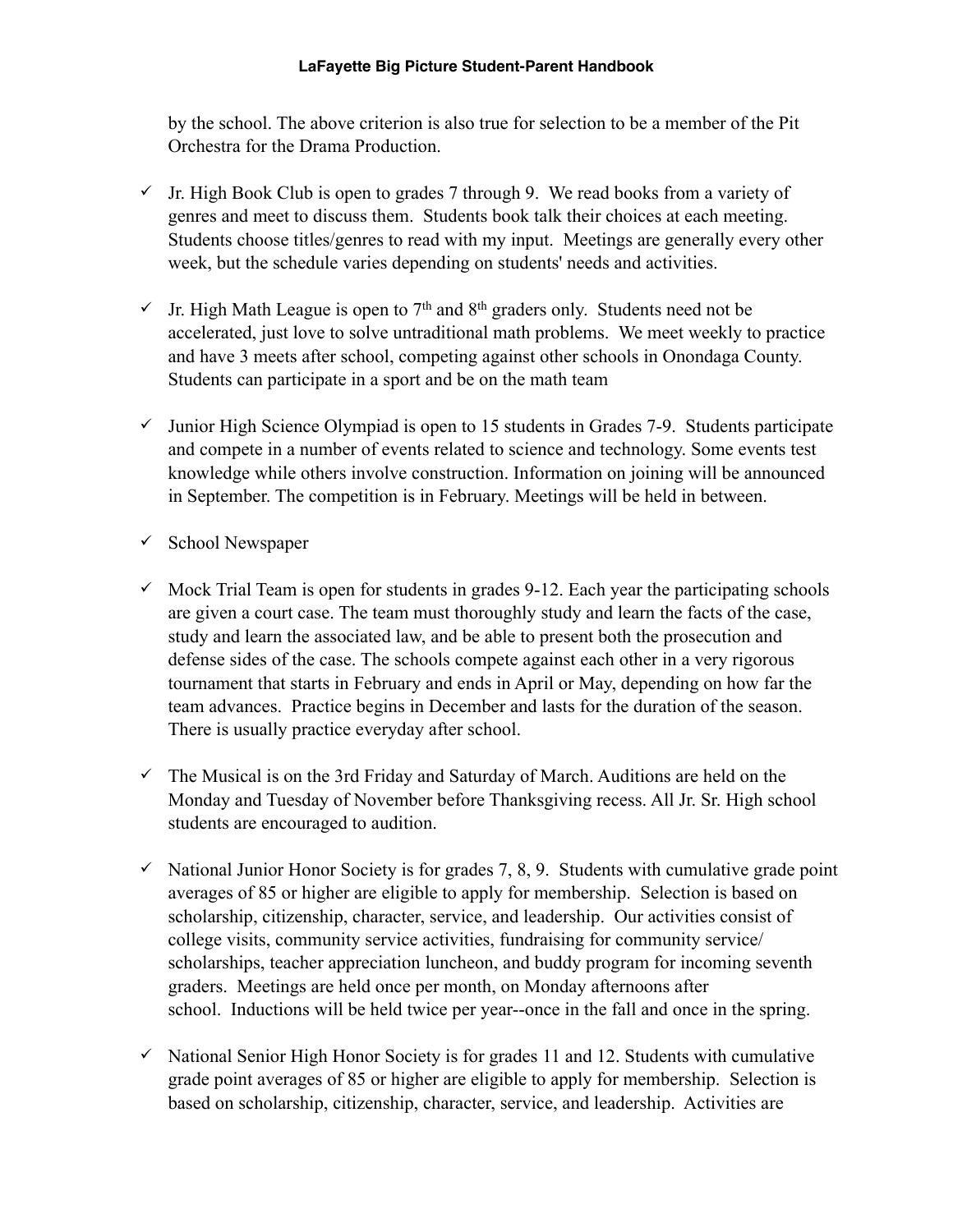by the school. The above criterion is also true for selection to be a member of the Pit Orchestra for the Drama Production.

- ✓ Jr. High Book Club is open to grades 7 through 9. We read books from a variety of genres and meet to discuss them. Students book talk their choices at each meeting. Students choose titles/genres to read with my input. Meetings are generally every other week, but the schedule varies depending on students' needs and activities.

- ✓ Jr. High Math League is open to 7th and 8th graders only. Students need not be accelerated, just love to solve untraditional math problems. We meet weekly to practice and have 3 meets after school, competing against other schools in Onondaga County. Students can participate in a sport and be on the math team

- ✓ Junior High Science Olympiad is open to 15 students in Grades 7-9. Students participate and compete in a number of events related to science and technology. Some events test knowledge while others involve construction. Information on joining will be announced in September. The competition is in February. Meetings will be held in between.

- ✓ School Newspaper

- ✓ Mock Trial Team is open for students in grades 9-12. Each year the participating schools are given a court case. The team must thoroughly study and learn the facts of the case, study and learn the associated law, and be able to present both the prosecution and defense sides of the case. The schools compete against each other in a very rigorous tournament that starts in February and ends in April or May, depending on how far the team advances. Practice begins in December and lasts for the duration of the season. There is usually practice everyday after school.

- ✓ The Musical is on the 3rd Friday and Saturday of March. Auditions are held on the Monday and Tuesday of November before Thanksgiving recess. All Jr. Sr. High school students are encouraged to audition.

- ✓ National Junior Honor Society is for grades 7, 8, 9. Students with cumulative grade point averages of 85 or higher are eligible to apply for membership. Selection is based on scholarship, citizenship, character, service, and leadership. Our activities consist of college visits, community service activities, fundraising for community service/ scholarships, teacher appreciation luncheon, and buddy program for incoming seventh graders. Meetings are held once per month, on Monday afternoons after school. Inductions will be held twice per year--once in the fall and once in the spring.

- ✓ National Senior High Honor Society is for grades 11 and 12. Students with cumulative grade point averages of 85 or higher are eligible to apply for membership. Selection is based on scholarship, citizenship, character, service, and leadership. Activities are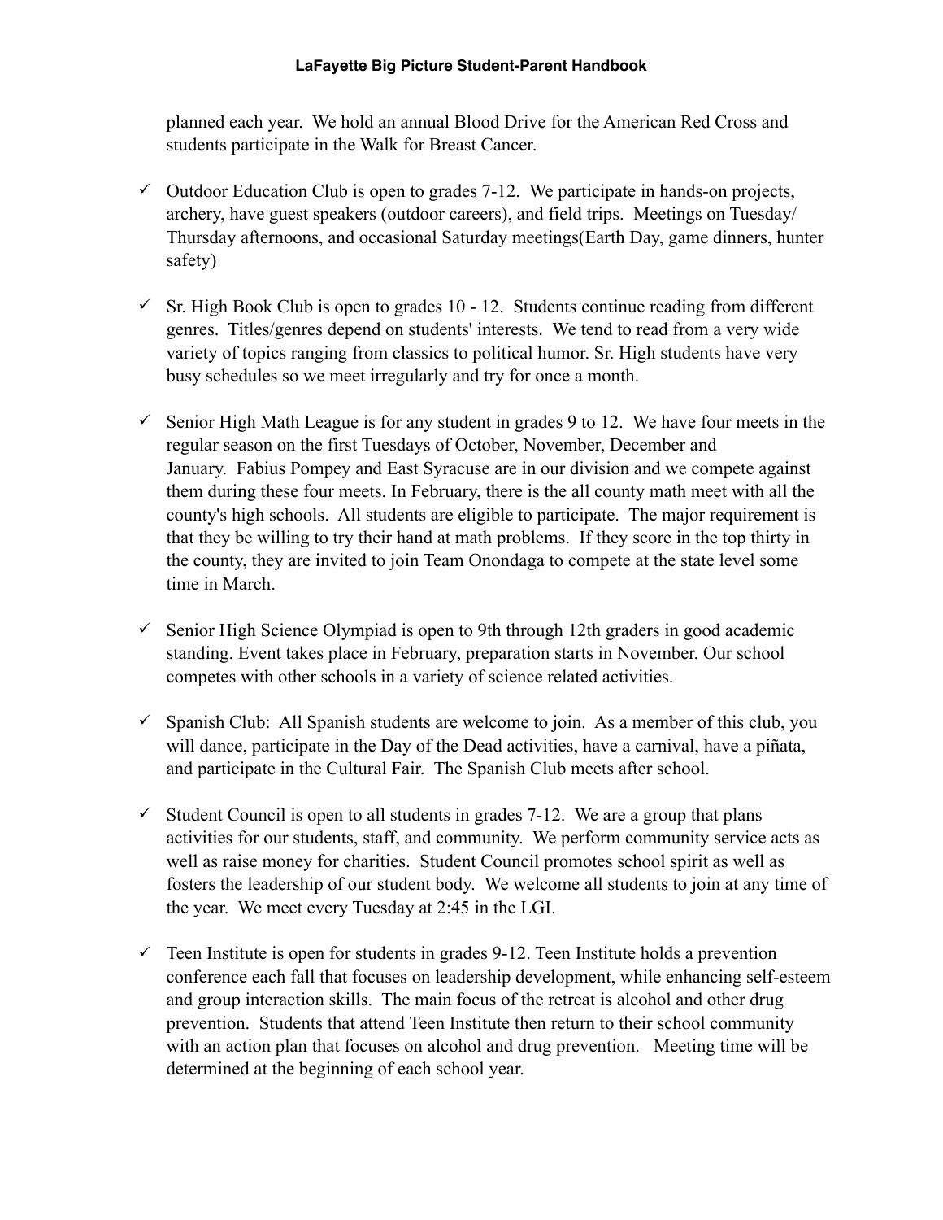planned each year. We hold an annual Blood Drive for the American Red Cross and students participate in the Walk for Breast Cancer.

- ✓ Outdoor Education Club is open to grades 7-12. We participate in hands-on projects, archery, have guest speakers (outdoor careers), and field trips. Meetings on Tuesday/ Thursday afternoons, and occasional Saturday meetings(Earth Day, game dinners, hunter safety)

- ✓ Sr. High Book Club is open to grades 10 - 12. Students continue reading from different genres. Titles/genres depend on students' interests. We tend to read from a very wide variety of topics ranging from classics to political humor. Sr. High students have very busy schedules so we meet irregularly and try for once a month.

- ✓ Senior High Math League is for any student in grades 9 to 12. We have four meets in the regular season on the first Tuesdays of October, November, December and January. Fabius Pompey and East Syracuse are in our division and we compete against them during these four meets. In February, there is the all county math meet with all the county's high schools. All students are eligible to participate. The major requirement is that they be willing to try their hand at math problems. If they score in the top thirty in the county, they are invited to join Team Onondaga to compete at the state level some time in March.

- ✓ Senior High Science Olympiad is open to 9th through 12th graders in good academic standing. Event takes place in February, preparation starts in November. Our school competes with other schools in a variety of science related activities.

- ✓ Spanish Club: All Spanish students are welcome to join. As a member of this club, you will dance, participate in the Day of the Dead activities, have a carnival, have a piñata, and participate in the Cultural Fair. The Spanish Club meets after school.

- ✓ Student Council is open to all students in grades 7-12. We are a group that plans activities for our students, staff, and community. We perform community service acts as well as raise money for charities. Student Council promotes school spirit as well as fosters the leadership of our student body. We welcome all students to join at any time of the year. We meet every Tuesday at 2:45 in the LGI.

- ✓ Teen Institute is open for students in grades 9-12. Teen Institute holds a prevention conference each fall that focuses on leadership development, while enhancing self-esteem and group interaction skills. The main focus of the retreat is alcohol and other drug prevention. Students that attend Teen Institute then return to their school community with an action plan that focuses on alcohol and drug prevention. Meeting time will be determined at the beginning of each school year.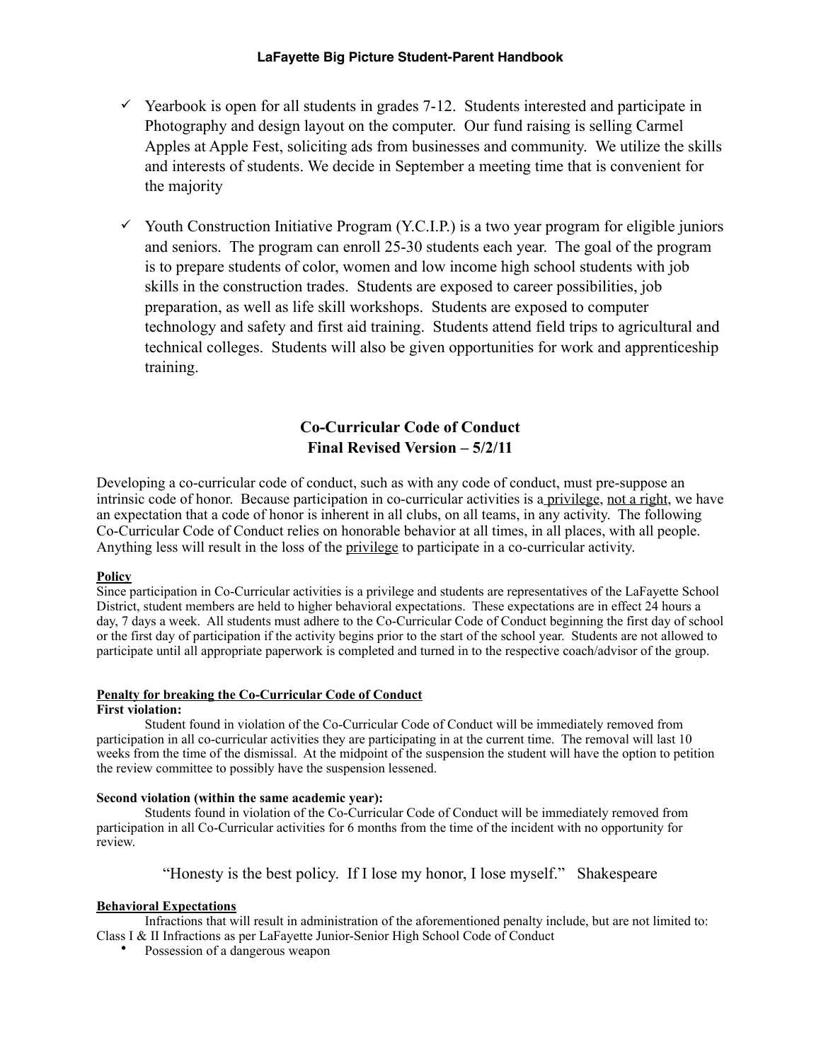- ✓ Yearbook is open for all students in grades 7-12. Students interested and participate in Photography and design layout on the computer. Our fund raising is selling Carmel Apples at Apple Fest, soliciting ads from businesses and community. We utilize the skills and interests of students. We decide in September a meeting time that is convenient for the majority

- ✓ Youth Construction Initiative Program (Y.C.I.P.) is a two year program for eligible juniors and seniors. The program can enroll 25-30 students each year. The goal of the program is to prepare students of color, women and low income high school students with job skills in the construction trades. Students are exposed to career possibilities, job preparation, as well as life skill workshops. Students are exposed to computer technology and safety and first aid training. Students attend field trips to agricultural and technical colleges. Students will also be given opportunities for work and apprenticeship training.

## Co-Curricular Code of Conduct
## Final Revised Version – 5/2/11

Developing a co-curricular code of conduct, such as with any code of conduct, must pre-suppose an intrinsic code of honor. Because participation in co-curricular activities is a privilege, not a right, we have an expectation that a code of honor is inherent in all clubs, on all teams, in any activity. The following Co-Curricular Code of Conduct relies on honorable behavior at all times, in all places, with all people. Anything less will result in the loss of the privilege to participate in a co-curricular activity.

**Policy**

Since participation in Co-Curricular activities is a privilege and students are representatives of the LaFayette School District, student members are held to higher behavioral expectations. These expectations are in effect 24 hours a day, 7 days a week. All students must adhere to the Co-Curricular Code of Conduct beginning the first day of school or the first day of participation if the activity begins prior to the start of the school year. Students are not allowed to participate until all appropriate paperwork is completed and turned in to the respective coach/advisor of the group.

**Penalty for breaking the Co-Curricular Code of Conduct**

**First violation:**

Student found in violation of the Co-Curricular Code of Conduct will be immediately removed from participation in all co-curricular activities they are participating in at the current time. The removal will last 10 weeks from the time of the dismissal. At the midpoint of the suspension the student will have the option to petition the review committee to possibly have the suspension lessened.

**Second violation (within the same academic year):**

Students found in violation of the Co-Curricular Code of Conduct will be immediately removed from participation in all Co-Curricular activities for 6 months from the time of the incident with no opportunity for review.

"Honesty is the best policy. If I lose my honor, I lose myself." Shakespeare

**Behavioral Expectations**

Infractions that will result in administration of the aforementioned penalty include, but are not limited to: Class I & II Infractions as per LaFayette Junior-Senior High School Code of Conduct

- Possession of a dangerous weapon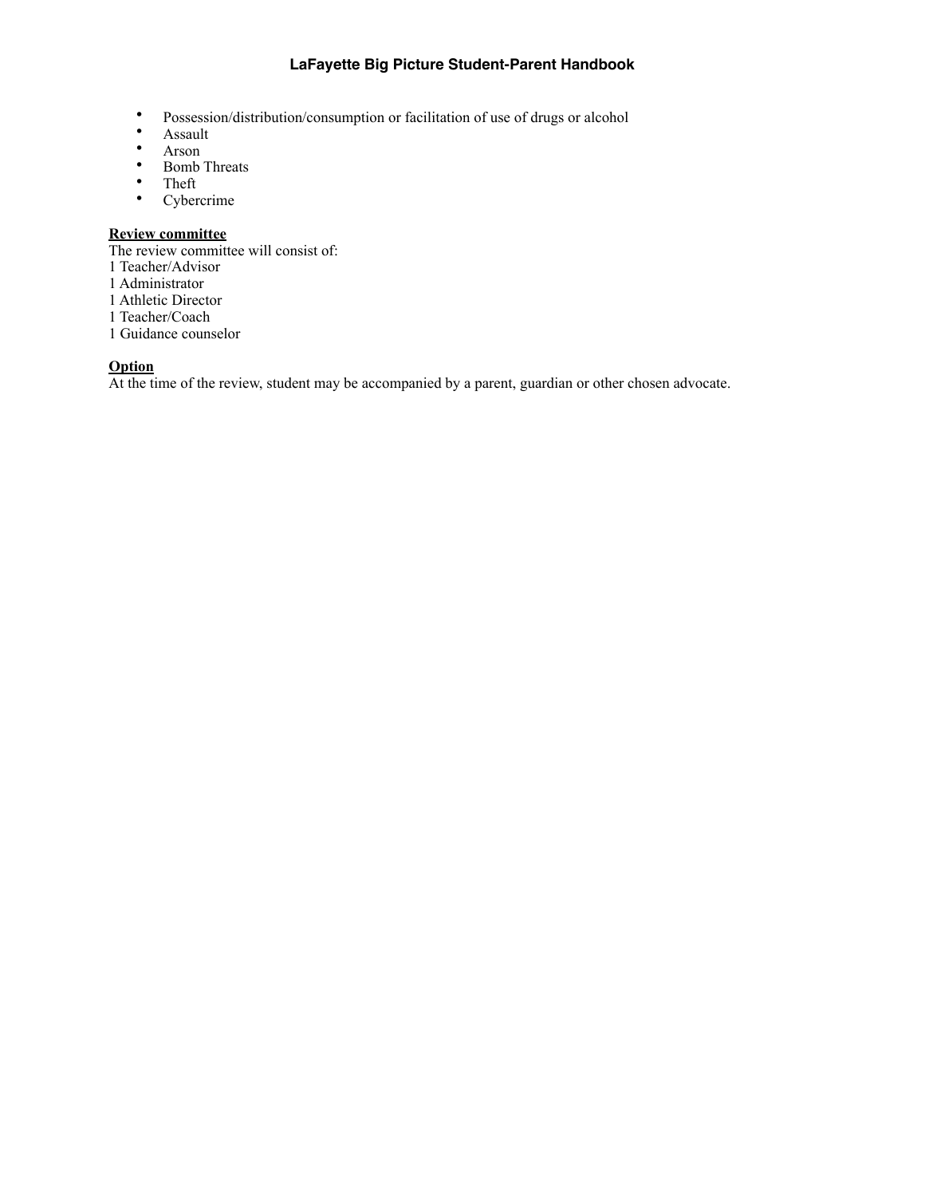- Possession/distribution/consumption or facilitation of use of drugs or alcohol
- Assault
- Arson
- Bomb Threats
- Theft
- Cybercrime

**Review committee**

The review committee will consist of:

1 Teacher/Advisor
1 Administrator
1 Athletic Director
1 Teacher/Coach
1 Guidance counselor

**Option**

At the time of the review, student may be accompanied by a parent, guardian or other chosen advocate.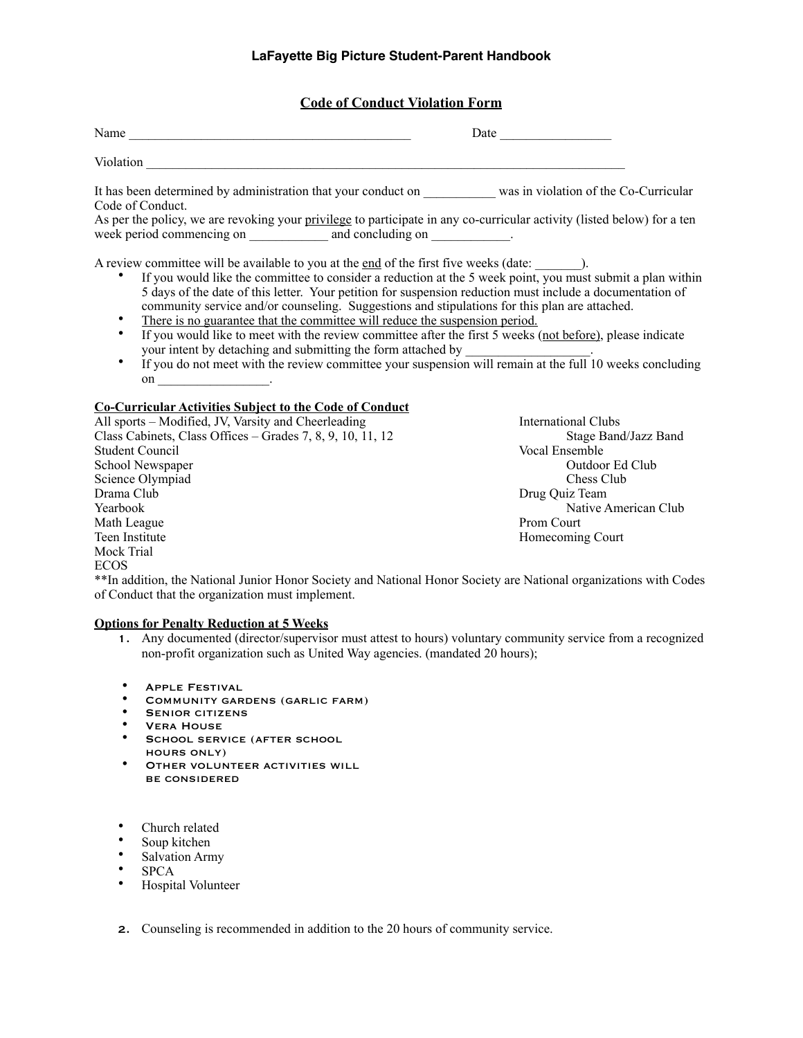## Code of Conduct Violation Form

Name ____________________________________________ Date _________________

Violation ___________________________________________________________________________

It has been determined by administration that your conduct on ___________ was in violation of the Co-Curricular Code of Conduct.
As per the policy, we are revoking your privilege to participate in any co-curricular activity (listed below) for a ten week period commencing on ____________ and concluding on ____________.

A review committee will be available to you at the end of the first five weeks (date: _______).

- If you would like the committee to consider a reduction at the 5 week point, you must submit a plan within 5 days of the date of this letter. Your petition for suspension reduction must include a documentation of community service and/or counseling. Suggestions and stipulations for this plan are attached.
- There is no guarantee that the committee will reduce the suspension period.
- If you would like to meet with the review committee after the first 5 weeks (not before), please indicate your intent by detaching and submitting the form attached by ___________________.
- If you do not meet with the review committee your suspension will remain at the full 10 weeks concluding on _________________.

**Co-Curricular Activities Subject to the Code of Conduct**

All sports – Modified, JV, Varsity and Cheerleading
Class Cabinets, Class Offices – Grades 7, 8, 9, 10, 11, 12
Student Council
School Newspaper
Science Olympiad
Drama Club
Yearbook
Math League
Teen Institute
Mock Trial
ECOS
International Clubs
Stage Band/Jazz Band
Vocal Ensemble
Outdoor Ed Club
Chess Club
Drug Quiz Team
Native American Club
Prom Court
Homecoming Court

**In addition, the National Junior Honor Society and National Honor Society are National organizations with Codes of Conduct that the organization must implement.

**Options for Penalty Reduction at 5 Weeks**

1. Any documented (director/supervisor must attest to hours) voluntary community service from a recognized non-profit organization such as United Way agencies. (mandated 20 hours);

- Apple Festival
- Community gardens (garlic farm)
- Senior citizens
- Vera House
- School service (after school hours only)
- Other volunteer activities will be considered

- Church related
- Soup kitchen
- Salvation Army
- SPCA
- Hospital Volunteer

2. Counseling is recommended in addition to the 20 hours of community service.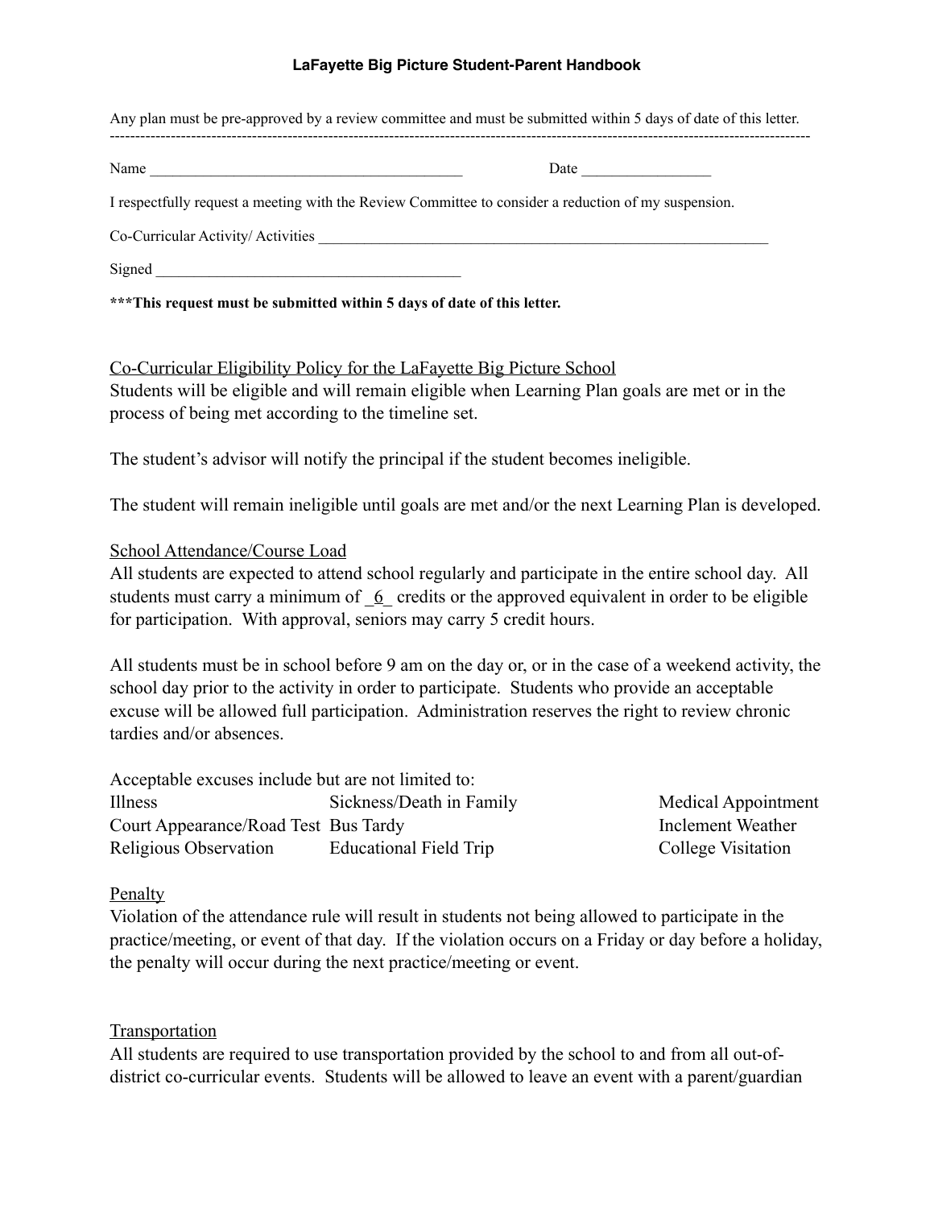Any plan must be pre-approved by a review committee and must be submitted within 5 days of date of this letter.

---

Name ________________________________________ Date _________________

I respectfully request a meeting with the Review Committee to consider a reduction of my suspension.

Co-Curricular Activity/ Activities ____________________________________________________________

Signed ________________________________________

**\*\*\*This request must be submitted within 5 days of date of this letter.**

## Co-Curricular Eligibility Policy for the LaFayette Big Picture School

Students will be eligible and will remain eligible when Learning Plan goals are met or in the process of being met according to the timeline set.

The student's advisor will notify the principal if the student becomes ineligible.

The student will remain ineligible until goals are met and/or the next Learning Plan is developed.

## School Attendance/Course Load

All students are expected to attend school regularly and participate in the entire school day. All students must carry a minimum of _6_ credits or the approved equivalent in order to be eligible for participation. With approval, seniors may carry 5 credit hours.

All students must be in school before 9 am on the day or, or in the case of a weekend activity, the school day prior to the activity in order to participate. Students who provide an acceptable excuse will be allowed full participation. Administration reserves the right to review chronic tardies and/or absences.

Acceptable excuses include but are not limited to:

| | | |
|---|---|---|
| Illness | Sickness/Death in Family | Medical Appointment |
| Court Appearance/Road Test | Bus Tardy | Inclement Weather |
| Religious Observation | Educational Field Trip | College Visitation |

## Penalty

Violation of the attendance rule will result in students not being allowed to participate in the practice/meeting, or event of that day. If the violation occurs on a Friday or day before a holiday, the penalty will occur during the next practice/meeting or event.

## Transportation

All students are required to use transportation provided by the school to and from all out-of-district co-curricular events. Students will be allowed to leave an event with a parent/guardian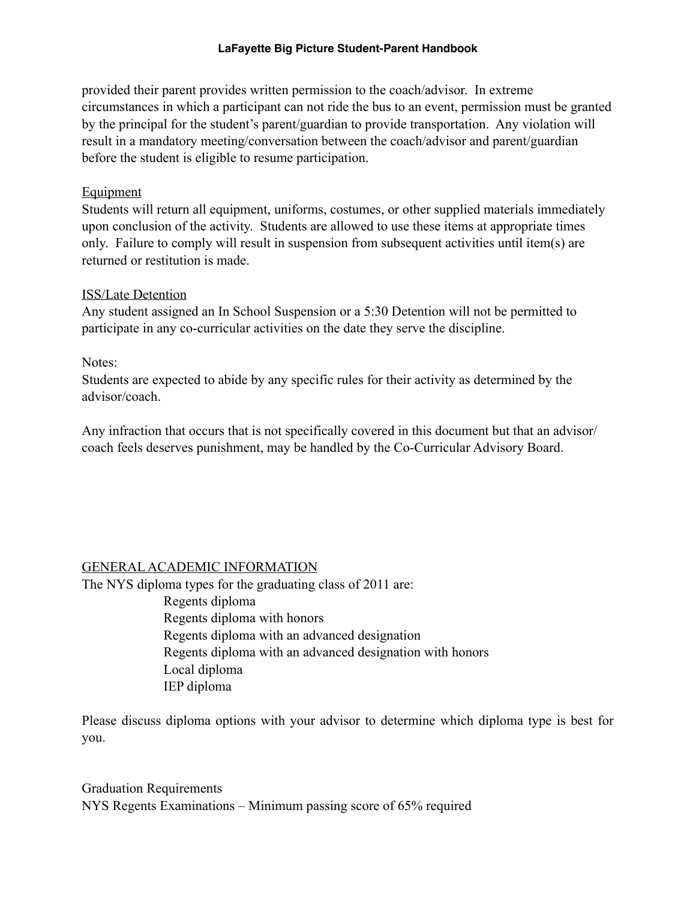provided their parent provides written permission to the coach/advisor. In extreme circumstances in which a participant can not ride the bus to an event, permission must be granted by the principal for the student's parent/guardian to provide transportation. Any violation will result in a mandatory meeting/conversation between the coach/advisor and parent/guardian before the student is eligible to resume participation.

Equipment

Students will return all equipment, uniforms, costumes, or other supplied materials immediately upon conclusion of the activity. Students are allowed to use these items at appropriate times only. Failure to comply will result in suspension from subsequent activities until item(s) are returned or restitution is made.

ISS/Late Detention

Any student assigned an In School Suspension or a 5:30 Detention will not be permitted to participate in any co-curricular activities on the date they serve the discipline.

Notes:

Students are expected to abide by any specific rules for their activity as determined by the advisor/coach.

Any infraction that occurs that is not specifically covered in this document but that an advisor/coach feels deserves punishment, may be handled by the Co-Curricular Advisory Board.

## GENERAL ACADEMIC INFORMATION

The NYS diploma types for the graduating class of 2011 are:

- Regents diploma
- Regents diploma with honors
- Regents diploma with an advanced designation
- Regents diploma with an advanced designation with honors
- Local diploma
- IEP diploma

Please discuss diploma options with your advisor to determine which diploma type is best for you.

Graduation Requirements

NYS Regents Examinations – Minimum passing score of 65% required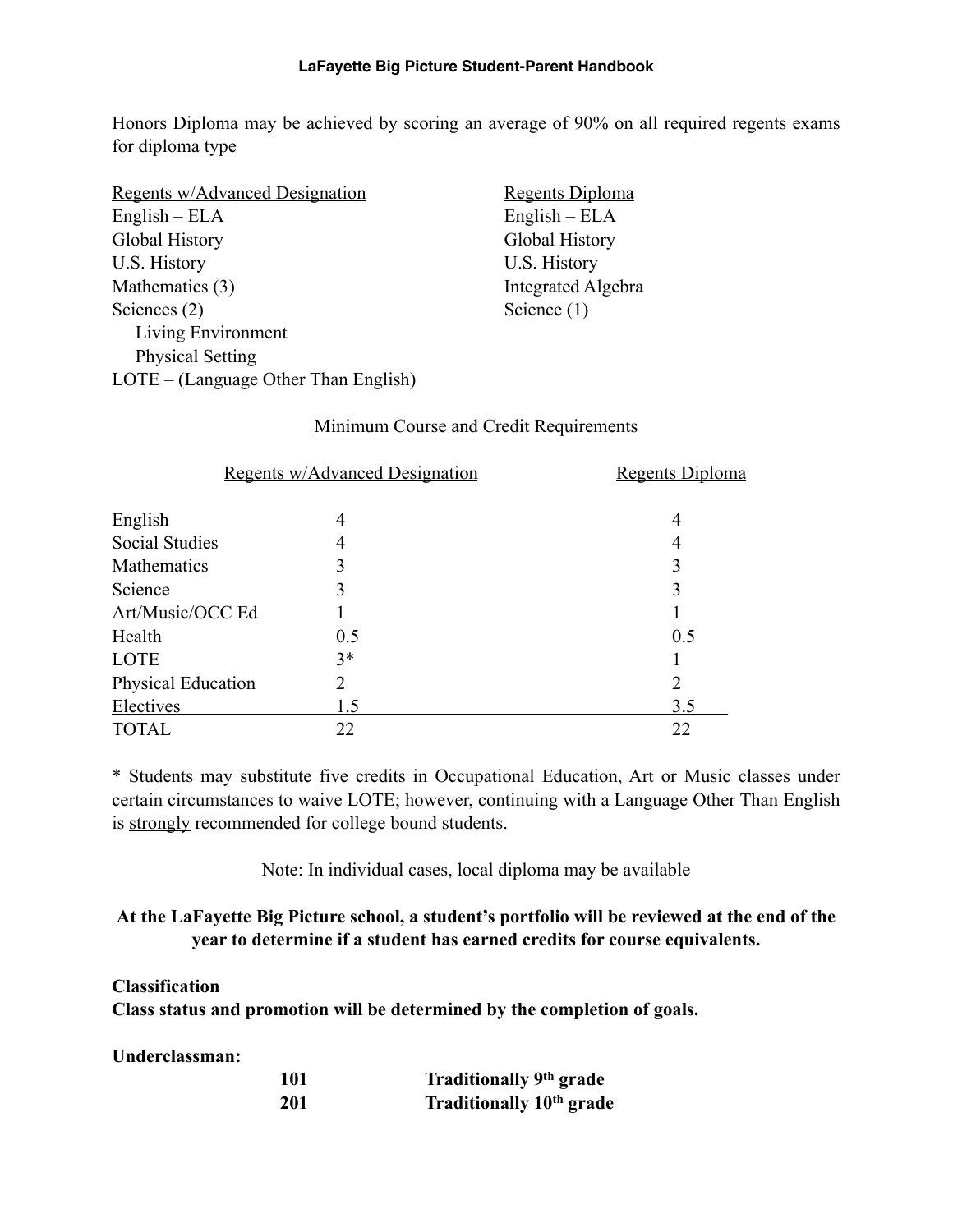Honors Diploma may be achieved by scoring an average of 90% on all required regents exams for diploma type

| Regents w/Advanced Designation | Regents Diploma |
|---|---|
| English – ELA | English – ELA |
| Global History | Global History |
| U.S. History | U.S. History |
| Mathematics (3) | Integrated Algebra |
| Sciences (2) | Science (1) |
| Living Environment | |
| Physical Setting | |
| LOTE – (Language Other Than English) | |

Minimum Course and Credit Requirements

| | Regents w/Advanced Designation | Regents Diploma |
|---|---|---|
| English | 4 | 4 |
| Social Studies | 4 | 4 |
| Mathematics | 3 | 3 |
| Science | 3 | 3 |
| Art/Music/OCC Ed | 1 | 1 |
| Health | 0.5 | 0.5 |
| LOTE | 3* | 1 |
| Physical Education | 2 | 2 |
| Electives | 1.5 | 3.5 |
| TOTAL | 22 | 22 |

* Students may substitute five credits in Occupational Education, Art or Music classes under certain circumstances to waive LOTE; however, continuing with a Language Other Than English is strongly recommended for college bound students.

Note: In individual cases, local diploma may be available

**At the LaFayette Big Picture school, a student's portfolio will be reviewed at the end of the year to determine if a student has earned credits for course equivalents.**

**Classification**

**Class status and promotion will be determined by the completion of goals.**

**Underclassman:**

| | |
|---|---|
| **101** | **Traditionally 9th grade** |
| **201** | **Traditionally 10th grade** |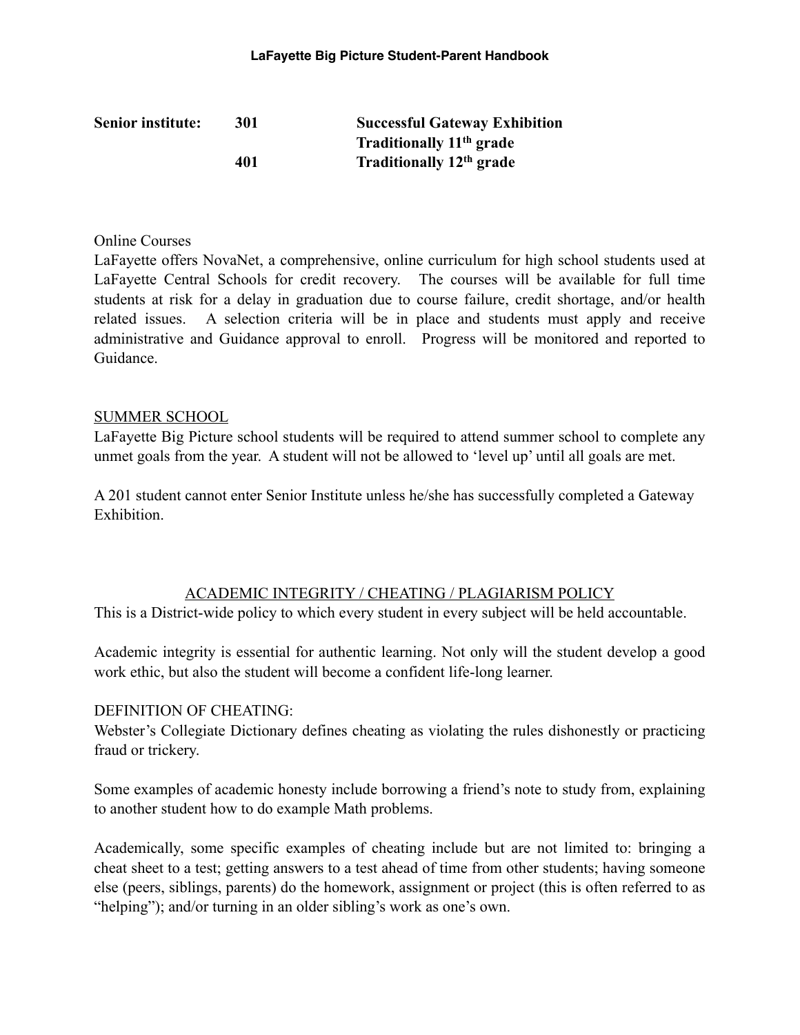| **Senior institute:** | **301** | **Successful Gateway Exhibition** |
|---|---|---|
| | | **Traditionally 11th grade** |
| | **401** | **Traditionally 12th grade** |

Online Courses

LaFayette offers NovaNet, a comprehensive, online curriculum for high school students used at LaFayette Central Schools for credit recovery. The courses will be available for full time students at risk for a delay in graduation due to course failure, credit shortage, and/or health related issues. A selection criteria will be in place and students must apply and receive administrative and Guidance approval to enroll. Progress will be monitored and reported to Guidance.

## SUMMER SCHOOL

LaFayette Big Picture school students will be required to attend summer school to complete any unmet goals from the year. A student will not be allowed to 'level up' until all goals are met.

A 201 student cannot enter Senior Institute unless he/she has successfully completed a Gateway Exhibition.

## ACADEMIC INTEGRITY / CHEATING / PLAGIARISM POLICY

This is a District-wide policy to which every student in every subject will be held accountable.

Academic integrity is essential for authentic learning. Not only will the student develop a good work ethic, but also the student will become a confident life-long learner.

DEFINITION OF CHEATING:

Webster's Collegiate Dictionary defines cheating as violating the rules dishonestly or practicing fraud or trickery.

Some examples of academic honesty include borrowing a friend's note to study from, explaining to another student how to do example Math problems.

Academically, some specific examples of cheating include but are not limited to: bringing a cheat sheet to a test; getting answers to a test ahead of time from other students; having someone else (peers, siblings, parents) do the homework, assignment or project (this is often referred to as "helping"); and/or turning in an older sibling's work as one's own.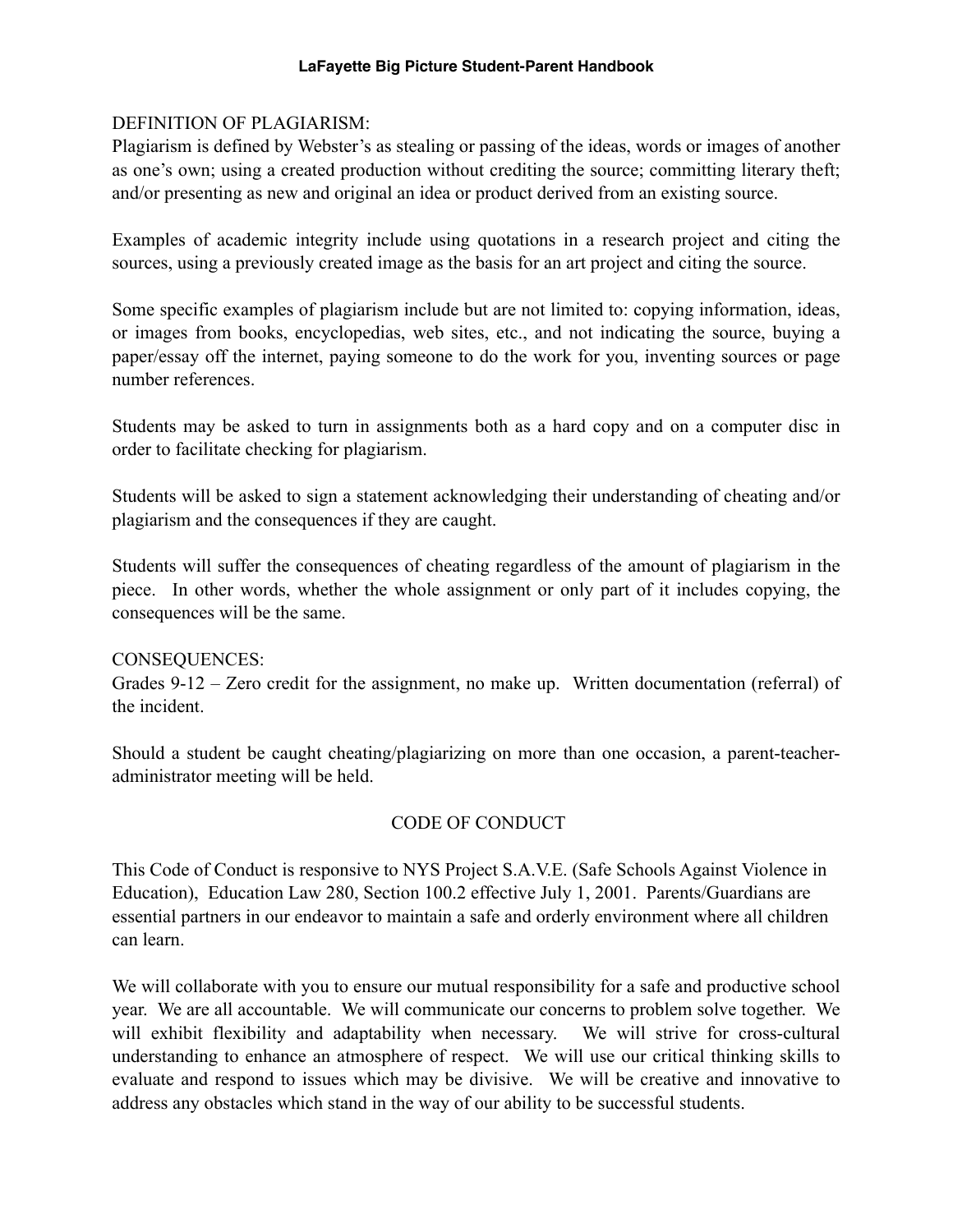DEFINITION OF PLAGIARISM:
Plagiarism is defined by Webster's as stealing or passing of the ideas, words or images of another as one's own; using a created production without crediting the source; committing literary theft; and/or presenting as new and original an idea or product derived from an existing source.

Examples of academic integrity include using quotations in a research project and citing the sources, using a previously created image as the basis for an art project and citing the source.

Some specific examples of plagiarism include but are not limited to: copying information, ideas, or images from books, encyclopedias, web sites, etc., and not indicating the source, buying a paper/essay off the internet, paying someone to do the work for you, inventing sources or page number references.

Students may be asked to turn in assignments both as a hard copy and on a computer disc in order to facilitate checking for plagiarism.

Students will be asked to sign a statement acknowledging their understanding of cheating and/or plagiarism and the consequences if they are caught.

Students will suffer the consequences of cheating regardless of the amount of plagiarism in the piece. In other words, whether the whole assignment or only part of it includes copying, the consequences will be the same.

CONSEQUENCES:
Grades 9-12 – Zero credit for the assignment, no make up. Written documentation (referral) of the incident.

Should a student be caught cheating/plagiarizing on more than one occasion, a parent-teacher-administrator meeting will be held.

## CODE OF CONDUCT

This Code of Conduct is responsive to NYS Project S.A.V.E. (Safe Schools Against Violence in Education), Education Law 280, Section 100.2 effective July 1, 2001. Parents/Guardians are essential partners in our endeavor to maintain a safe and orderly environment where all children can learn.

We will collaborate with you to ensure our mutual responsibility for a safe and productive school year. We are all accountable. We will communicate our concerns to problem solve together. We will exhibit flexibility and adaptability when necessary. We will strive for cross-cultural understanding to enhance an atmosphere of respect. We will use our critical thinking skills to evaluate and respond to issues which may be divisive. We will be creative and innovative to address any obstacles which stand in the way of our ability to be successful students.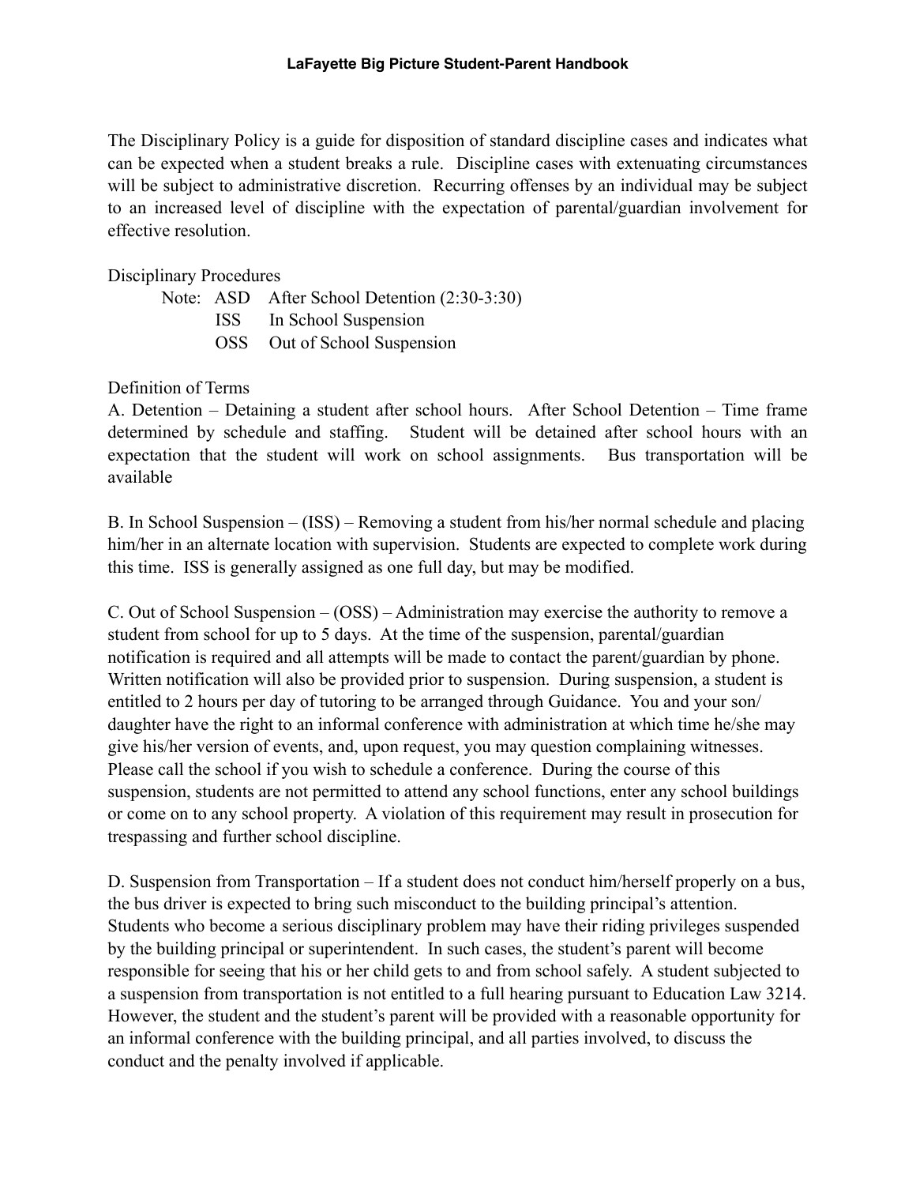The Disciplinary Policy is a guide for disposition of standard discipline cases and indicates what can be expected when a student breaks a rule. Discipline cases with extenuating circumstances will be subject to administrative discretion. Recurring offenses by an individual may be subject to an increased level of discipline with the expectation of parental/guardian involvement for effective resolution.

Disciplinary Procedures

Note: ASD After School Detention (2:30-3:30)
ISS In School Suspension
OSS Out of School Suspension

Definition of Terms

A. Detention – Detaining a student after school hours. After School Detention – Time frame determined by schedule and staffing. Student will be detained after school hours with an expectation that the student will work on school assignments. Bus transportation will be available

B. In School Suspension – (ISS) – Removing a student from his/her normal schedule and placing him/her in an alternate location with supervision. Students are expected to complete work during this time. ISS is generally assigned as one full day, but may be modified.

C. Out of School Suspension – (OSS) – Administration may exercise the authority to remove a student from school for up to 5 days. At the time of the suspension, parental/guardian notification is required and all attempts will be made to contact the parent/guardian by phone. Written notification will also be provided prior to suspension. During suspension, a student is entitled to 2 hours per day of tutoring to be arranged through Guidance. You and your son/daughter have the right to an informal conference with administration at which time he/she may give his/her version of events, and, upon request, you may question complaining witnesses. Please call the school if you wish to schedule a conference. During the course of this suspension, students are not permitted to attend any school functions, enter any school buildings or come on to any school property. A violation of this requirement may result in prosecution for trespassing and further school discipline.

D. Suspension from Transportation – If a student does not conduct him/herself properly on a bus, the bus driver is expected to bring such misconduct to the building principal's attention. Students who become a serious disciplinary problem may have their riding privileges suspended by the building principal or superintendent. In such cases, the student's parent will become responsible for seeing that his or her child gets to and from school safely. A student subjected to a suspension from transportation is not entitled to a full hearing pursuant to Education Law 3214. However, the student and the student's parent will be provided with a reasonable opportunity for an informal conference with the building principal, and all parties involved, to discuss the conduct and the penalty involved if applicable.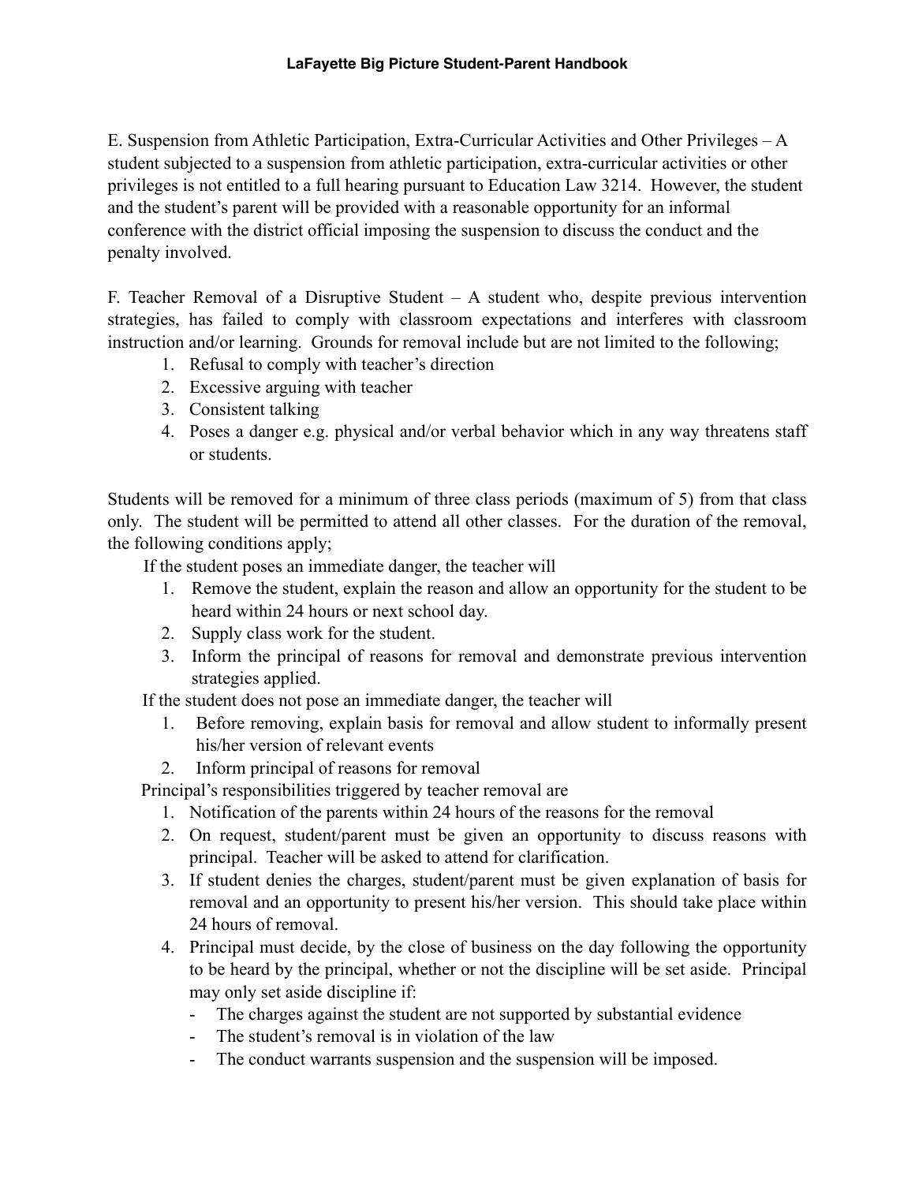E. Suspension from Athletic Participation, Extra-Curricular Activities and Other Privileges – A student subjected to a suspension from athletic participation, extra-curricular activities or other privileges is not entitled to a full hearing pursuant to Education Law 3214. However, the student and the student's parent will be provided with a reasonable opportunity for an informal conference with the district official imposing the suspension to discuss the conduct and the penalty involved.

F. Teacher Removal of a Disruptive Student – A student who, despite previous intervention strategies, has failed to comply with classroom expectations and interferes with classroom instruction and/or learning. Grounds for removal include but are not limited to the following;

1. Refusal to comply with teacher's direction
2. Excessive arguing with teacher
3. Consistent talking
4. Poses a danger e.g. physical and/or verbal behavior which in any way threatens staff or students.

Students will be removed for a minimum of three class periods (maximum of 5) from that class only. The student will be permitted to attend all other classes. For the duration of the removal, the following conditions apply;

If the student poses an immediate danger, the teacher will

1. Remove the student, explain the reason and allow an opportunity for the student to be heard within 24 hours or next school day.
2. Supply class work for the student.
3. Inform the principal of reasons for removal and demonstrate previous intervention strategies applied.

If the student does not pose an immediate danger, the teacher will

1. Before removing, explain basis for removal and allow student to informally present his/her version of relevant events
2. Inform principal of reasons for removal

Principal's responsibilities triggered by teacher removal are

1. Notification of the parents within 24 hours of the reasons for the removal
2. On request, student/parent must be given an opportunity to discuss reasons with principal. Teacher will be asked to attend for clarification.
3. If student denies the charges, student/parent must be given explanation of basis for removal and an opportunity to present his/her version. This should take place within 24 hours of removal.
4. Principal must decide, by the close of business on the day following the opportunity to be heard by the principal, whether or not the discipline will be set aside. Principal may only set aside discipline if:
   - The charges against the student are not supported by substantial evidence
   - The student's removal is in violation of the law
   - The conduct warrants suspension and the suspension will be imposed.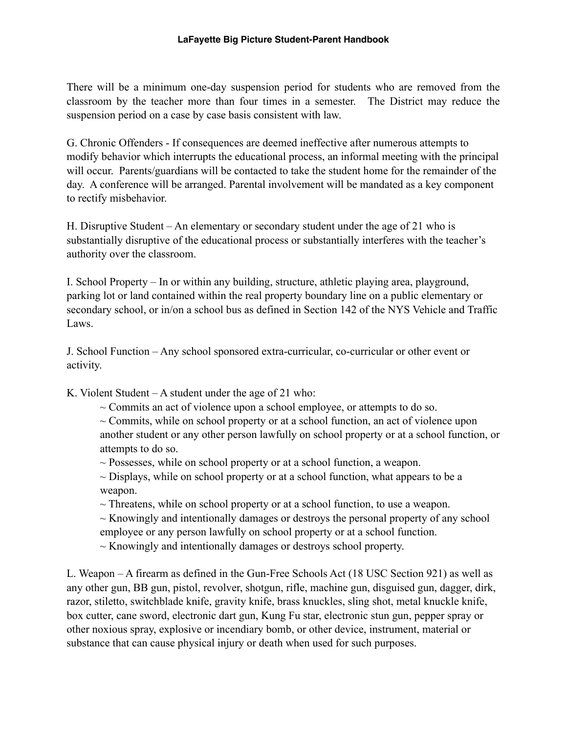There will be a minimum one-day suspension period for students who are removed from the classroom by the teacher more than four times in a semester. The District may reduce the suspension period on a case by case basis consistent with law.

G. Chronic Offenders - If consequences are deemed ineffective after numerous attempts to modify behavior which interrupts the educational process, an informal meeting with the principal will occur. Parents/guardians will be contacted to take the student home for the remainder of the day. A conference will be arranged. Parental involvement will be mandated as a key component to rectify misbehavior.

H. Disruptive Student – An elementary or secondary student under the age of 21 who is substantially disruptive of the educational process or substantially interferes with the teacher's authority over the classroom.

I. School Property – In or within any building, structure, athletic playing area, playground, parking lot or land contained within the real property boundary line on a public elementary or secondary school, or in/on a school bus as defined in Section 142 of the NYS Vehicle and Traffic Laws.

J. School Function – Any school sponsored extra-curricular, co-curricular or other event or activity.

K. Violent Student – A student under the age of 21 who:

- ~ Commits an act of violence upon a school employee, or attempts to do so.
- ~ Commits, while on school property or at a school function, an act of violence upon another student or any other person lawfully on school property or at a school function, or attempts to do so.
- ~ Possesses, while on school property or at a school function, a weapon.
- ~ Displays, while on school property or at a school function, what appears to be a weapon.
- ~ Threatens, while on school property or at a school function, to use a weapon.
- ~ Knowingly and intentionally damages or destroys the personal property of any school employee or any person lawfully on school property or at a school function.
- ~ Knowingly and intentionally damages or destroys school property.

L. Weapon – A firearm as defined in the Gun-Free Schools Act (18 USC Section 921) as well as any other gun, BB gun, pistol, revolver, shotgun, rifle, machine gun, disguised gun, dagger, dirk, razor, stiletto, switchblade knife, gravity knife, brass knuckles, sling shot, metal knuckle knife, box cutter, cane sword, electronic dart gun, Kung Fu star, electronic stun gun, pepper spray or other noxious spray, explosive or incendiary bomb, or other device, instrument, material or substance that can cause physical injury or death when used for such purposes.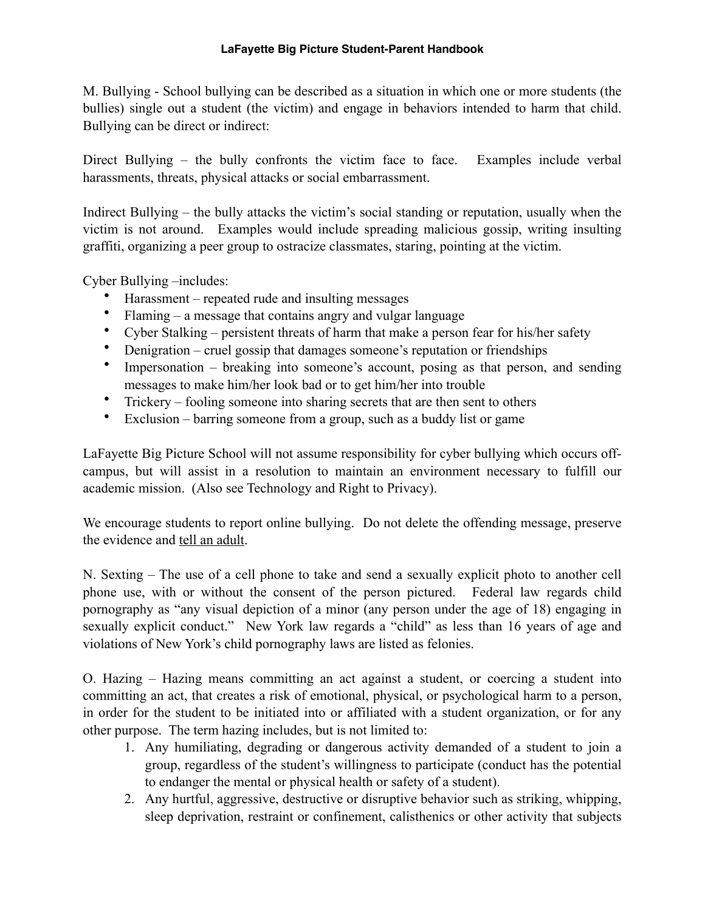M. Bullying - School bullying can be described as a situation in which one or more students (the bullies) single out a student (the victim) and engage in behaviors intended to harm that child. Bullying can be direct or indirect:

Direct Bullying – the bully confronts the victim face to face. Examples include verbal harassments, threats, physical attacks or social embarrassment.

Indirect Bullying – the bully attacks the victim's social standing or reputation, usually when the victim is not around. Examples would include spreading malicious gossip, writing insulting graffiti, organizing a peer group to ostracize classmates, staring, pointing at the victim.

Cyber Bullying –includes:

- Harassment – repeated rude and insulting messages
- Flaming – a message that contains angry and vulgar language
- Cyber Stalking – persistent threats of harm that make a person fear for his/her safety
- Denigration – cruel gossip that damages someone's reputation or friendships
- Impersonation – breaking into someone's account, posing as that person, and sending messages to make him/her look bad or to get him/her into trouble
- Trickery – fooling someone into sharing secrets that are then sent to others
- Exclusion – barring someone from a group, such as a buddy list or game

LaFayette Big Picture School will not assume responsibility for cyber bullying which occurs off-campus, but will assist in a resolution to maintain an environment necessary to fulfill our academic mission. (Also see Technology and Right to Privacy).

We encourage students to report online bullying. Do not delete the offending message, preserve the evidence and <u>tell an adult</u>.

N. Sexting – The use of a cell phone to take and send a sexually explicit photo to another cell phone use, with or without the consent of the person pictured. Federal law regards child pornography as "any visual depiction of a minor (any person under the age of 18) engaging in sexually explicit conduct." New York law regards a "child" as less than 16 years of age and violations of New York's child pornography laws are listed as felonies.

O. Hazing – Hazing means committing an act against a student, or coercing a student into committing an act, that creates a risk of emotional, physical, or psychological harm to a person, in order for the student to be initiated into or affiliated with a student organization, or for any other purpose. The term hazing includes, but is not limited to:

1. Any humiliating, degrading or dangerous activity demanded of a student to join a group, regardless of the student's willingness to participate (conduct has the potential to endanger the mental or physical health or safety of a student).
2. Any hurtful, aggressive, destructive or disruptive behavior such as striking, whipping, sleep deprivation, restraint or confinement, calisthenics or other activity that subjects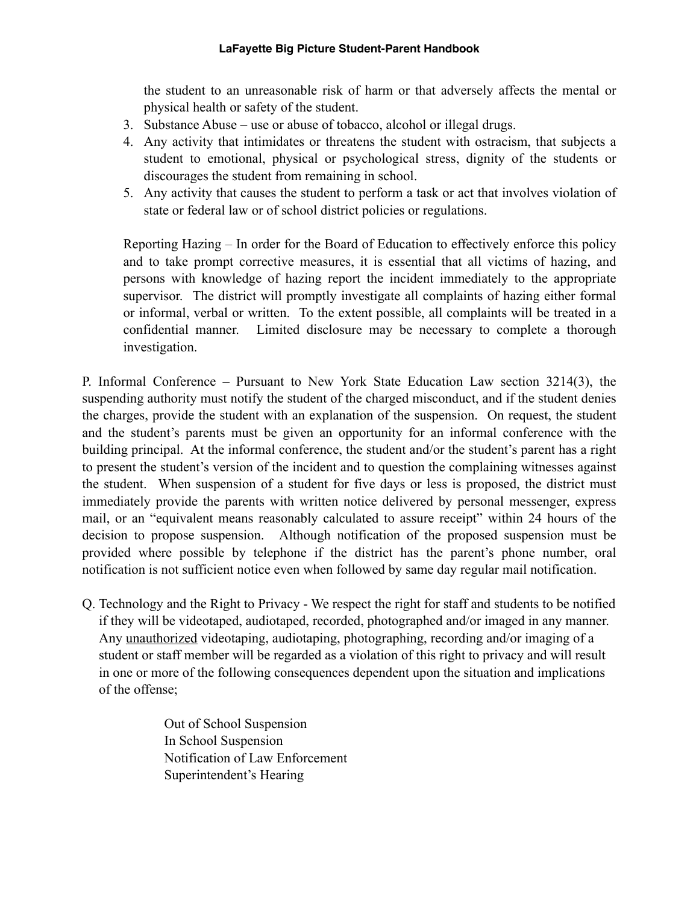the student to an unreasonable risk of harm or that adversely affects the mental or physical health or safety of the student.

3. Substance Abuse – use or abuse of tobacco, alcohol or illegal drugs.
4. Any activity that intimidates or threatens the student with ostracism, that subjects a student to emotional, physical or psychological stress, dignity of the students or discourages the student from remaining in school.
5. Any activity that causes the student to perform a task or act that involves violation of state or federal law or of school district policies or regulations.

Reporting Hazing – In order for the Board of Education to effectively enforce this policy and to take prompt corrective measures, it is essential that all victims of hazing, and persons with knowledge of hazing report the incident immediately to the appropriate supervisor. The district will promptly investigate all complaints of hazing either formal or informal, verbal or written. To the extent possible, all complaints will be treated in a confidential manner. Limited disclosure may be necessary to complete a thorough investigation.

P. Informal Conference – Pursuant to New York State Education Law section 3214(3), the suspending authority must notify the student of the charged misconduct, and if the student denies the charges, provide the student with an explanation of the suspension. On request, the student and the student's parents must be given an opportunity for an informal conference with the building principal. At the informal conference, the student and/or the student's parent has a right to present the student's version of the incident and to question the complaining witnesses against the student. When suspension of a student for five days or less is proposed, the district must immediately provide the parents with written notice delivered by personal messenger, express mail, or an "equivalent means reasonably calculated to assure receipt" within 24 hours of the decision to propose suspension. Although notification of the proposed suspension must be provided where possible by telephone if the district has the parent's phone number, oral notification is not sufficient notice even when followed by same day regular mail notification.

Q. Technology and the Right to Privacy - We respect the right for staff and students to be notified if they will be videotaped, audiotaped, recorded, photographed and/or imaged in any manner. Any <u>unauthorized</u> videotaping, audiotaping, photographing, recording and/or imaging of a student or staff member will be regarded as a violation of this right to privacy and will result in one or more of the following consequences dependent upon the situation and implications of the offense;

Out of School Suspension
In School Suspension
Notification of Law Enforcement
Superintendent's Hearing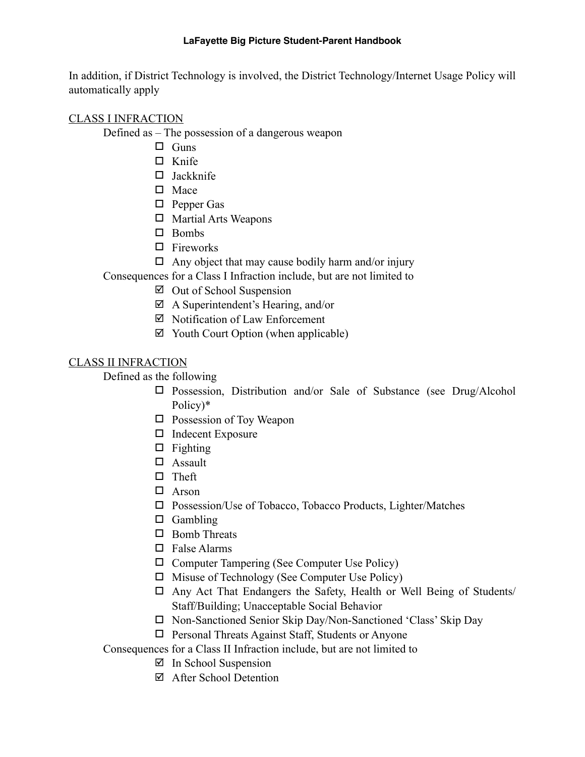In addition, if District Technology is involved, the District Technology/Internet Usage Policy will automatically apply

CLASS I INFRACTION

Defined as – The possession of a dangerous weapon

- ☐ Guns
- ☐ Knife
- ☐ Jackknife
- ☐ Mace
- ☐ Pepper Gas
- ☐ Martial Arts Weapons
- ☐ Bombs
- ☐ Fireworks
- ☐ Any object that may cause bodily harm and/or injury

Consequences for a Class I Infraction include, but are not limited to

- ☑ Out of School Suspension
- ☑ A Superintendent's Hearing, and/or
- ☑ Notification of Law Enforcement
- ☑ Youth Court Option (when applicable)

CLASS II INFRACTION

Defined as the following

- ☐ Possession, Distribution and/or Sale of Substance (see Drug/Alcohol Policy)*
- ☐ Possession of Toy Weapon
- ☐ Indecent Exposure
- ☐ Fighting
- ☐ Assault
- ☐ Theft
- ☐ Arson
- ☐ Possession/Use of Tobacco, Tobacco Products, Lighter/Matches
- ☐ Gambling
- ☐ Bomb Threats
- ☐ False Alarms
- ☐ Computer Tampering (See Computer Use Policy)
- ☐ Misuse of Technology (See Computer Use Policy)
- ☐ Any Act That Endangers the Safety, Health or Well Being of Students/ Staff/Building; Unacceptable Social Behavior
- ☐ Non-Sanctioned Senior Skip Day/Non-Sanctioned 'Class' Skip Day
- ☐ Personal Threats Against Staff, Students or Anyone

Consequences for a Class II Infraction include, but are not limited to

- ☑ In School Suspension
- ☑ After School Detention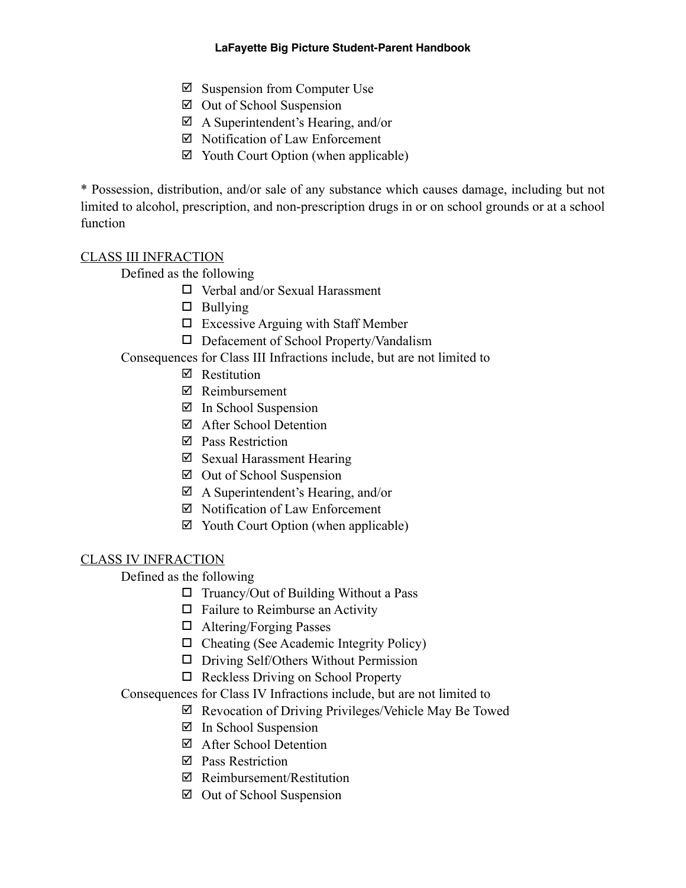- ☑ Suspension from Computer Use
- ☑ Out of School Suspension
- ☑ A Superintendent's Hearing, and/or
- ☑ Notification of Law Enforcement
- ☑ Youth Court Option (when applicable)

* Possession, distribution, and/or sale of any substance which causes damage, including but not limited to alcohol, prescription, and non-prescription drugs in or on school grounds or at a school function

<u>CLASS III INFRACTION</u>

Defined as the following

- ☐ Verbal and/or Sexual Harassment
- ☐ Bullying
- ☐ Excessive Arguing with Staff Member
- ☐ Defacement of School Property/Vandalism

Consequences for Class III Infractions include, but are not limited to

- ☑ Restitution
- ☑ Reimbursement
- ☑ In School Suspension
- ☑ After School Detention
- ☑ Pass Restriction
- ☑ Sexual Harassment Hearing
- ☑ Out of School Suspension
- ☑ A Superintendent's Hearing, and/or
- ☑ Notification of Law Enforcement
- ☑ Youth Court Option (when applicable)

<u>CLASS IV INFRACTION</u>

Defined as the following

- ☐ Truancy/Out of Building Without a Pass
- ☐ Failure to Reimburse an Activity
- ☐ Altering/Forging Passes
- ☐ Cheating (See Academic Integrity Policy)
- ☐ Driving Self/Others Without Permission
- ☐ Reckless Driving on School Property

Consequences for Class IV Infractions include, but are not limited to

- ☑ Revocation of Driving Privileges/Vehicle May Be Towed
- ☑ In School Suspension
- ☑ After School Detention
- ☑ Pass Restriction
- ☑ Reimbursement/Restitution
- ☑ Out of School Suspension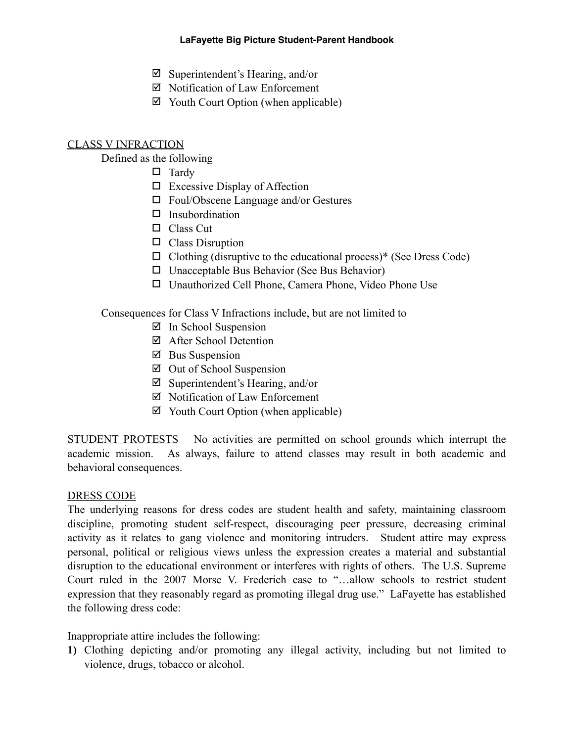- ☑ Superintendent's Hearing, and/or
- ☑ Notification of Law Enforcement
- ☑ Youth Court Option (when applicable)

CLASS V INFRACTION

Defined as the following

- ☐ Tardy
- ☐ Excessive Display of Affection
- ☐ Foul/Obscene Language and/or Gestures
- ☐ Insubordination
- ☐ Class Cut
- ☐ Class Disruption
- ☐ Clothing (disruptive to the educational process)* (See Dress Code)
- ☐ Unacceptable Bus Behavior (See Bus Behavior)
- ☐ Unauthorized Cell Phone, Camera Phone, Video Phone Use

Consequences for Class V Infractions include, but are not limited to

- ☑ In School Suspension
- ☑ After School Detention
- ☑ Bus Suspension
- ☑ Out of School Suspension
- ☑ Superintendent's Hearing, and/or
- ☑ Notification of Law Enforcement
- ☑ Youth Court Option (when applicable)

STUDENT PROTESTS – No activities are permitted on school grounds which interrupt the academic mission. As always, failure to attend classes may result in both academic and behavioral consequences.

DRESS CODE

The underlying reasons for dress codes are student health and safety, maintaining classroom discipline, promoting student self-respect, discouraging peer pressure, decreasing criminal activity as it relates to gang violence and monitoring intruders. Student attire may express personal, political or religious views unless the expression creates a material and substantial disruption to the educational environment or interferes with rights of others. The U.S. Supreme Court ruled in the 2007 Morse V. Frederich case to "…allow schools to restrict student expression that they reasonably regard as promoting illegal drug use." LaFayette has established the following dress code:

Inappropriate attire includes the following:

**1)** Clothing depicting and/or promoting any illegal activity, including but not limited to violence, drugs, tobacco or alcohol.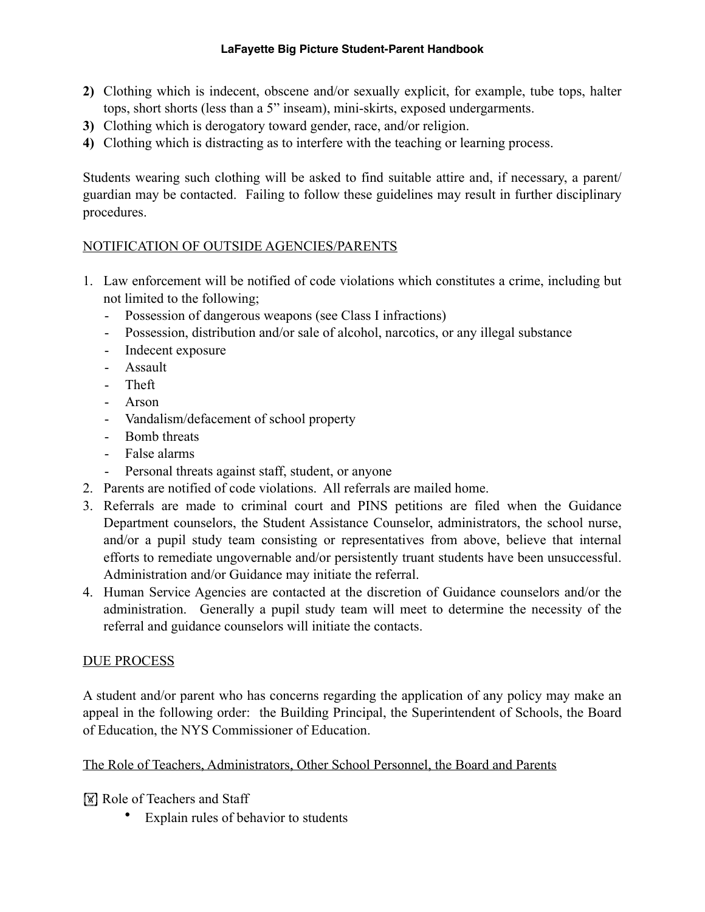**2)** Clothing which is indecent, obscene and/or sexually explicit, for example, tube tops, halter tops, short shorts (less than a 5" inseam), mini-skirts, exposed undergarments.

**3)** Clothing which is derogatory toward gender, race, and/or religion.

**4)** Clothing which is distracting as to interfere with the teaching or learning process.

Students wearing such clothing will be asked to find suitable attire and, if necessary, a parent/guardian may be contacted. Failing to follow these guidelines may result in further disciplinary procedures.

<u>NOTIFICATION OF OUTSIDE AGENCIES/PARENTS</u>

1. Law enforcement will be notified of code violations which constitutes a crime, including but not limited to the following;
   - Possession of dangerous weapons (see Class I infractions)
   - Possession, distribution and/or sale of alcohol, narcotics, or any illegal substance
   - Indecent exposure
   - Assault
   - Theft
   - Arson
   - Vandalism/defacement of school property
   - Bomb threats
   - False alarms
   - Personal threats against staff, student, or anyone
2. Parents are notified of code violations. All referrals are mailed home.
3. Referrals are made to criminal court and PINS petitions are filed when the Guidance Department counselors, the Student Assistance Counselor, administrators, the school nurse, and/or a pupil study team consisting or representatives from above, believe that internal efforts to remediate ungovernable and/or persistently truant students have been unsuccessful. Administration and/or Guidance may initiate the referral.
4. Human Service Agencies are contacted at the discretion of Guidance counselors and/or the administration. Generally a pupil study team will meet to determine the necessity of the referral and guidance counselors will initiate the contacts.

<u>DUE PROCESS</u>

A student and/or parent who has concerns regarding the application of any policy may make an appeal in the following order: the Building Principal, the Superintendent of Schools, the Board of Education, the NYS Commissioner of Education.

<u>The Role of Teachers, Administrators, Other School Personnel, the Board and Parents</u>

Role of Teachers and Staff

- Explain rules of behavior to students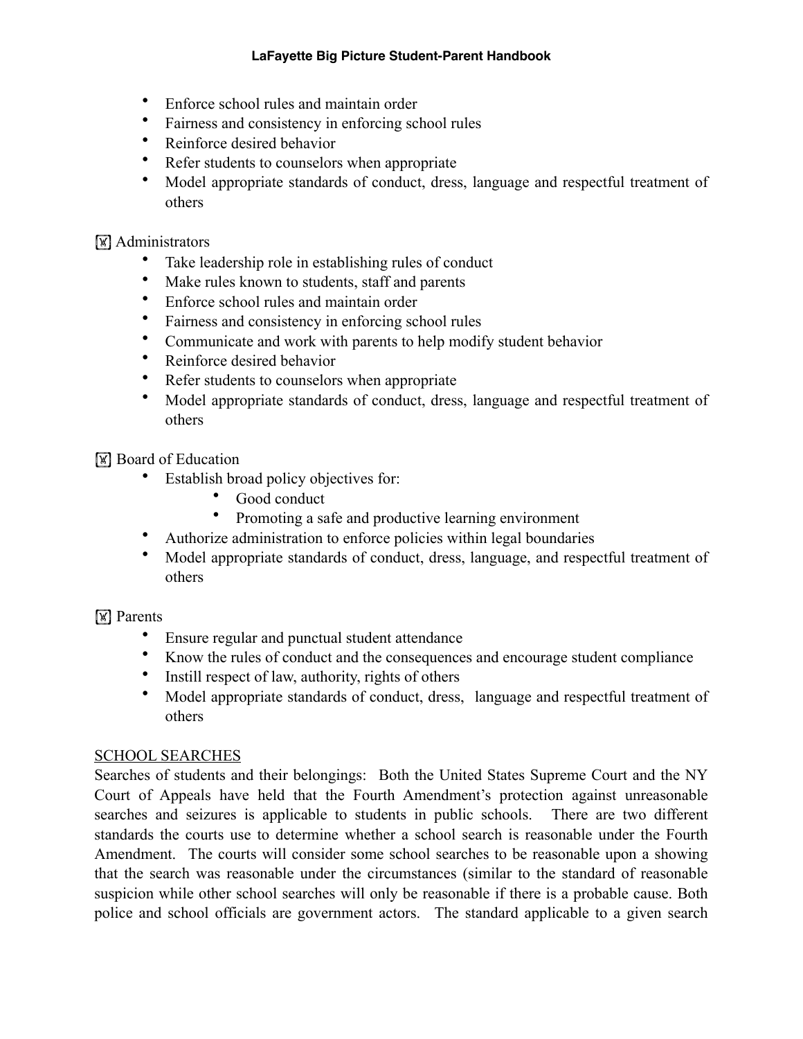- Enforce school rules and maintain order
- Fairness and consistency in enforcing school rules
- Reinforce desired behavior
- Refer students to counselors when appropriate
- Model appropriate standards of conduct, dress, language and respectful treatment of others

Administrators

- Take leadership role in establishing rules of conduct
- Make rules known to students, staff and parents
- Enforce school rules and maintain order
- Fairness and consistency in enforcing school rules
- Communicate and work with parents to help modify student behavior
- Reinforce desired behavior
- Refer students to counselors when appropriate
- Model appropriate standards of conduct, dress, language and respectful treatment of others

Board of Education

- Establish broad policy objectives for:
  - Good conduct
  - Promoting a safe and productive learning environment
- Authorize administration to enforce policies within legal boundaries
- Model appropriate standards of conduct, dress, language, and respectful treatment of others

Parents

- Ensure regular and punctual student attendance
- Know the rules of conduct and the consequences and encourage student compliance
- Instill respect of law, authority, rights of others
- Model appropriate standards of conduct, dress, language and respectful treatment of others

SCHOOL SEARCHES

Searches of students and their belongings: Both the United States Supreme Court and the NY Court of Appeals have held that the Fourth Amendment's protection against unreasonable searches and seizures is applicable to students in public schools. There are two different standards the courts use to determine whether a school search is reasonable under the Fourth Amendment. The courts will consider some school searches to be reasonable upon a showing that the search was reasonable under the circumstances (similar to the standard of reasonable suspicion while other school searches will only be reasonable if there is a probable cause. Both police and school officials are government actors. The standard applicable to a given search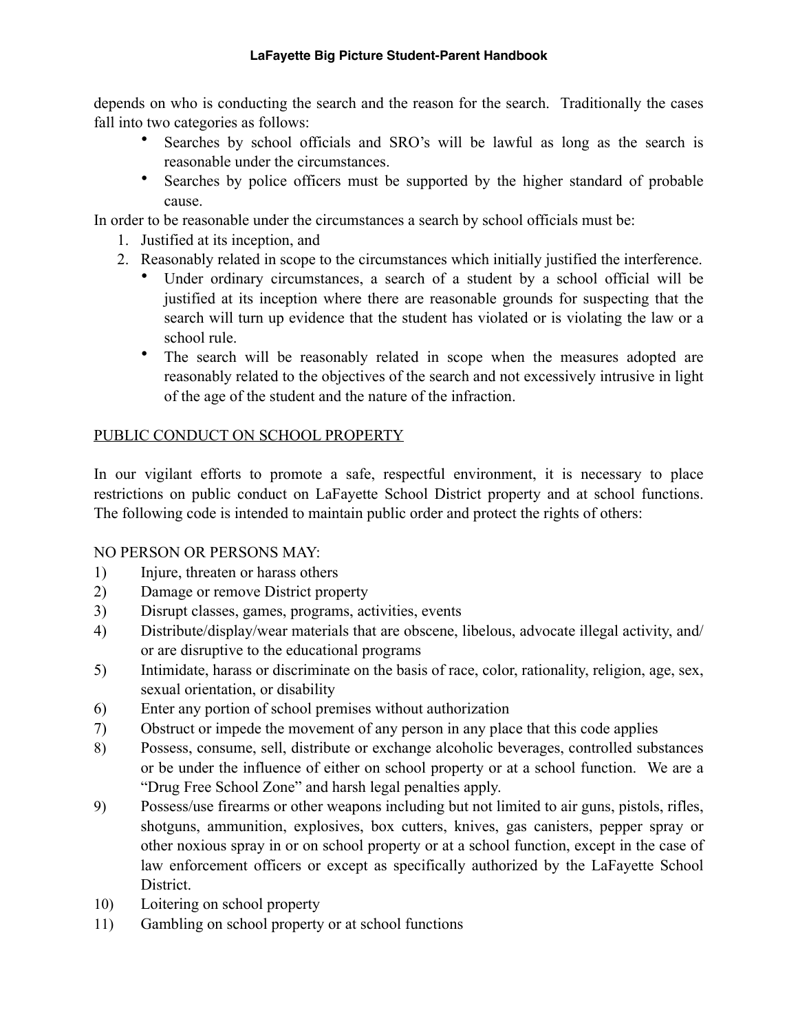depends on who is conducting the search and the reason for the search. Traditionally the cases fall into two categories as follows:

- Searches by school officials and SRO's will be lawful as long as the search is reasonable under the circumstances.
- Searches by police officers must be supported by the higher standard of probable cause.

In order to be reasonable under the circumstances a search by school officials must be:

1. Justified at its inception, and
2. Reasonably related in scope to the circumstances which initially justified the interference.
   - Under ordinary circumstances, a search of a student by a school official will be justified at its inception where there are reasonable grounds for suspecting that the search will turn up evidence that the student has violated or is violating the law or a school rule.
   - The search will be reasonably related in scope when the measures adopted are reasonably related to the objectives of the search and not excessively intrusive in light of the age of the student and the nature of the infraction.

<u>PUBLIC CONDUCT ON SCHOOL PROPERTY</u>

In our vigilant efforts to promote a safe, respectful environment, it is necessary to place restrictions on public conduct on LaFayette School District property and at school functions. The following code is intended to maintain public order and protect the rights of others:

NO PERSON OR PERSONS MAY:

1) Injure, threaten or harass others
2) Damage or remove District property
3) Disrupt classes, games, programs, activities, events
4) Distribute/display/wear materials that are obscene, libelous, advocate illegal activity, and/or are disruptive to the educational programs
5) Intimidate, harass or discriminate on the basis of race, color, rationality, religion, age, sex, sexual orientation, or disability
6) Enter any portion of school premises without authorization
7) Obstruct or impede the movement of any person in any place that this code applies
8) Possess, consume, sell, distribute or exchange alcoholic beverages, controlled substances or be under the influence of either on school property or at a school function. We are a "Drug Free School Zone" and harsh legal penalties apply.
9) Possess/use firearms or other weapons including but not limited to air guns, pistols, rifles, shotguns, ammunition, explosives, box cutters, knives, gas canisters, pepper spray or other noxious spray in or on school property or at a school function, except in the case of law enforcement officers or except as specifically authorized by the LaFayette School District.
10) Loitering on school property
11) Gambling on school property or at school functions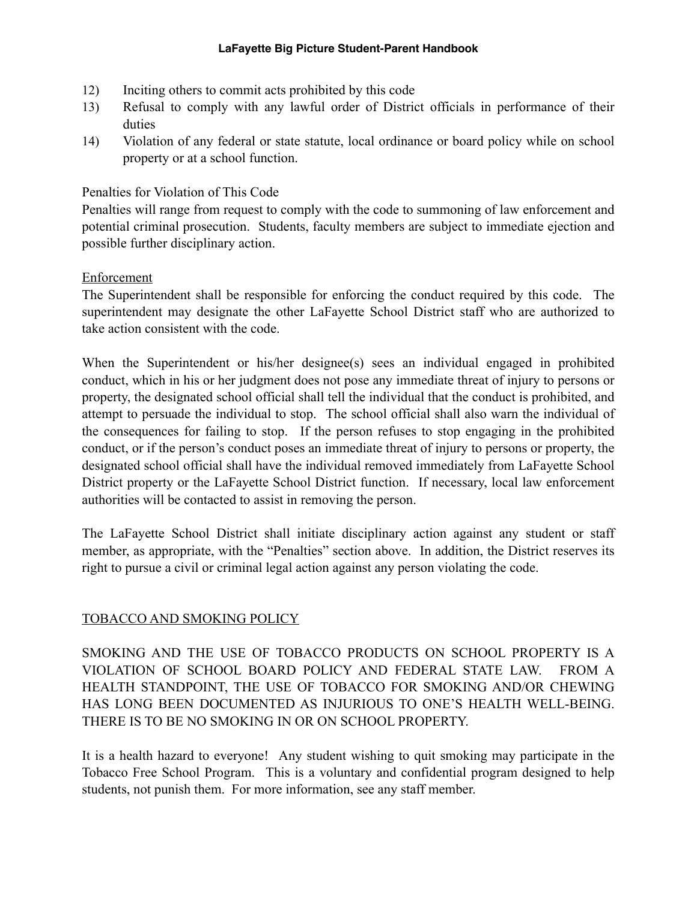12) Inciting others to commit acts prohibited by this code
13) Refusal to comply with any lawful order of District officials in performance of their duties
14) Violation of any federal or state statute, local ordinance or board policy while on school property or at a school function.

Penalties for Violation of This Code

Penalties will range from request to comply with the code to summoning of law enforcement and potential criminal prosecution. Students, faculty members are subject to immediate ejection and possible further disciplinary action.

Enforcement

The Superintendent shall be responsible for enforcing the conduct required by this code. The superintendent may designate the other LaFayette School District staff who are authorized to take action consistent with the code.

When the Superintendent or his/her designee(s) sees an individual engaged in prohibited conduct, which in his or her judgment does not pose any immediate threat of injury to persons or property, the designated school official shall tell the individual that the conduct is prohibited, and attempt to persuade the individual to stop. The school official shall also warn the individual of the consequences for failing to stop. If the person refuses to stop engaging in the prohibited conduct, or if the person's conduct poses an immediate threat of injury to persons or property, the designated school official shall have the individual removed immediately from LaFayette School District property or the LaFayette School District function. If necessary, local law enforcement authorities will be contacted to assist in removing the person.

The LaFayette School District shall initiate disciplinary action against any student or staff member, as appropriate, with the "Penalties" section above. In addition, the District reserves its right to pursue a civil or criminal legal action against any person violating the code.

## TOBACCO AND SMOKING POLICY

SMOKING AND THE USE OF TOBACCO PRODUCTS ON SCHOOL PROPERTY IS A VIOLATION OF SCHOOL BOARD POLICY AND FEDERAL STATE LAW. FROM A HEALTH STANDPOINT, THE USE OF TOBACCO FOR SMOKING AND/OR CHEWING HAS LONG BEEN DOCUMENTED AS INJURIOUS TO ONE'S HEALTH WELL-BEING. THERE IS TO BE NO SMOKING IN OR ON SCHOOL PROPERTY.

It is a health hazard to everyone! Any student wishing to quit smoking may participate in the Tobacco Free School Program. This is a voluntary and confidential program designed to help students, not punish them. For more information, see any staff member.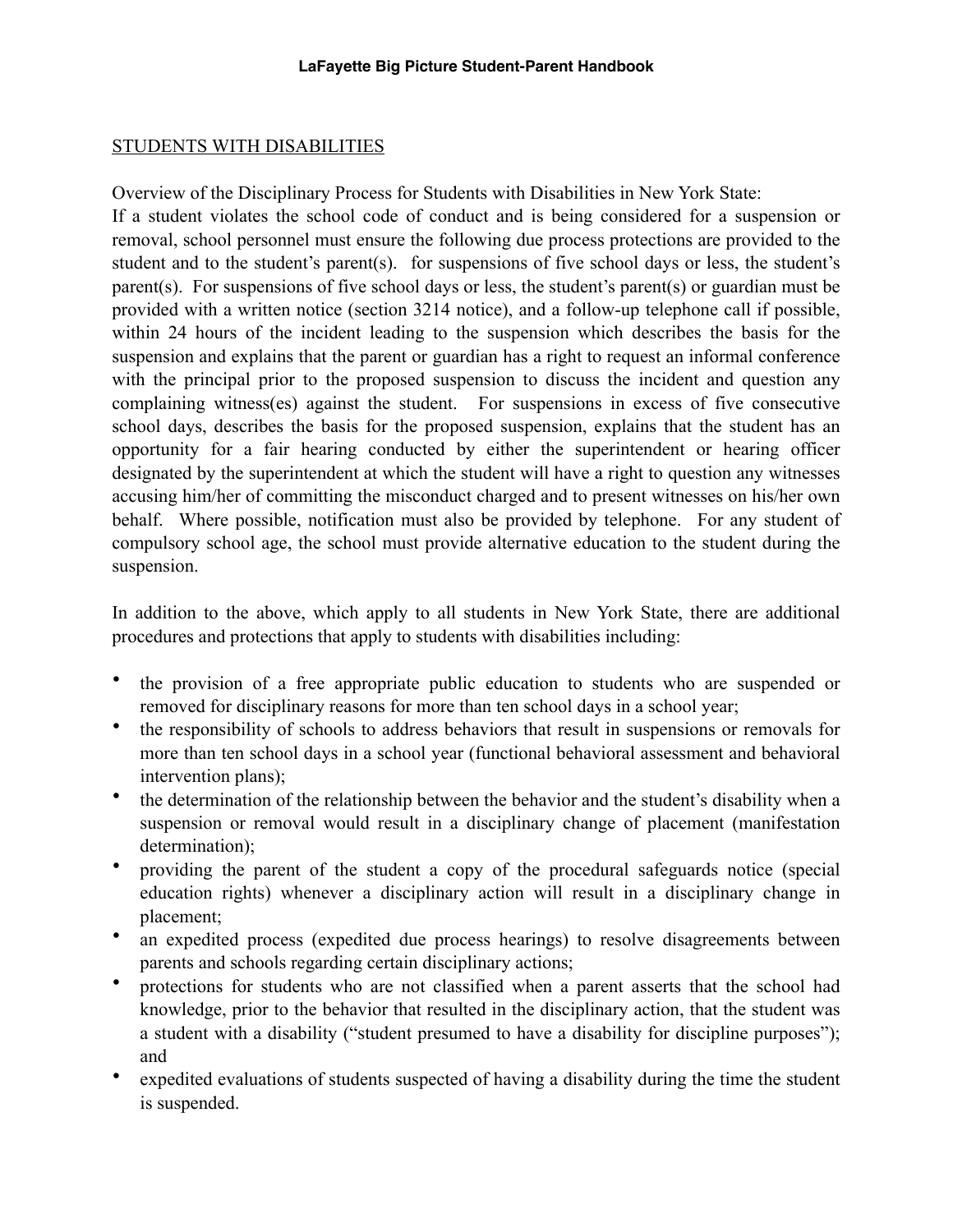STUDENTS WITH DISABILITIES

Overview of the Disciplinary Process for Students with Disabilities in New York State:
If a student violates the school code of conduct and is being considered for a suspension or removal, school personnel must ensure the following due process protections are provided to the student and to the student's parent(s). for suspensions of five school days or less, the student's parent(s). For suspensions of five school days or less, the student's parent(s) or guardian must be provided with a written notice (section 3214 notice), and a follow-up telephone call if possible, within 24 hours of the incident leading to the suspension which describes the basis for the suspension and explains that the parent or guardian has a right to request an informal conference with the principal prior to the proposed suspension to discuss the incident and question any complaining witness(es) against the student. For suspensions in excess of five consecutive school days, describes the basis for the proposed suspension, explains that the student has an opportunity for a fair hearing conducted by either the superintendent or hearing officer designated by the superintendent at which the student will have a right to question any witnesses accusing him/her of committing the misconduct charged and to present witnesses on his/her own behalf. Where possible, notification must also be provided by telephone. For any student of compulsory school age, the school must provide alternative education to the student during the suspension.

In addition to the above, which apply to all students in New York State, there are additional procedures and protections that apply to students with disabilities including:

- the provision of a free appropriate public education to students who are suspended or removed for disciplinary reasons for more than ten school days in a school year;
- the responsibility of schools to address behaviors that result in suspensions or removals for more than ten school days in a school year (functional behavioral assessment and behavioral intervention plans);
- the determination of the relationship between the behavior and the student's disability when a suspension or removal would result in a disciplinary change of placement (manifestation determination);
- providing the parent of the student a copy of the procedural safeguards notice (special education rights) whenever a disciplinary action will result in a disciplinary change in placement;
- an expedited process (expedited due process hearings) to resolve disagreements between parents and schools regarding certain disciplinary actions;
- protections for students who are not classified when a parent asserts that the school had knowledge, prior to the behavior that resulted in the disciplinary action, that the student was a student with a disability ("student presumed to have a disability for discipline purposes"); and
- expedited evaluations of students suspected of having a disability during the time the student is suspended.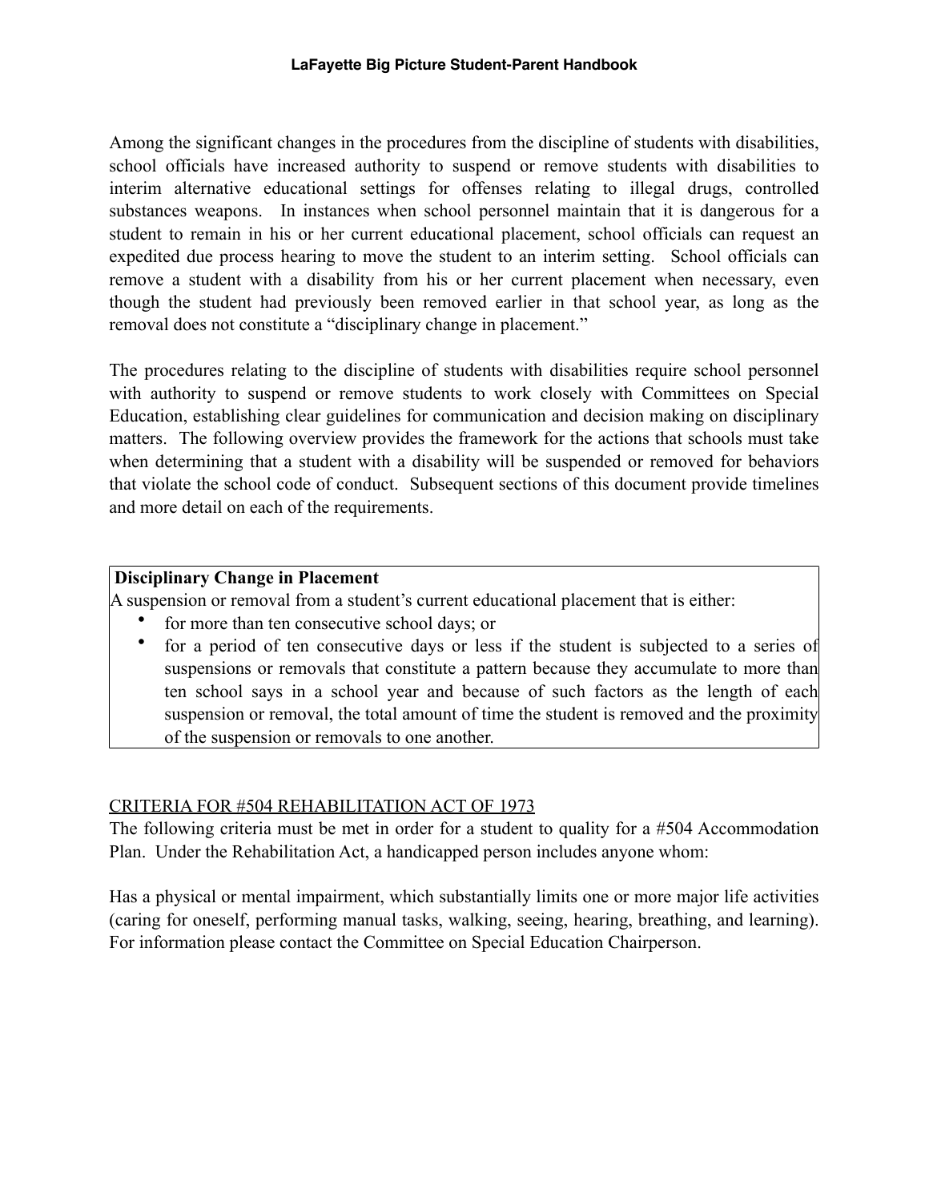Among the significant changes in the procedures from the discipline of students with disabilities, school officials have increased authority to suspend or remove students with disabilities to interim alternative educational settings for offenses relating to illegal drugs, controlled substances weapons. In instances when school personnel maintain that it is dangerous for a student to remain in his or her current educational placement, school officials can request an expedited due process hearing to move the student to an interim setting. School officials can remove a student with a disability from his or her current placement when necessary, even though the student had previously been removed earlier in that school year, as long as the removal does not constitute a "disciplinary change in placement."

The procedures relating to the discipline of students with disabilities require school personnel with authority to suspend or remove students to work closely with Committees on Special Education, establishing clear guidelines for communication and decision making on disciplinary matters. The following overview provides the framework for the actions that schools must take when determining that a student with a disability will be suspended or removed for behaviors that violate the school code of conduct. Subsequent sections of this document provide timelines and more detail on each of the requirements.

**Disciplinary Change in Placement**

A suspension or removal from a student's current educational placement that is either:

- for more than ten consecutive school days; or
- for a period of ten consecutive days or less if the student is subjected to a series of suspensions or removals that constitute a pattern because they accumulate to more than ten school says in a school year and because of such factors as the length of each suspension or removal, the total amount of time the student is removed and the proximity of the suspension or removals to one another.

CRITERIA FOR #504 REHABILITATION ACT OF 1973

The following criteria must be met in order for a student to quality for a #504 Accommodation Plan. Under the Rehabilitation Act, a handicapped person includes anyone whom:

Has a physical or mental impairment, which substantially limits one or more major life activities (caring for oneself, performing manual tasks, walking, seeing, hearing, breathing, and learning). For information please contact the Committee on Special Education Chairperson.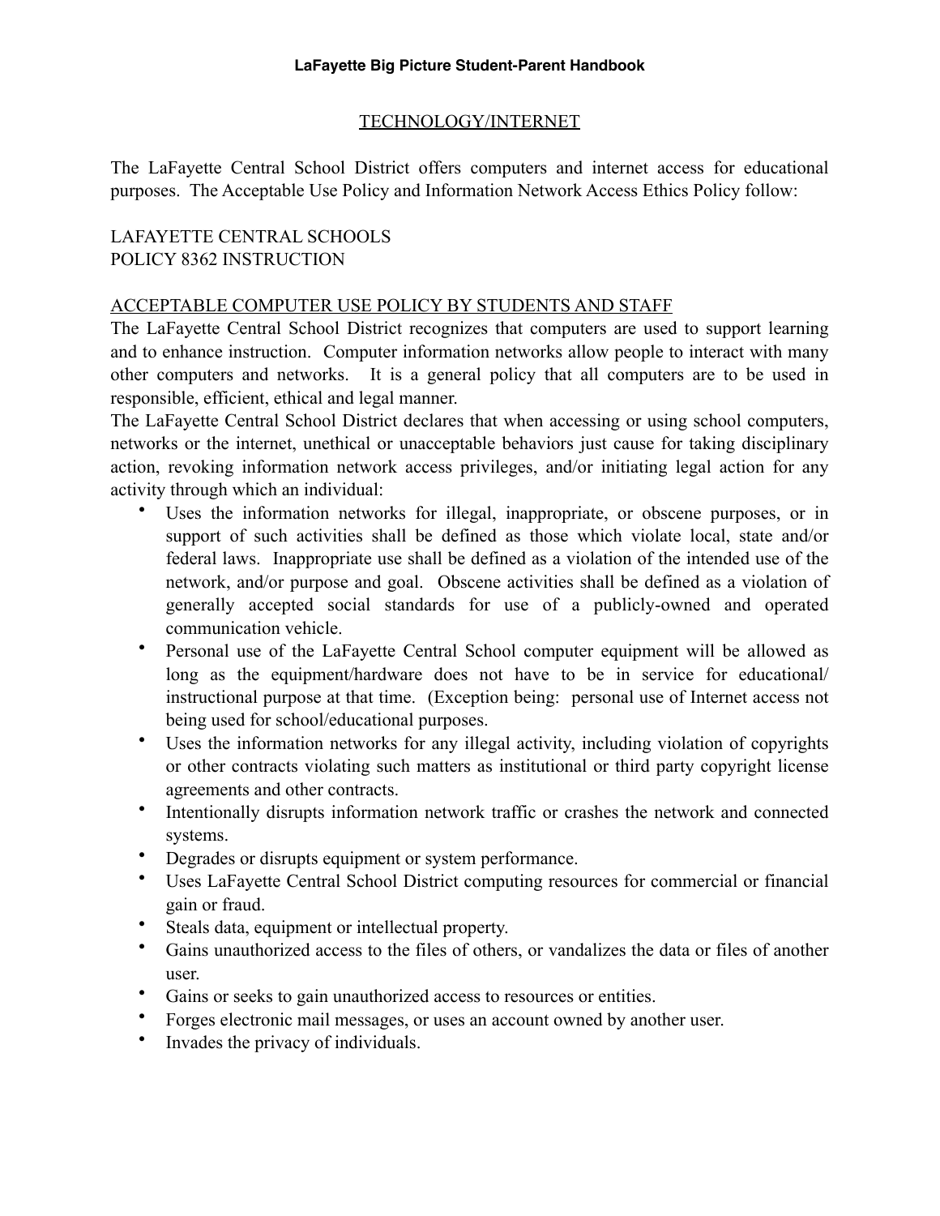## TECHNOLOGY/INTERNET

The LaFayette Central School District offers computers and internet access for educational purposes. The Acceptable Use Policy and Information Network Access Ethics Policy follow:

LAFAYETTE CENTRAL SCHOOLS
POLICY 8362 INSTRUCTION

### ACCEPTABLE COMPUTER USE POLICY BY STUDENTS AND STAFF

The LaFayette Central School District recognizes that computers are used to support learning and to enhance instruction. Computer information networks allow people to interact with many other computers and networks. It is a general policy that all computers are to be used in responsible, efficient, ethical and legal manner.

The LaFayette Central School District declares that when accessing or using school computers, networks or the internet, unethical or unacceptable behaviors just cause for taking disciplinary action, revoking information network access privileges, and/or initiating legal action for any activity through which an individual:

- Uses the information networks for illegal, inappropriate, or obscene purposes, or in support of such activities shall be defined as those which violate local, state and/or federal laws. Inappropriate use shall be defined as a violation of the intended use of the network, and/or purpose and goal. Obscene activities shall be defined as a violation of generally accepted social standards for use of a publicly-owned and operated communication vehicle.
- Personal use of the LaFayette Central School computer equipment will be allowed as long as the equipment/hardware does not have to be in service for educational/ instructional purpose at that time. (Exception being: personal use of Internet access not being used for school/educational purposes.
- Uses the information networks for any illegal activity, including violation of copyrights or other contracts violating such matters as institutional or third party copyright license agreements and other contracts.
- Intentionally disrupts information network traffic or crashes the network and connected systems.
- Degrades or disrupts equipment or system performance.
- Uses LaFayette Central School District computing resources for commercial or financial gain or fraud.
- Steals data, equipment or intellectual property.
- Gains unauthorized access to the files of others, or vandalizes the data or files of another user.
- Gains or seeks to gain unauthorized access to resources or entities.
- Forges electronic mail messages, or uses an account owned by another user.
- Invades the privacy of individuals.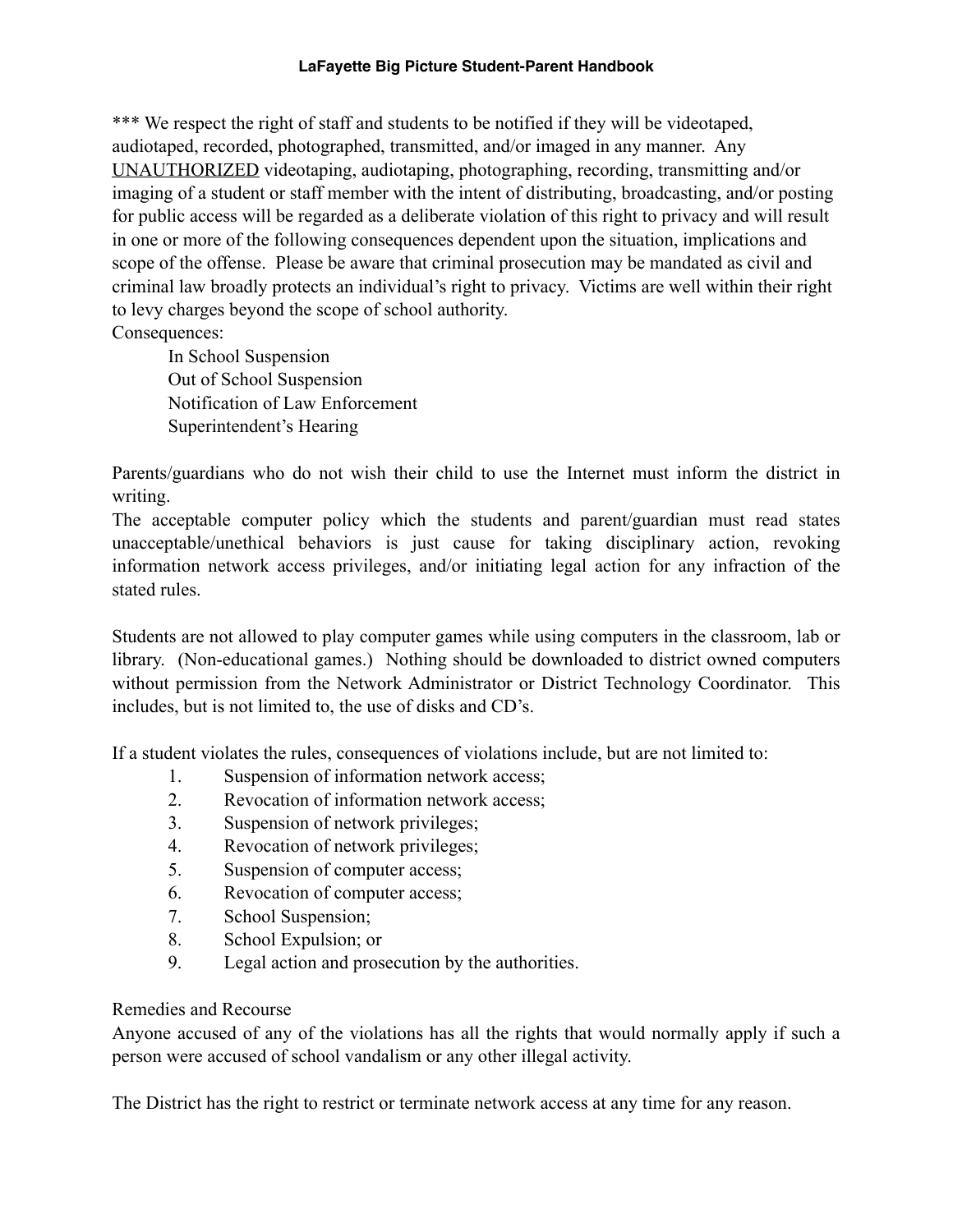*** We respect the right of staff and students to be notified if they will be videotaped, audiotaped, recorded, photographed, transmitted, and/or imaged in any manner. Any UNAUTHORIZED videotaping, audiotaping, photographing, recording, transmitting and/or imaging of a student or staff member with the intent of distributing, broadcasting, and/or posting for public access will be regarded as a deliberate violation of this right to privacy and will result in one or more of the following consequences dependent upon the situation, implications and scope of the offense. Please be aware that criminal prosecution may be mandated as civil and criminal law broadly protects an individual's right to privacy. Victims are well within their right to levy charges beyond the scope of school authority.

Consequences:

- In School Suspension
- Out of School Suspension
- Notification of Law Enforcement
- Superintendent's Hearing

Parents/guardians who do not wish their child to use the Internet must inform the district in writing.

The acceptable computer policy which the students and parent/guardian must read states unacceptable/unethical behaviors is just cause for taking disciplinary action, revoking information network access privileges, and/or initiating legal action for any infraction of the stated rules.

Students are not allowed to play computer games while using computers in the classroom, lab or library. (Non-educational games.) Nothing should be downloaded to district owned computers without permission from the Network Administrator or District Technology Coordinator. This includes, but is not limited to, the use of disks and CD's.

If a student violates the rules, consequences of violations include, but are not limited to:

1. Suspension of information network access;
2. Revocation of information network access;
3. Suspension of network privileges;
4. Revocation of network privileges;
5. Suspension of computer access;
6. Revocation of computer access;
7. School Suspension;
8. School Expulsion; or
9. Legal action and prosecution by the authorities.

Remedies and Recourse

Anyone accused of any of the violations has all the rights that would normally apply if such a person were accused of school vandalism or any other illegal activity.

The District has the right to restrict or terminate network access at any time for any reason.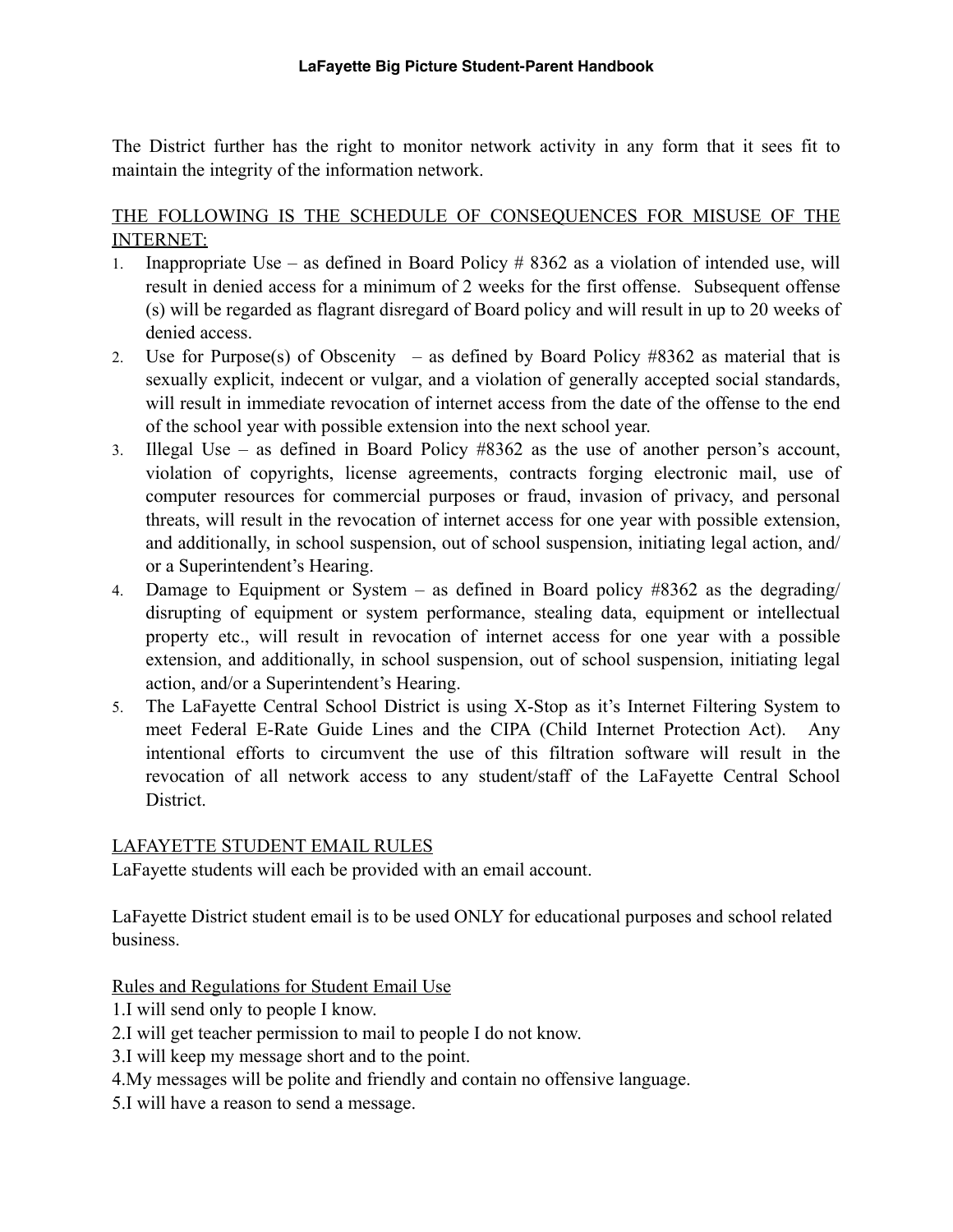The District further has the right to monitor network activity in any form that it sees fit to maintain the integrity of the information network.

THE FOLLOWING IS THE SCHEDULE OF CONSEQUENCES FOR MISUSE OF THE INTERNET:

1. Inappropriate Use – as defined in Board Policy # 8362 as a violation of intended use, will result in denied access for a minimum of 2 weeks for the first offense. Subsequent offense (s) will be regarded as flagrant disregard of Board policy and will result in up to 20 weeks of denied access.
2. Use for Purpose(s) of Obscenity – as defined by Board Policy #8362 as material that is sexually explicit, indecent or vulgar, and a violation of generally accepted social standards, will result in immediate revocation of internet access from the date of the offense to the end of the school year with possible extension into the next school year.
3. Illegal Use – as defined in Board Policy #8362 as the use of another person's account, violation of copyrights, license agreements, contracts forging electronic mail, use of computer resources for commercial purposes or fraud, invasion of privacy, and personal threats, will result in the revocation of internet access for one year with possible extension, and additionally, in school suspension, out of school suspension, initiating legal action, and/or a Superintendent's Hearing.
4. Damage to Equipment or System – as defined in Board policy #8362 as the degrading/disrupting of equipment or system performance, stealing data, equipment or intellectual property etc., will result in revocation of internet access for one year with a possible extension, and additionally, in school suspension, out of school suspension, initiating legal action, and/or a Superintendent's Hearing.
5. The LaFayette Central School District is using X-Stop as it's Internet Filtering System to meet Federal E-Rate Guide Lines and the CIPA (Child Internet Protection Act). Any intentional efforts to circumvent the use of this filtration software will result in the revocation of all network access to any student/staff of the LaFayette Central School District.

LAFAYETTE STUDENT EMAIL RULES

LaFayette students will each be provided with an email account.

LaFayette District student email is to be used ONLY for educational purposes and school related business.

Rules and Regulations for Student Email Use

1. I will send only to people I know.
2. I will get teacher permission to mail to people I do not know.
3. I will keep my message short and to the point.
4. My messages will be polite and friendly and contain no offensive language.
5. I will have a reason to send a message.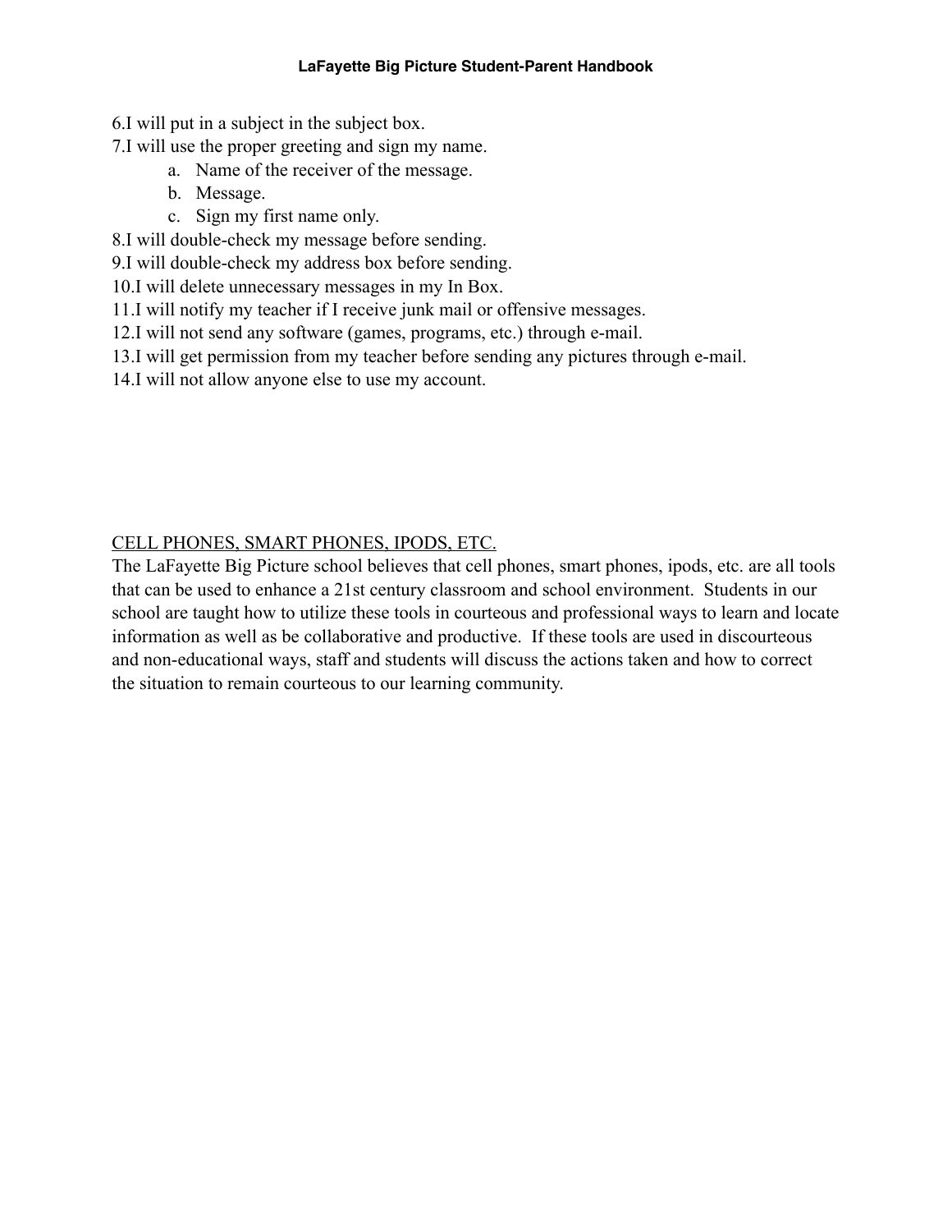6. I will put in a subject in the subject box.
7. I will use the proper greeting and sign my name.
    a. Name of the receiver of the message.
    b. Message.
    c. Sign my first name only.
8. I will double-check my message before sending.
9. I will double-check my address box before sending.
10. I will delete unnecessary messages in my In Box.
11. I will notify my teacher if I receive junk mail or offensive messages.
12. I will not send any software (games, programs, etc.) through e-mail.
13. I will get permission from my teacher before sending any pictures through e-mail.
14. I will not allow anyone else to use my account.

<u>CELL PHONES, SMART PHONES, IPODS, ETC.</u>

The LaFayette Big Picture school believes that cell phones, smart phones, ipods, etc. are all tools that can be used to enhance a 21st century classroom and school environment. Students in our school are taught how to utilize these tools in courteous and professional ways to learn and locate information as well as be collaborative and productive. If these tools are used in discourteous and non-educational ways, staff and students will discuss the actions taken and how to correct the situation to remain courteous to our learning community.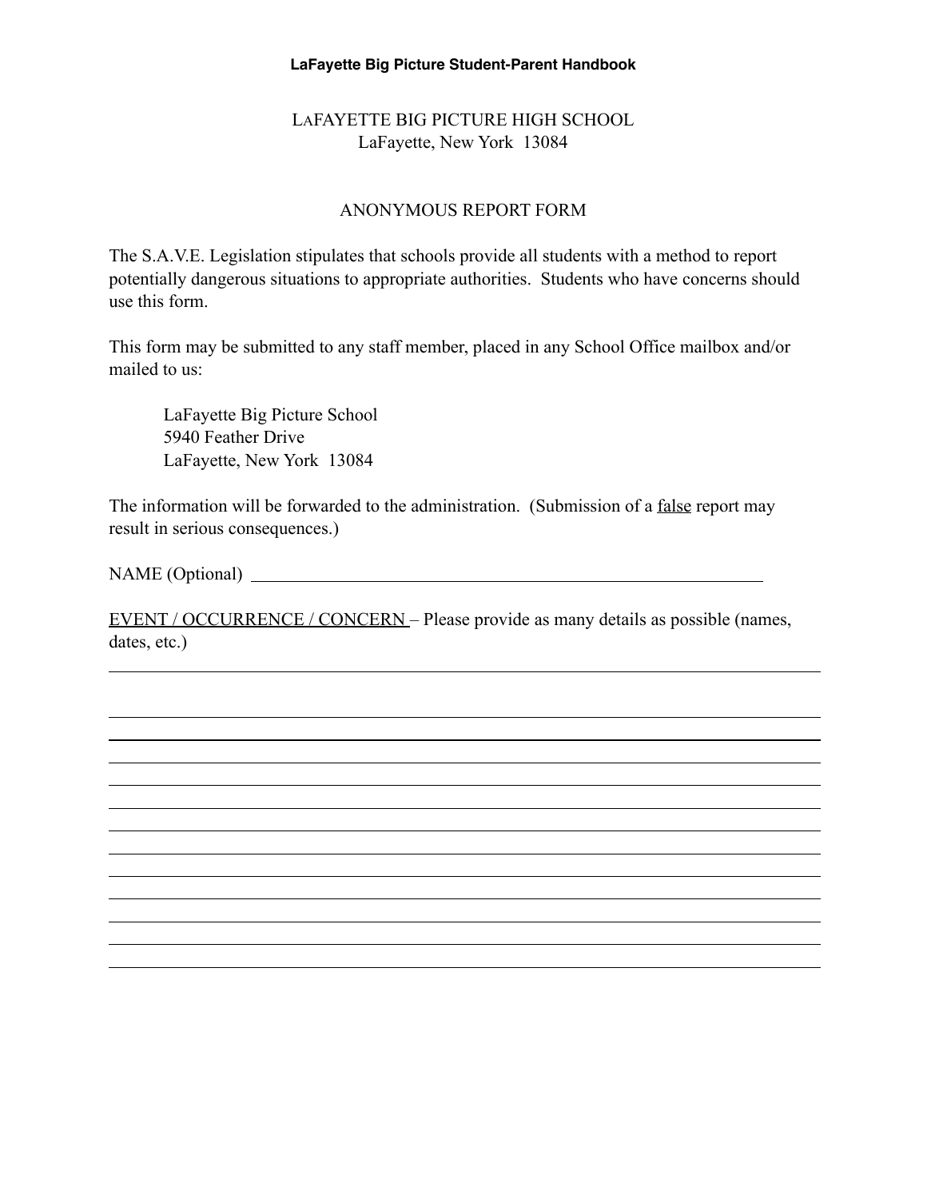LAFAYETTE BIG PICTURE HIGH SCHOOL
LaFayette, New York 13084

ANONYMOUS REPORT FORM

The S.A.V.E. Legislation stipulates that schools provide all students with a method to report potentially dangerous situations to appropriate authorities. Students who have concerns should use this form.

This form may be submitted to any staff member, placed in any School Office mailbox and/or mailed to us:

> LaFayette Big Picture School
> 5940 Feather Drive
> LaFayette, New York 13084

The information will be forwarded to the administration. (Submission of a <u>false</u> report may result in serious consequences.)

NAME (Optional) ______________________________________________

<u>EVENT / OCCURRENCE / CONCERN</u> – Please provide as many details as possible (names, dates, etc.)

______________________________________________________________________

______________________________________________________________________

______________________________________________________________________

______________________________________________________________________

______________________________________________________________________

______________________________________________________________________

______________________________________________________________________

______________________________________________________________________

______________________________________________________________________

______________________________________________________________________

______________________________________________________________________

______________________________________________________________________

______________________________________________________________________

______________________________________________________________________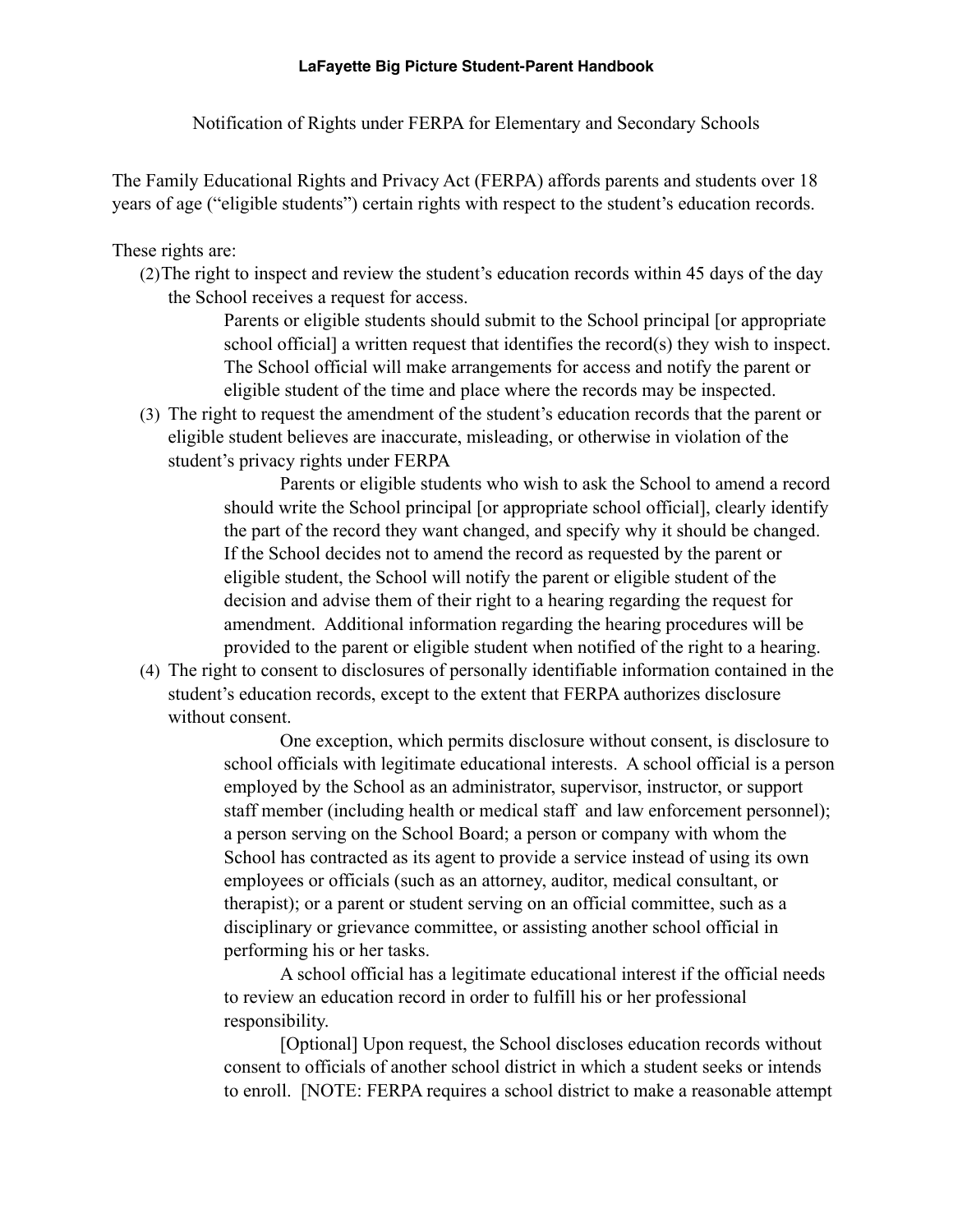Notification of Rights under FERPA for Elementary and Secondary Schools

The Family Educational Rights and Privacy Act (FERPA) affords parents and students over 18 years of age ("eligible students") certain rights with respect to the student's education records.

These rights are:

(2) The right to inspect and review the student's education records within 45 days of the day the School receives a request for access.

Parents or eligible students should submit to the School principal [or appropriate school official] a written request that identifies the record(s) they wish to inspect. The School official will make arrangements for access and notify the parent or eligible student of the time and place where the records may be inspected.

(3) The right to request the amendment of the student's education records that the parent or eligible student believes are inaccurate, misleading, or otherwise in violation of the student's privacy rights under FERPA

Parents or eligible students who wish to ask the School to amend a record should write the School principal [or appropriate school official], clearly identify the part of the record they want changed, and specify why it should be changed. If the School decides not to amend the record as requested by the parent or eligible student, the School will notify the parent or eligible student of the decision and advise them of their right to a hearing regarding the request for amendment. Additional information regarding the hearing procedures will be provided to the parent or eligible student when notified of the right to a hearing.

(4) The right to consent to disclosures of personally identifiable information contained in the student's education records, except to the extent that FERPA authorizes disclosure without consent.

One exception, which permits disclosure without consent, is disclosure to school officials with legitimate educational interests. A school official is a person employed by the School as an administrator, supervisor, instructor, or support staff member (including health or medical staff and law enforcement personnel); a person serving on the School Board; a person or company with whom the School has contracted as its agent to provide a service instead of using its own employees or officials (such as an attorney, auditor, medical consultant, or therapist); or a parent or student serving on an official committee, such as a disciplinary or grievance committee, or assisting another school official in performing his or her tasks.

A school official has a legitimate educational interest if the official needs to review an education record in order to fulfill his or her professional responsibility.

[Optional] Upon request, the School discloses education records without consent to officials of another school district in which a student seeks or intends to enroll. [NOTE: FERPA requires a school district to make a reasonable attempt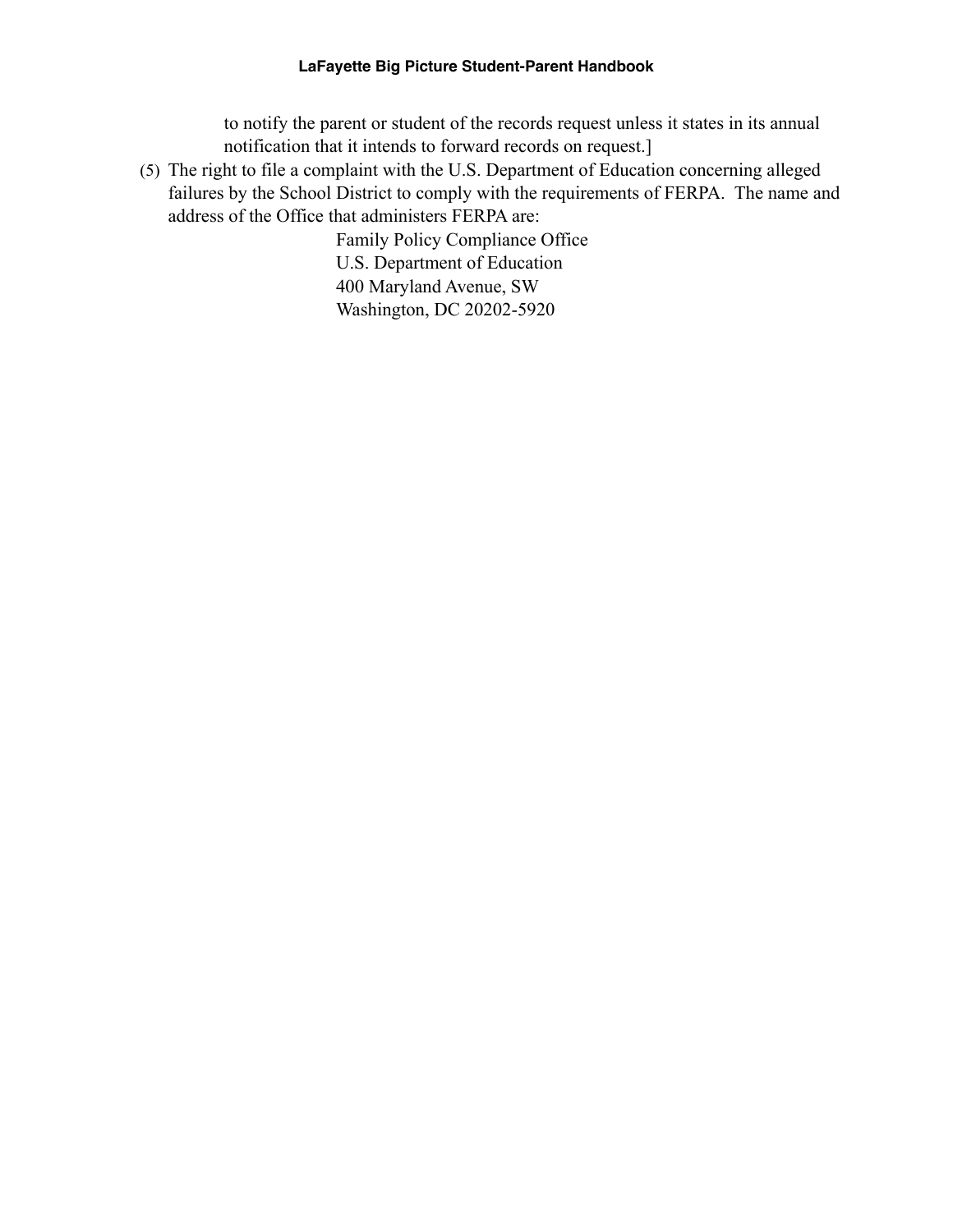to notify the parent or student of the records request unless it states in its annual notification that it intends to forward records on request.]

(5) The right to file a complaint with the U.S. Department of Education concerning alleged failures by the School District to comply with the requirements of FERPA. The name and address of the Office that administers FERPA are:

Family Policy Compliance Office
U.S. Department of Education
400 Maryland Avenue, SW
Washington, DC 20202-5920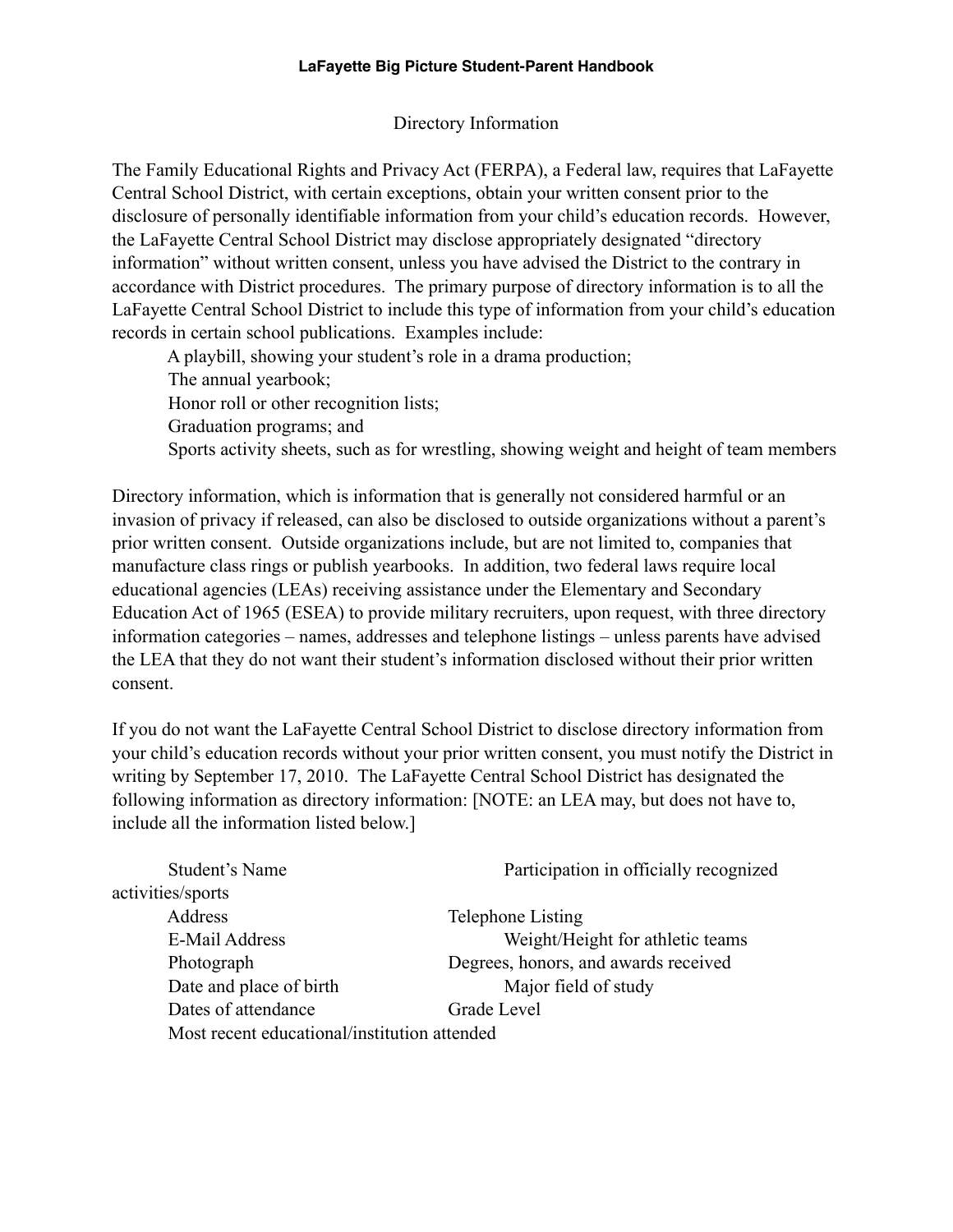## Directory Information

The Family Educational Rights and Privacy Act (FERPA), a Federal law, requires that LaFayette Central School District, with certain exceptions, obtain your written consent prior to the disclosure of personally identifiable information from your child's education records. However, the LaFayette Central School District may disclose appropriately designated "directory information" without written consent, unless you have advised the District to the contrary in accordance with District procedures. The primary purpose of directory information is to all the LaFayette Central School District to include this type of information from your child's education records in certain school publications. Examples include:

- A playbill, showing your student's role in a drama production;
- The annual yearbook;
- Honor roll or other recognition lists;
- Graduation programs; and
- Sports activity sheets, such as for wrestling, showing weight and height of team members

Directory information, which is information that is generally not considered harmful or an invasion of privacy if released, can also be disclosed to outside organizations without a parent's prior written consent. Outside organizations include, but are not limited to, companies that manufacture class rings or publish yearbooks. In addition, two federal laws require local educational agencies (LEAs) receiving assistance under the Elementary and Secondary Education Act of 1965 (ESEA) to provide military recruiters, upon request, with three directory information categories – names, addresses and telephone listings – unless parents have advised the LEA that they do not want their student's information disclosed without their prior written consent.

If you do not want the LaFayette Central School District to disclose directory information from your child's education records without your prior written consent, you must notify the District in writing by September 17, 2010. The LaFayette Central School District has designated the following information as directory information: [NOTE: an LEA may, but does not have to, include all the information listed below.]

- Student's Name
- Participation in officially recognized activities/sports
- Address
- Telephone Listing
- E-Mail Address
- Weight/Height for athletic teams
- Photograph
- Degrees, honors, and awards received
- Date and place of birth
- Major field of study
- Dates of attendance
- Grade Level
- Most recent educational/institution attended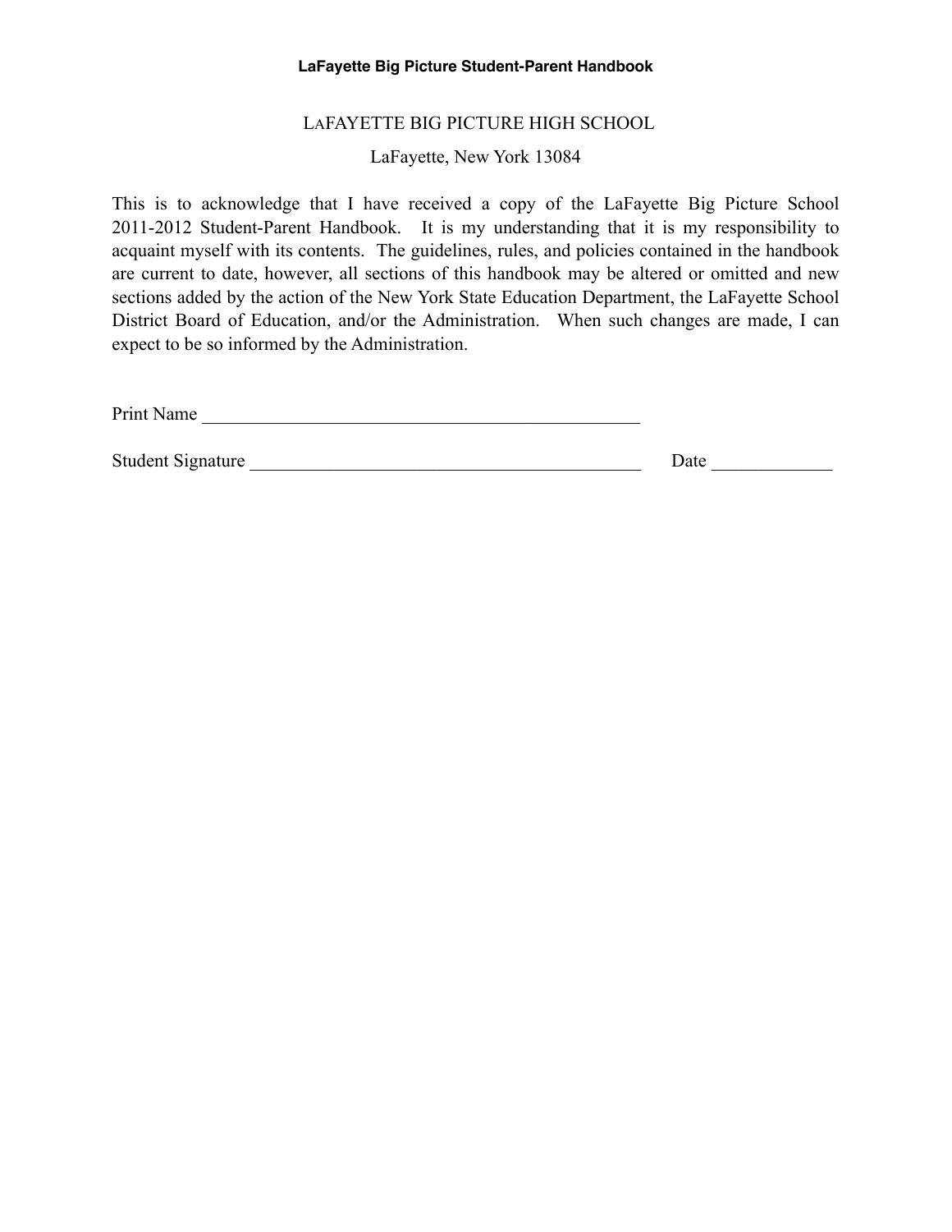LAFAYETTE BIG PICTURE HIGH SCHOOL

LaFayette, New York 13084

This is to acknowledge that I have received a copy of the LaFayette Big Picture School 2011-2012 Student-Parent Handbook. It is my understanding that it is my responsibility to acquaint myself with its contents. The guidelines, rules, and policies contained in the handbook are current to date, however, all sections of this handbook may be altered or omitted and new sections added by the action of the New York State Education Department, the LaFayette School District Board of Education, and/or the Administration. When such changes are made, I can expect to be so informed by the Administration.

Print Name _________________________________________________

Student Signature ____________________________________________ Date _____________